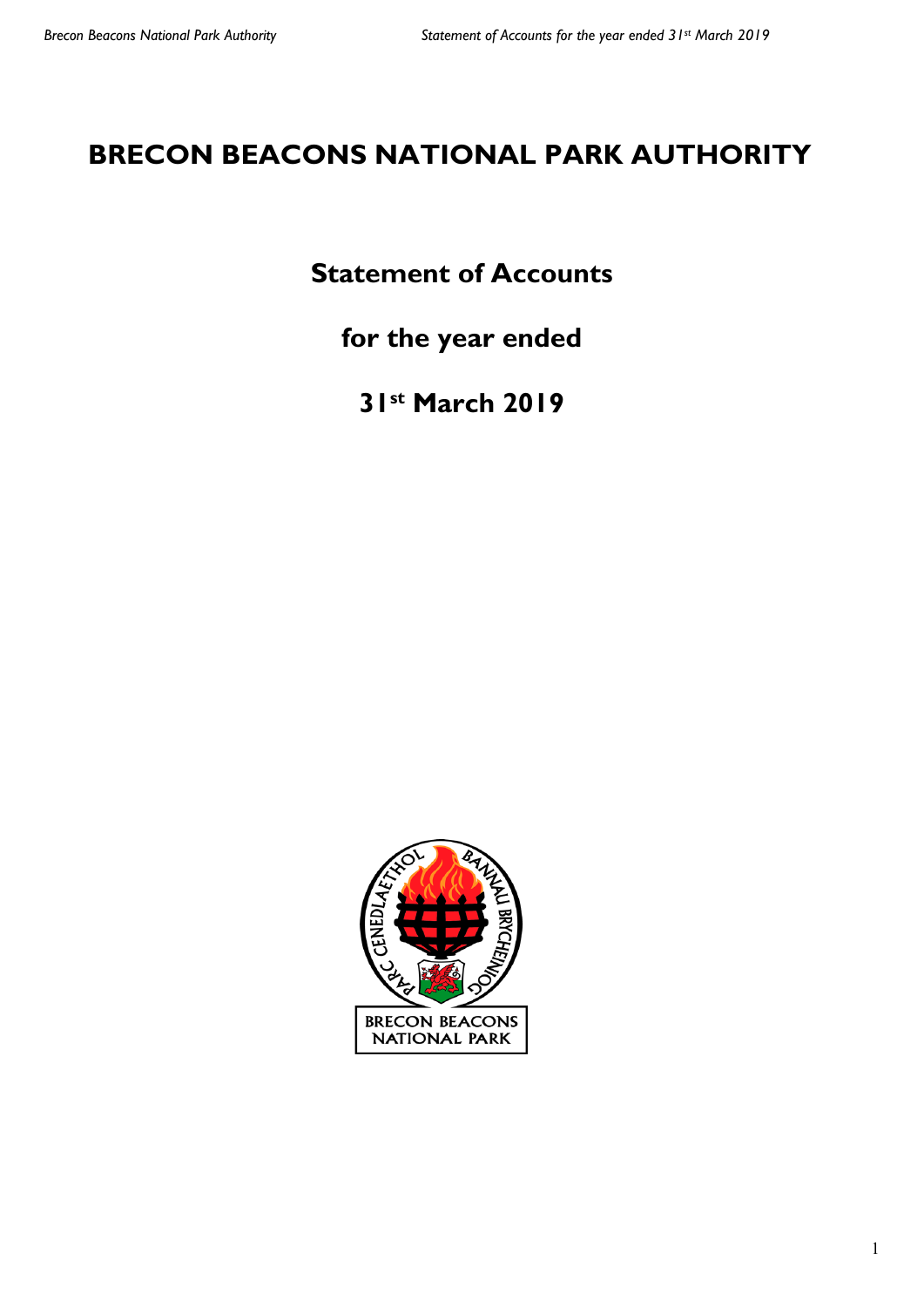# BRECON BEACONS NATIONAL PARK AUTHORITY

## Statement of Accounts

## for the year ended

## 31st March 2019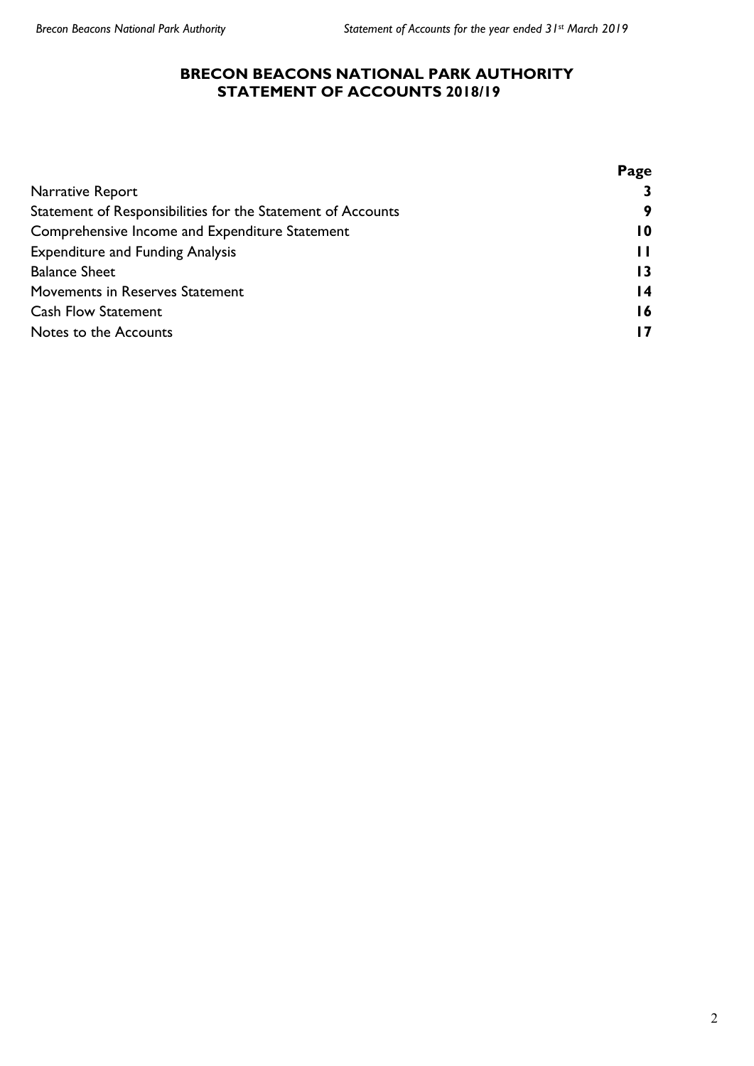# BRECON BEACONS NATIONAL PARK AUTHORITY
## STATEMENT OF ACCOUNTS 2018/19

| | Page |
|---|---|
| Narrative Report | **3** |
| Statement of Responsibilities for the Statement of Accounts | **9** |
| Comprehensive Income and Expenditure Statement | **10** |
| Expenditure and Funding Analysis | **11** |
| Balance Sheet | **13** |
| Movements in Reserves Statement | **14** |
| Cash Flow Statement | **16** |
| Notes to the Accounts | **17** |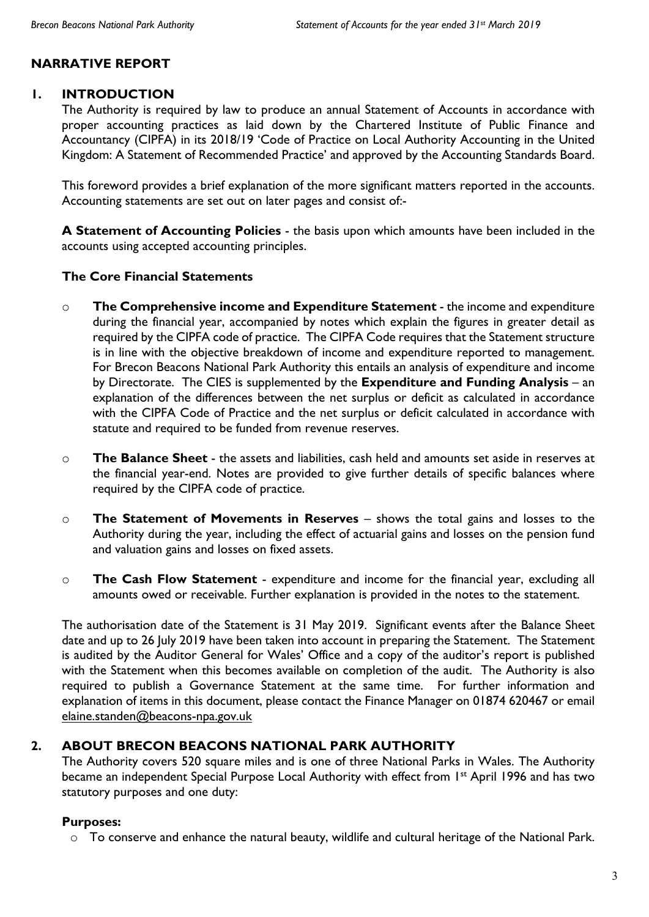## NARRATIVE REPORT

### 1. INTRODUCTION

The Authority is required by law to produce an annual Statement of Accounts in accordance with proper accounting practices as laid down by the Chartered Institute of Public Finance and Accountancy (CIPFA) in its 2018/19 'Code of Practice on Local Authority Accounting in the United Kingdom: A Statement of Recommended Practice' and approved by the Accounting Standards Board.

This foreword provides a brief explanation of the more significant matters reported in the accounts. Accounting statements are set out on later pages and consist of:-

**A Statement of Accounting Policies** - the basis upon which amounts have been included in the accounts using accepted accounting principles.

**The Core Financial Statements**

- **The Comprehensive income and Expenditure Statement** - the income and expenditure during the financial year, accompanied by notes which explain the figures in greater detail as required by the CIPFA code of practice. The CIPFA Code requires that the Statement structure is in line with the objective breakdown of income and expenditure reported to management. For Brecon Beacons National Park Authority this entails an analysis of expenditure and income by Directorate. The CIES is supplemented by the **Expenditure and Funding Analysis** – an explanation of the differences between the net surplus or deficit as calculated in accordance with the CIPFA Code of Practice and the net surplus or deficit calculated in accordance with statute and required to be funded from revenue reserves.
- **The Balance Sheet** - the assets and liabilities, cash held and amounts set aside in reserves at the financial year-end. Notes are provided to give further details of specific balances where required by the CIPFA code of practice.
- **The Statement of Movements in Reserves** – shows the total gains and losses to the Authority during the year, including the effect of actuarial gains and losses on the pension fund and valuation gains and losses on fixed assets.
- **The Cash Flow Statement** - expenditure and income for the financial year, excluding all amounts owed or receivable. Further explanation is provided in the notes to the statement.

The authorisation date of the Statement is 31 May 2019. Significant events after the Balance Sheet date and up to 26 July 2019 have been taken into account in preparing the Statement. The Statement is audited by the Auditor General for Wales' Office and a copy of the auditor's report is published with the Statement when this becomes available on completion of the audit. The Authority is also required to publish a Governance Statement at the same time. For further information and explanation of items in this document, please contact the Finance Manager on 01874 620467 or email elaine.standen@beacons-npa.gov.uk

### 2. ABOUT BRECON BEACONS NATIONAL PARK AUTHORITY

The Authority covers 520 square miles and is one of three National Parks in Wales. The Authority became an independent Special Purpose Local Authority with effect from 1st April 1996 and has two statutory purposes and one duty:

**Purposes:**

- To conserve and enhance the natural beauty, wildlife and cultural heritage of the National Park.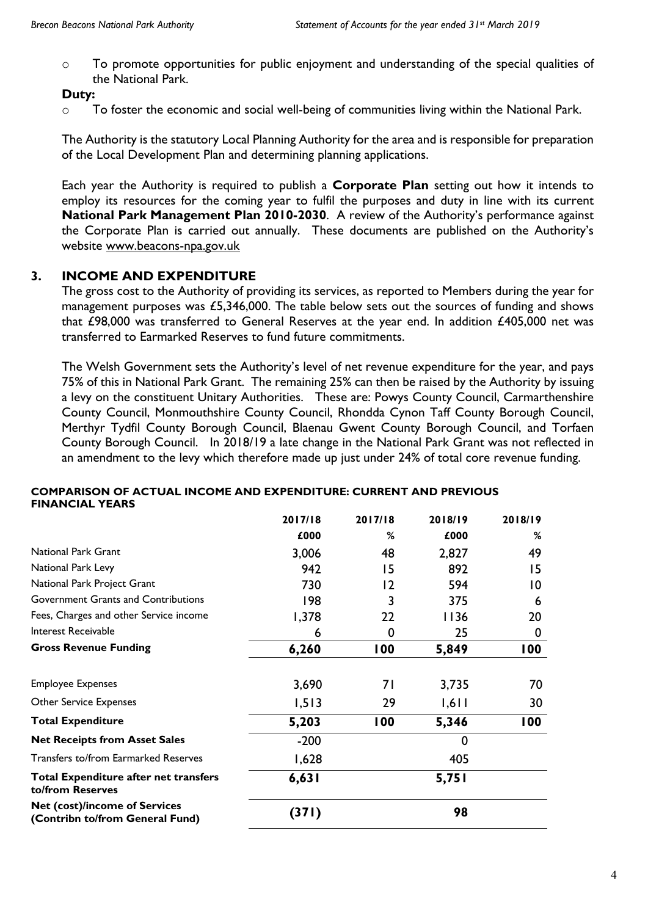- To promote opportunities for public enjoyment and understanding of the special qualities of the National Park.

**Duty:**

- To foster the economic and social well-being of communities living within the National Park.

The Authority is the statutory Local Planning Authority for the area and is responsible for preparation of the Local Development Plan and determining planning applications.

Each year the Authority is required to publish a **Corporate Plan** setting out how it intends to employ its resources for the coming year to fulfil the purposes and duty in line with its current **National Park Management Plan 2010-2030**. A review of the Authority's performance against the Corporate Plan is carried out annually. These documents are published on the Authority's website www.beacons-npa.gov.uk

## 3. INCOME AND EXPENDITURE

The gross cost to the Authority of providing its services, as reported to Members during the year for management purposes was £5,346,000. The table below sets out the sources of funding and shows that £98,000 was transferred to General Reserves at the year end. In addition £405,000 net was transferred to Earmarked Reserves to fund future commitments.

The Welsh Government sets the Authority's level of net revenue expenditure for the year, and pays 75% of this in National Park Grant. The remaining 25% can then be raised by the Authority by issuing a levy on the constituent Unitary Authorities. These are: Powys County Council, Carmarthenshire County Council, Monmouthshire County Council, Rhondda Cynon Taff County Borough Council, Merthyr Tydfil County Borough Council, Blaenau Gwent County Borough Council, and Torfaen County Borough Council. In 2018/19 a late change in the National Park Grant was not reflected in an amendment to the levy which therefore made up just under 24% of total core revenue funding.

**COMPARISON OF ACTUAL INCOME AND EXPENDITURE: CURRENT AND PREVIOUS FINANCIAL YEARS**

| | 2017/18 | 2017/18 | 2018/19 | 2018/19 |
|---|---|---|---|---|
| | £000 | % | £000 | % |
| National Park Grant | 3,006 | 48 | 2,827 | 49 |
| National Park Levy | 942 | 15 | 892 | 15 |
| National Park Project Grant | 730 | 12 | 594 | 10 |
| Government Grants and Contributions | 198 | 3 | 375 | 6 |
| Fees, Charges and other Service income | 1,378 | 22 | 1136 | 20 |
| Interest Receivable | 6 | 0 | 25 | 0 |
| **Gross Revenue Funding** | **6,260** | **100** | **5,849** | **100** |
| Employee Expenses | 3,690 | 71 | 3,735 | 70 |
| Other Service Expenses | 1,513 | 29 | 1,611 | 30 |
| **Total Expenditure** | **5,203** | **100** | **5,346** | **100** |
| **Net Receipts from Asset Sales** | -200 | | 0 | |
| Transfers to/from Earmarked Reserves | 1,628 | | 405 | |
| **Total Expenditure after net transfers to/from Reserves** | **6,631** | | **5,751** | |
| **Net (cost)/income of Services (Contribn to/from General Fund)** | **(371)** | | **98** | |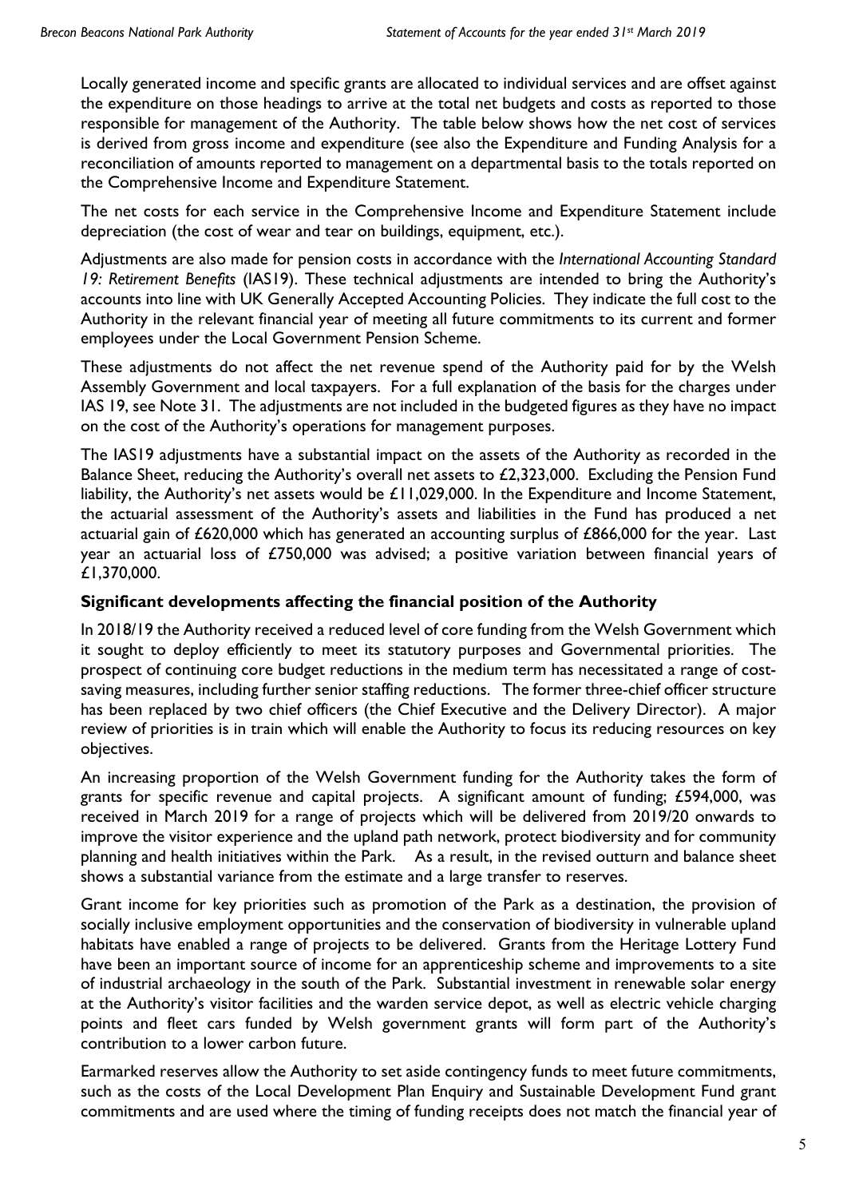Locally generated income and specific grants are allocated to individual services and are offset against the expenditure on those headings to arrive at the total net budgets and costs as reported to those responsible for management of the Authority. The table below shows how the net cost of services is derived from gross income and expenditure (see also the Expenditure and Funding Analysis for a reconciliation of amounts reported to management on a departmental basis to the totals reported on the Comprehensive Income and Expenditure Statement.

The net costs for each service in the Comprehensive Income and Expenditure Statement include depreciation (the cost of wear and tear on buildings, equipment, etc.).

Adjustments are also made for pension costs in accordance with the *International Accounting Standard 19: Retirement Benefits* (IAS19). These technical adjustments are intended to bring the Authority's accounts into line with UK Generally Accepted Accounting Policies. They indicate the full cost to the Authority in the relevant financial year of meeting all future commitments to its current and former employees under the Local Government Pension Scheme.

These adjustments do not affect the net revenue spend of the Authority paid for by the Welsh Assembly Government and local taxpayers. For a full explanation of the basis for the charges under IAS 19, see Note 31. The adjustments are not included in the budgeted figures as they have no impact on the cost of the Authority's operations for management purposes.

The IAS19 adjustments have a substantial impact on the assets of the Authority as recorded in the Balance Sheet, reducing the Authority's overall net assets to £2,323,000. Excluding the Pension Fund liability, the Authority's net assets would be £11,029,000. In the Expenditure and Income Statement, the actuarial assessment of the Authority's assets and liabilities in the Fund has produced a net actuarial gain of £620,000 which has generated an accounting surplus of £866,000 for the year. Last year an actuarial loss of £750,000 was advised; a positive variation between financial years of £1,370,000.

## Significant developments affecting the financial position of the Authority

In 2018/19 the Authority received a reduced level of core funding from the Welsh Government which it sought to deploy efficiently to meet its statutory purposes and Governmental priorities. The prospect of continuing core budget reductions in the medium term has necessitated a range of cost-saving measures, including further senior staffing reductions. The former three-chief officer structure has been replaced by two chief officers (the Chief Executive and the Delivery Director). A major review of priorities is in train which will enable the Authority to focus its reducing resources on key objectives.

An increasing proportion of the Welsh Government funding for the Authority takes the form of grants for specific revenue and capital projects. A significant amount of funding; £594,000, was received in March 2019 for a range of projects which will be delivered from 2019/20 onwards to improve the visitor experience and the upland path network, protect biodiversity and for community planning and health initiatives within the Park. As a result, in the revised outturn and balance sheet shows a substantial variance from the estimate and a large transfer to reserves.

Grant income for key priorities such as promotion of the Park as a destination, the provision of socially inclusive employment opportunities and the conservation of biodiversity in vulnerable upland habitats have enabled a range of projects to be delivered. Grants from the Heritage Lottery Fund have been an important source of income for an apprenticeship scheme and improvements to a site of industrial archaeology in the south of the Park. Substantial investment in renewable solar energy at the Authority's visitor facilities and the warden service depot, as well as electric vehicle charging points and fleet cars funded by Welsh government grants will form part of the Authority's contribution to a lower carbon future.

Earmarked reserves allow the Authority to set aside contingency funds to meet future commitments, such as the costs of the Local Development Plan Enquiry and Sustainable Development Fund grant commitments and are used where the timing of funding receipts does not match the financial year of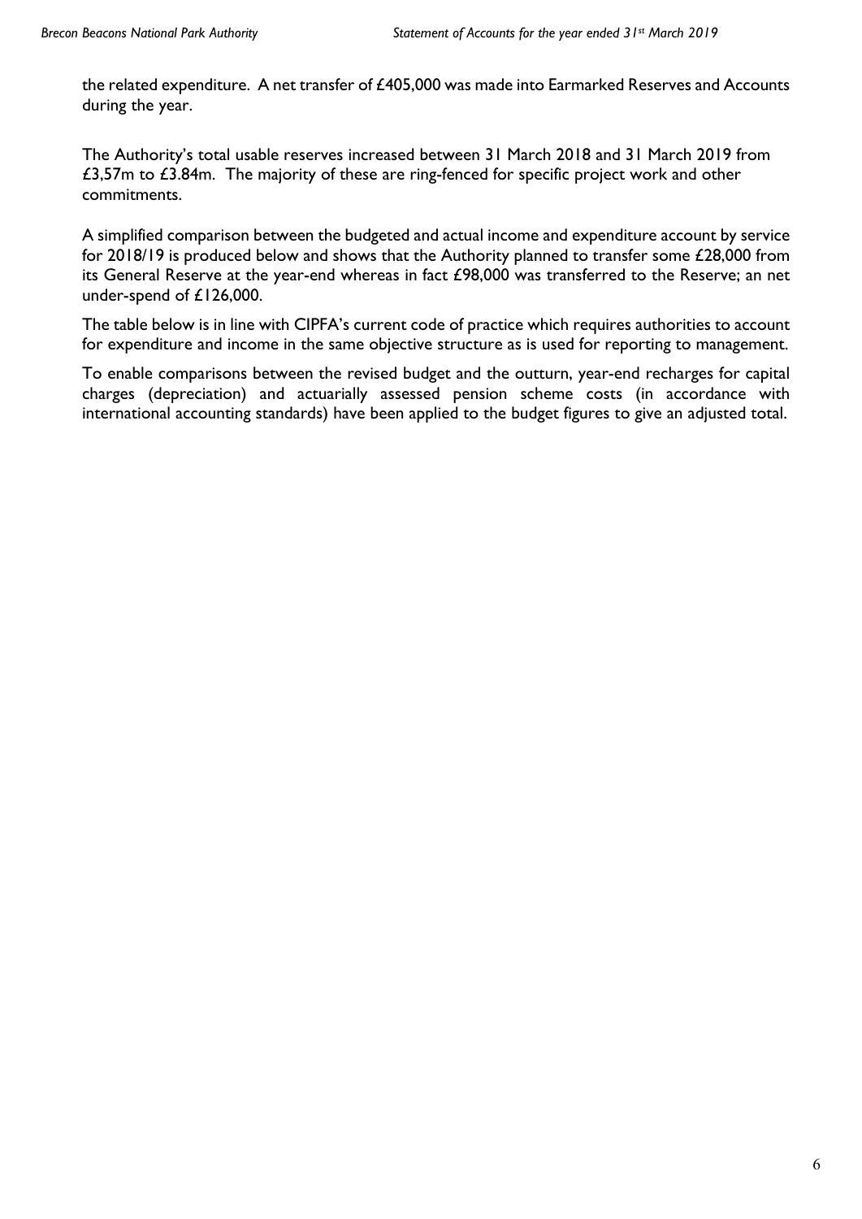the related expenditure. A net transfer of £405,000 was made into Earmarked Reserves and Accounts during the year.

The Authority's total usable reserves increased between 31 March 2018 and 31 March 2019 from £3,57m to £3.84m. The majority of these are ring-fenced for specific project work and other commitments.

A simplified comparison between the budgeted and actual income and expenditure account by service for 2018/19 is produced below and shows that the Authority planned to transfer some £28,000 from its General Reserve at the year-end whereas in fact £98,000 was transferred to the Reserve; an net under-spend of £126,000.

The table below is in line with CIPFA's current code of practice which requires authorities to account for expenditure and income in the same objective structure as is used for reporting to management.

To enable comparisons between the revised budget and the outturn, year-end recharges for capital charges (depreciation) and actuarially assessed pension scheme costs (in accordance with international accounting standards) have been applied to the budget figures to give an adjusted total.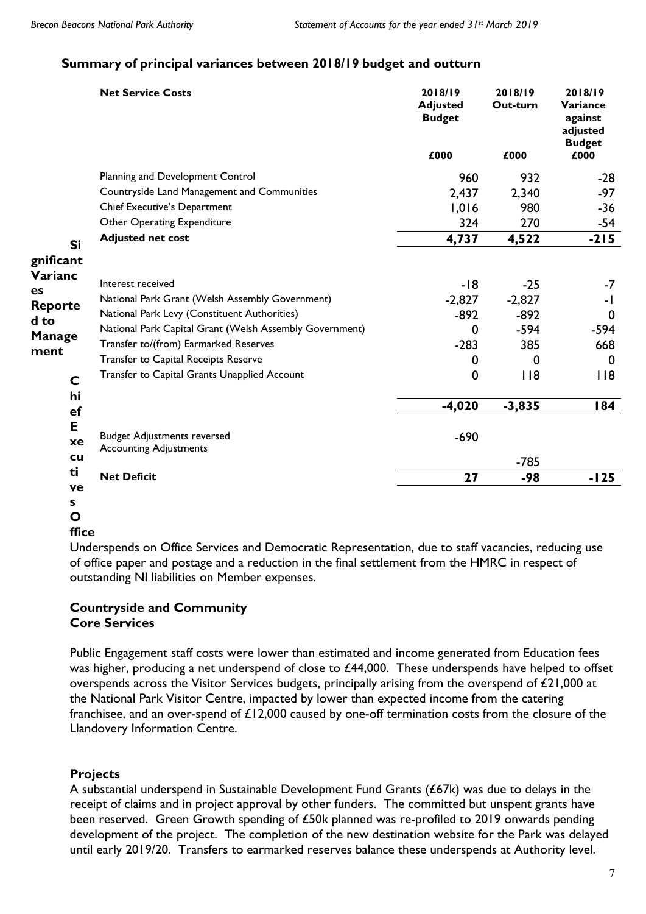## Summary of principal variances between 2018/19 budget and outturn

| Net Service Costs | 2018/19 Adjusted Budget £000 | 2018/19 Out-turn £000 | 2018/19 Variance against adjusted Budget £000 |
|---|---|---|---|
| Planning and Development Control | 960 | 932 | -28 |
| Countryside Land Management and Communities | 2,437 | 2,340 | -97 |
| Chief Executive's Department | 1,016 | 980 | -36 |
| Other Operating Expenditure | 324 | 270 | -54 |
| **Adjusted net cost** | **4,737** | **4,522** | **-215** |
| Interest received | -18 | -25 | -7 |
| National Park Grant (Welsh Assembly Government) | -2,827 | -2,827 | -1 |
| National Park Levy (Constituent Authorities) | -892 | -892 | 0 |
| National Park Capital Grant (Welsh Assembly Government) | 0 | -594 | -594 |
| Transfer to/(from) Earmarked Reserves | -283 | 385 | 668 |
| Transfer to Capital Receipts Reserve | 0 | 0 | 0 |
| Transfer to Capital Grants Unapplied Account | 0 | 118 | 118 |
| | **-4,020** | **-3,835** | **184** |
| Budget Adjustments reversed | -690 | | |
| Accounting Adjustments | | -785 | |
| **Net Deficit** | **27** | **-98** | **-125** |

**Significant Variances Reported to Management**

**Chief Executives Office**

Underspends on Office Services and Democratic Representation, due to staff vacancies, reducing use of office paper and postage and a reduction in the final settlement from the HMRC in respect of outstanding NI liabilities on Member expenses.

### Countryside and Community
### Core Services

Public Engagement staff costs were lower than estimated and income generated from Education fees was higher, producing a net underspend of close to £44,000. These underspends have helped to offset overspends across the Visitor Services budgets, principally arising from the overspend of £21,000 at the National Park Visitor Centre, impacted by lower than expected income from the catering franchisee, and an over-spend of £12,000 caused by one-off termination costs from the closure of the Llandovery Information Centre.

### Projects

A substantial underspend in Sustainable Development Fund Grants (£67k) was due to delays in the receipt of claims and in project approval by other funders. The committed but unspent grants have been reserved. Green Growth spending of £50k planned was re-profiled to 2019 onwards pending development of the project. The completion of the new destination website for the Park was delayed until early 2019/20. Transfers to earmarked reserves balance these underspends at Authority level.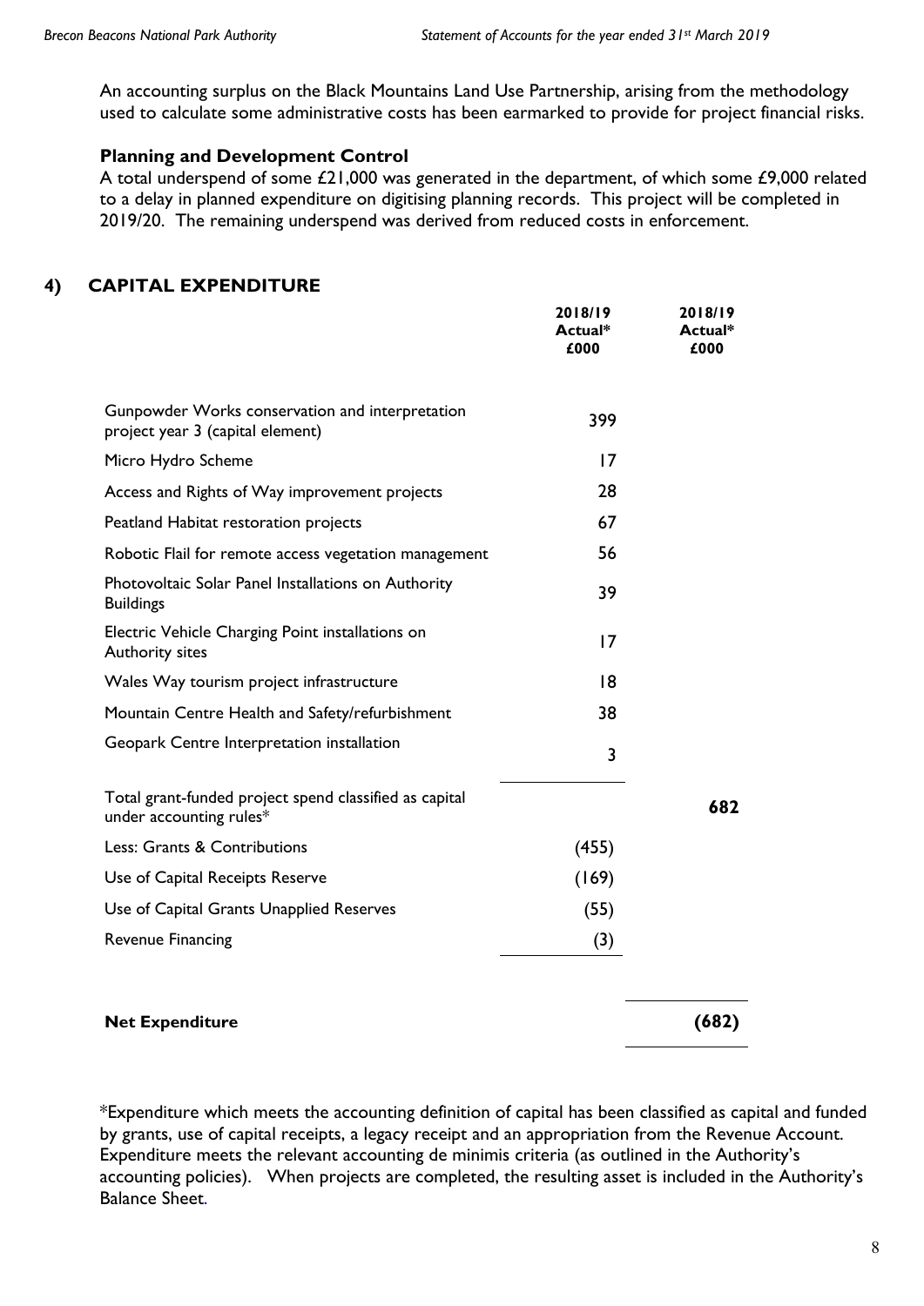An accounting surplus on the Black Mountains Land Use Partnership, arising from the methodology used to calculate some administrative costs has been earmarked to provide for project financial risks.

**Planning and Development Control**

A total underspend of some £21,000 was generated in the department, of which some £9,000 related to a delay in planned expenditure on digitising planning records. This project will be completed in 2019/20. The remaining underspend was derived from reduced costs in enforcement.

## 4) CAPITAL EXPENDITURE

| | 2018/19 Actual* £000 | 2018/19 Actual* £000 |
|---|---|---|
| Gunpowder Works conservation and interpretation project year 3 (capital element) | 399 | |
| Micro Hydro Scheme | 17 | |
| Access and Rights of Way improvement projects | 28 | |
| Peatland Habitat restoration projects | 67 | |
| Robotic Flail for remote access vegetation management | 56 | |
| Photovoltaic Solar Panel Installations on Authority Buildings | 39 | |
| Electric Vehicle Charging Point installations on Authority sites | 17 | |
| Wales Way tourism project infrastructure | 18 | |
| Mountain Centre Health and Safety/refurbishment | 38 | |
| Geopark Centre Interpretation installation | 3 | |
| Total grant-funded project spend classified as capital under accounting rules* | | **682** |
| Less: Grants & Contributions | (455) | |
| Use of Capital Receipts Reserve | (169) | |
| Use of Capital Grants Unapplied Reserves | (55) | |
| Revenue Financing | (3) | |
| **Net Expenditure** | | **(682)** |

*Expenditure which meets the accounting definition of capital has been classified as capital and funded by grants, use of capital receipts, a legacy receipt and an appropriation from the Revenue Account. Expenditure meets the relevant accounting de minimis criteria (as outlined in the Authority's accounting policies). When projects are completed, the resulting asset is included in the Authority's Balance Sheet.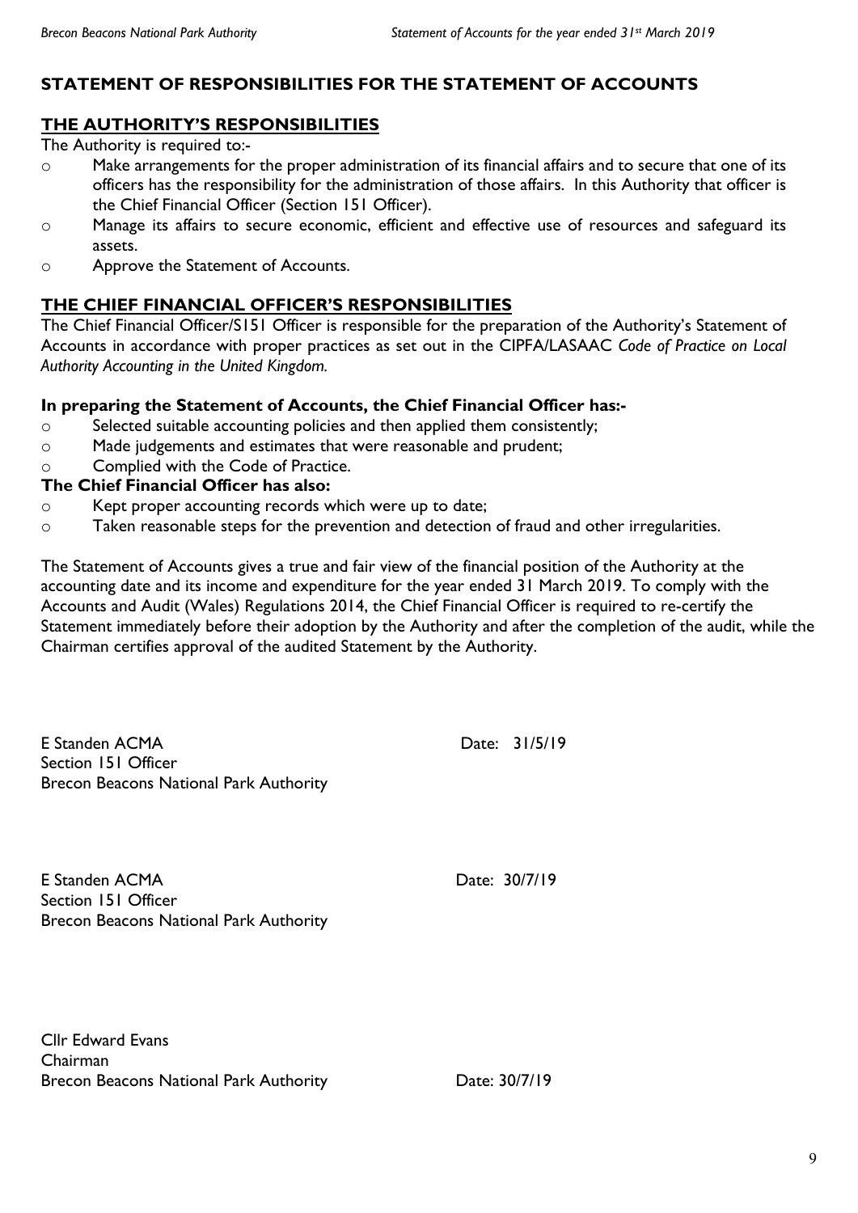# STATEMENT OF RESPONSIBILITIES FOR THE STATEMENT OF ACCOUNTS

## THE AUTHORITY'S RESPONSIBILITIES

The Authority is required to:-

- Make arrangements for the proper administration of its financial affairs and to secure that one of its officers has the responsibility for the administration of those affairs. In this Authority that officer is the Chief Financial Officer (Section 151 Officer).
- Manage its affairs to secure economic, efficient and effective use of resources and safeguard its assets.
- Approve the Statement of Accounts.

## THE CHIEF FINANCIAL OFFICER'S RESPONSIBILITIES

The Chief Financial Officer/S151 Officer is responsible for the preparation of the Authority's Statement of Accounts in accordance with proper practices as set out in the CIPFA/LASAAC *Code of Practice on Local Authority Accounting in the United Kingdom.*

**In preparing the Statement of Accounts, the Chief Financial Officer has:-**

- Selected suitable accounting policies and then applied them consistently;
- Made judgements and estimates that were reasonable and prudent;
- Complied with the Code of Practice.

**The Chief Financial Officer has also:**

- Kept proper accounting records which were up to date;
- Taken reasonable steps for the prevention and detection of fraud and other irregularities.

The Statement of Accounts gives a true and fair view of the financial position of the Authority at the accounting date and its income and expenditure for the year ended 31 March 2019. To comply with the Accounts and Audit (Wales) Regulations 2014, the Chief Financial Officer is required to re-certify the Statement immediately before their adoption by the Authority and after the completion of the audit, while the Chairman certifies approval of the audited Statement by the Authority.

E Standen ACMA
Section 151 Officer
Brecon Beacons National Park Authority

Date: 31/5/19

E Standen ACMA
Section 151 Officer
Brecon Beacons National Park Authority

Date: 30/7/19

Cllr Edward Evans
Chairman
Brecon Beacons National Park Authority

Date: 30/7/19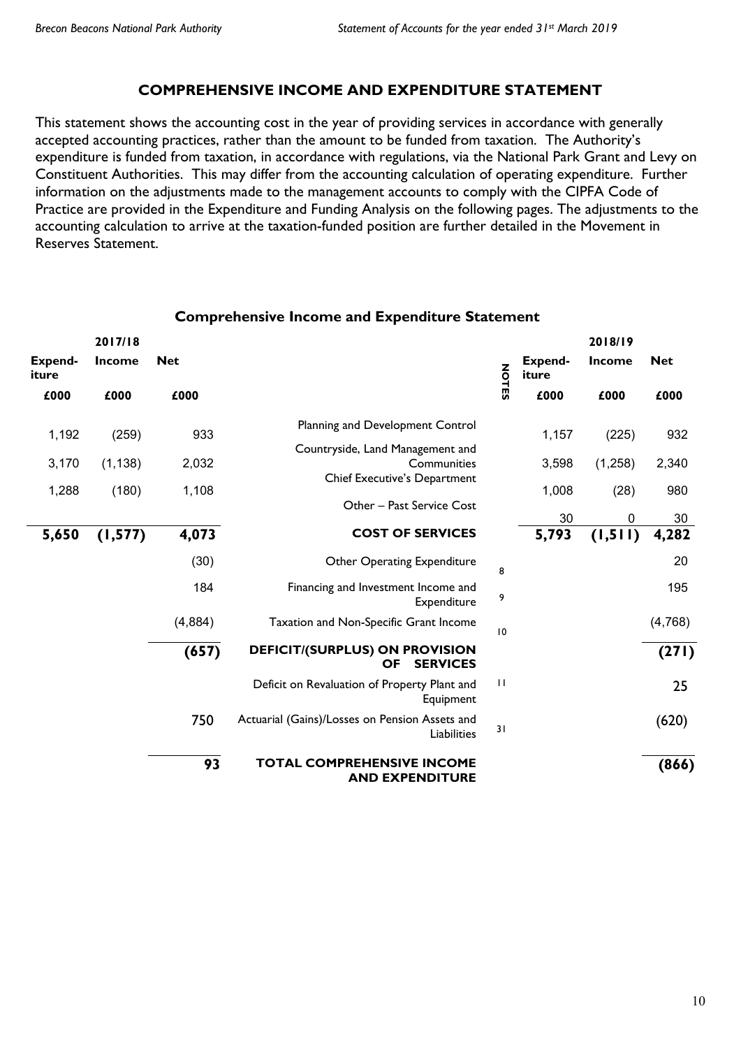## COMPREHENSIVE INCOME AND EXPENDITURE STATEMENT

This statement shows the accounting cost in the year of providing services in accordance with generally accepted accounting practices, rather than the amount to be funded from taxation. The Authority's expenditure is funded from taxation, in accordance with regulations, via the National Park Grant and Levy on Constituent Authorities. This may differ from the accounting calculation of operating expenditure. Further information on the adjustments made to the management accounts to comply with the CIPFA Code of Practice are provided in the Expenditure and Funding Analysis on the following pages. The adjustments to the accounting calculation to arrive at the taxation-funded position are further detailed in the Movement in Reserves Statement.

### Comprehensive Income and Expenditure Statement

| 2017/18 | | | | | 2018/19 | | |
|---|---|---|---|---|---|---|---|
| Expend-iture | Income | Net | | NOTES | Expend-iture | Income | Net |
| £000 | £000 | £000 | | | £000 | £000 | £000 |
| 1,192 | (259) | 933 | Planning and Development Control | | 1,157 | (225) | 932 |
| 3,170 | (1,138) | 2,032 | Countryside, Land Management and Communities | | 3,598 | (1,258) | 2,340 |
| 1,288 | (180) | 1,108 | Chief Executive's Department | | 1,008 | (28) | 980 |
| | | | Other – Past Service Cost | | 30 | 0 | 30 |
| **5,650** | **(1,577)** | **4,073** | **COST OF SERVICES** | | **5,793** | **(1,511)** | **4,282** |
| | | (30) | Other Operating Expenditure | 8 | | | 20 |
| | | 184 | Financing and Investment Income and Expenditure | 9 | | | 195 |
| | | (4,884) | Taxation and Non-Specific Grant Income | 10 | | | (4,768) |
| | | **(657)** | **DEFICIT/(SURPLUS) ON PROVISION OF SERVICES** | | | | **(271)** |
| | | | Deficit on Revaluation of Property Plant and Equipment | 11 | | | 25 |
| | | 750 | Actuarial (Gains)/Losses on Pension Assets and Liabilities | 31 | | | (620) |
| | | **93** | **TOTAL COMPREHENSIVE INCOME AND EXPENDITURE** | | | | **(866)** |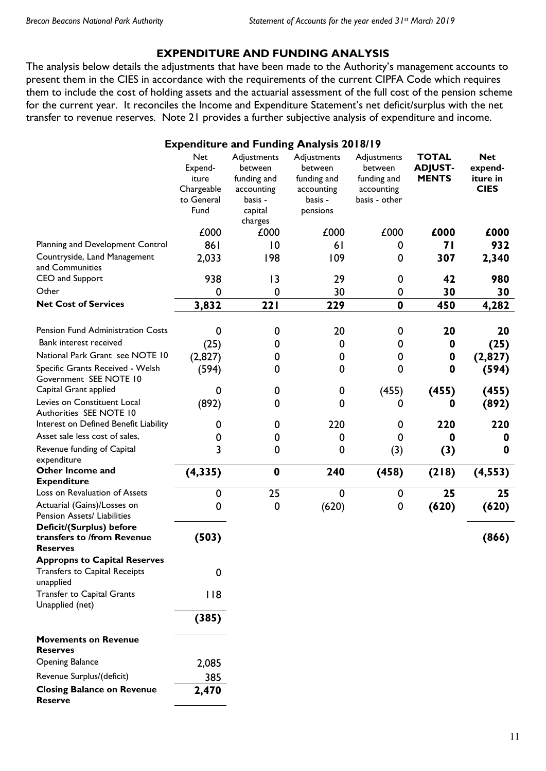## EXPENDITURE AND FUNDING ANALYSIS

The analysis below details the adjustments that have been made to the Authority's management accounts to present them in the CIES in accordance with the requirements of the current CIPFA Code which requires them to include the cost of holding assets and the actuarial assessment of the full cost of the pension scheme for the current year. It reconciles the Income and Expenditure Statement's net deficit/surplus with the net transfer to revenue reserves. Note 21 provides a further subjective analysis of expenditure and income.

### Expenditure and Funding Analysis 2018/19

| | Net Expenditure Chargeable to General Fund | Adjustments between funding and accounting basis - capital charges | Adjustments between funding and accounting basis - pensions | Adjustments between funding and accounting basis - other | **TOTAL ADJUSTMENTS** | **Net expenditure in CIES** |
|---|---|---|---|---|---|---|
| | £000 | £000 | £000 | £000 | **£000** | **£000** |
| Planning and Development Control | 861 | 10 | 61 | 0 | **71** | **932** |
| Countryside, Land Management and Communities | 2,033 | 198 | 109 | 0 | **307** | **2,340** |
| CEO and Support | 938 | 13 | 29 | 0 | **42** | **980** |
| Other | 0 | 0 | 30 | 0 | **30** | **30** |
| **Net Cost of Services** | **3,832** | **221** | **229** | **0** | **450** | **4,282** |
| Pension Fund Administration Costs | 0 | 0 | 20 | 0 | **20** | **20** |
| Bank interest received | (25) | 0 | 0 | 0 | **0** | **(25)** |
| National Park Grant see NOTE 10 | (2,827) | 0 | 0 | 0 | **0** | **(2,827)** |
| Specific Grants Received - Welsh Government SEE NOTE 10 | (594) | 0 | 0 | 0 | **0** | **(594)** |
| Capital Grant applied | 0 | 0 | 0 | (455) | **(455)** | **(455)** |
| Levies on Constituent Local Authorities SEE NOTE 10 | (892) | 0 | 0 | 0 | **0** | **(892)** |
| Interest on Defined Benefit Liability | 0 | 0 | 220 | 0 | **220** | **220** |
| Asset sale less cost of sales, | 0 | 0 | 0 | 0 | **0** | **0** |
| Revenue funding of Capital expenditure | 3 | 0 | 0 | (3) | **(3)** | **0** |
| **Other Income and Expenditure** | **(4,335)** | **0** | **240** | **(458)** | **(218)** | **(4,553)** |
| Loss on Revaluation of Assets | 0 | 25 | 0 | 0 | **25** | **25** |
| Actuarial (Gains)/Losses on Pension Assets/ Liabilities | 0 | 0 | (620) | 0 | **(620)** | **(620)** |
| **Deficit/(Surplus) before transfers to /from Revenue Reserves** | **(503)** | | | | | **(866)** |
| **Appropns to Capital Reserves** | | | | | | |
| Transfers to Capital Receipts unapplied | 0 | | | | | |
| Transfer to Capital Grants Unapplied (net) | 118 | | | | | |
| | **(385)** | | | | | |
| **Movements on Revenue Reserves** | | | | | | |
| Opening Balance | 2,085 | | | | | |
| Revenue Surplus/(deficit) | 385 | | | | | |
| **Closing Balance on Revenue Reserve** | **2,470** | | | | | |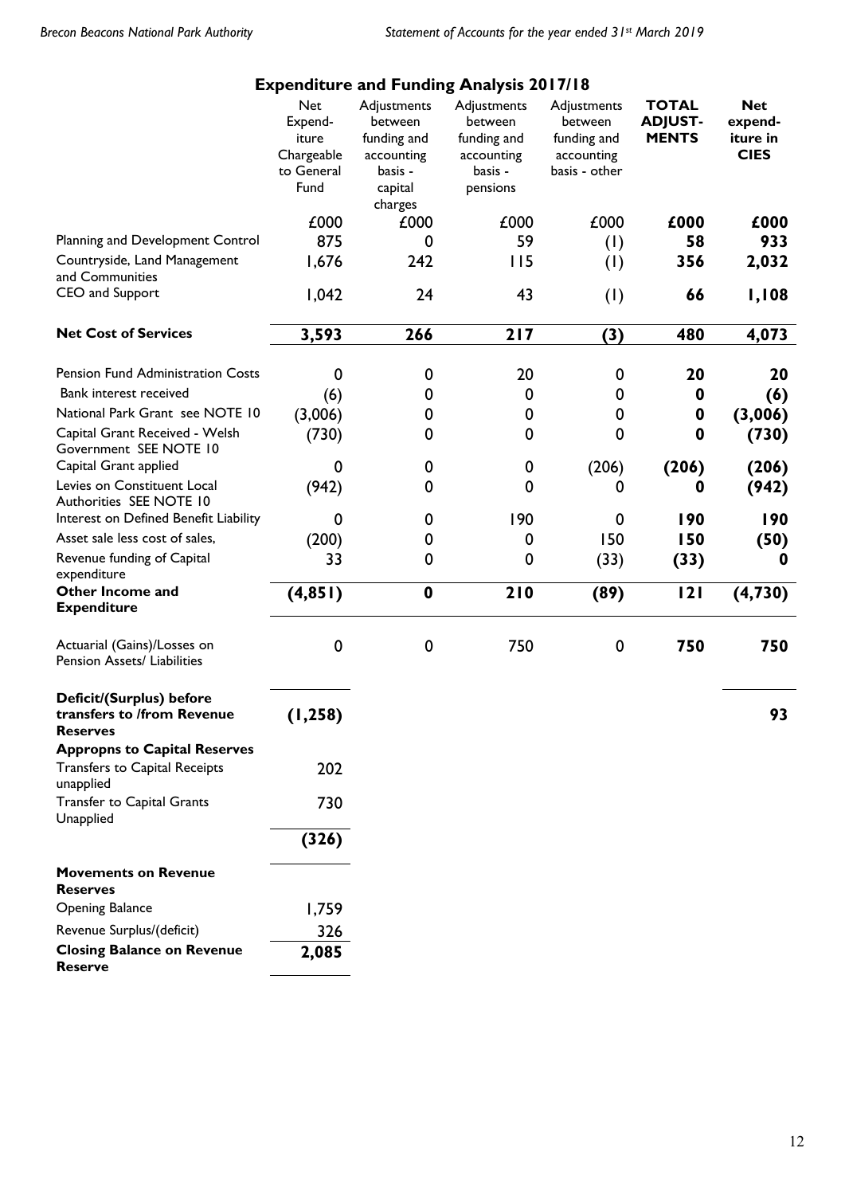## Expenditure and Funding Analysis 2017/18

| | Net Expend-iture Chargeable to General Fund | Adjustments between funding and accounting basis - capital charges | Adjustments between funding and accounting basis - pensions | Adjustments between funding and accounting basis - other | **TOTAL ADJUST-MENTS** | **Net expend-iture in CIES** |
|---|---|---|---|---|---|---|
| | £000 | £000 | £000 | £000 | **£000** | **£000** |
| Planning and Development Control | 875 | 0 | 59 | (1) | **58** | **933** |
| Countryside, Land Management and Communities | 1,676 | 242 | 115 | (1) | **356** | **2,032** |
| CEO and Support | 1,042 | 24 | 43 | (1) | **66** | **1,108** |
| **Net Cost of Services** | **3,593** | **266** | **217** | **(3)** | **480** | **4,073** |
| Pension Fund Administration Costs | 0 | 0 | 20 | 0 | **20** | **20** |
| Bank interest received | (6) | 0 | 0 | 0 | **0** | **(6)** |
| National Park Grant see NOTE 10 | (3,006) | 0 | 0 | 0 | **0** | **(3,006)** |
| Capital Grant Received - Welsh Government SEE NOTE 10 | (730) | 0 | 0 | 0 | **0** | **(730)** |
| Capital Grant applied | 0 | 0 | 0 | (206) | **(206)** | **(206)** |
| Levies on Constituent Local Authorities SEE NOTE 10 | (942) | 0 | 0 | 0 | **0** | **(942)** |
| Interest on Defined Benefit Liability | 0 | 0 | 190 | 0 | **190** | **190** |
| Asset sale less cost of sales, | (200) | 0 | 0 | 150 | **150** | **(50)** |
| Revenue funding of Capital expenditure | 33 | 0 | 0 | (33) | **(33)** | **0** |
| **Other Income and Expenditure** | **(4,851)** | **0** | **210** | **(89)** | **121** | **(4,730)** |
| Actuarial (Gains)/Losses on Pension Assets/ Liabilities | 0 | 0 | 750 | 0 | **750** | **750** |
| **Deficit/(Surplus) before transfers to /from Revenue Reserves** | **(1,258)** | | | | | **93** |
| **Appropns to Capital Reserves** | | | | | | |
| Transfers to Capital Receipts unapplied | 202 | | | | | |
| Transfer to Capital Grants Unapplied | 730 | | | | | |
| | **(326)** | | | | | |
| **Movements on Revenue Reserves** | | | | | | |
| Opening Balance | 1,759 | | | | | |
| Revenue Surplus/(deficit) | 326 | | | | | |
| **Closing Balance on Revenue Reserve** | **2,085** | | | | | |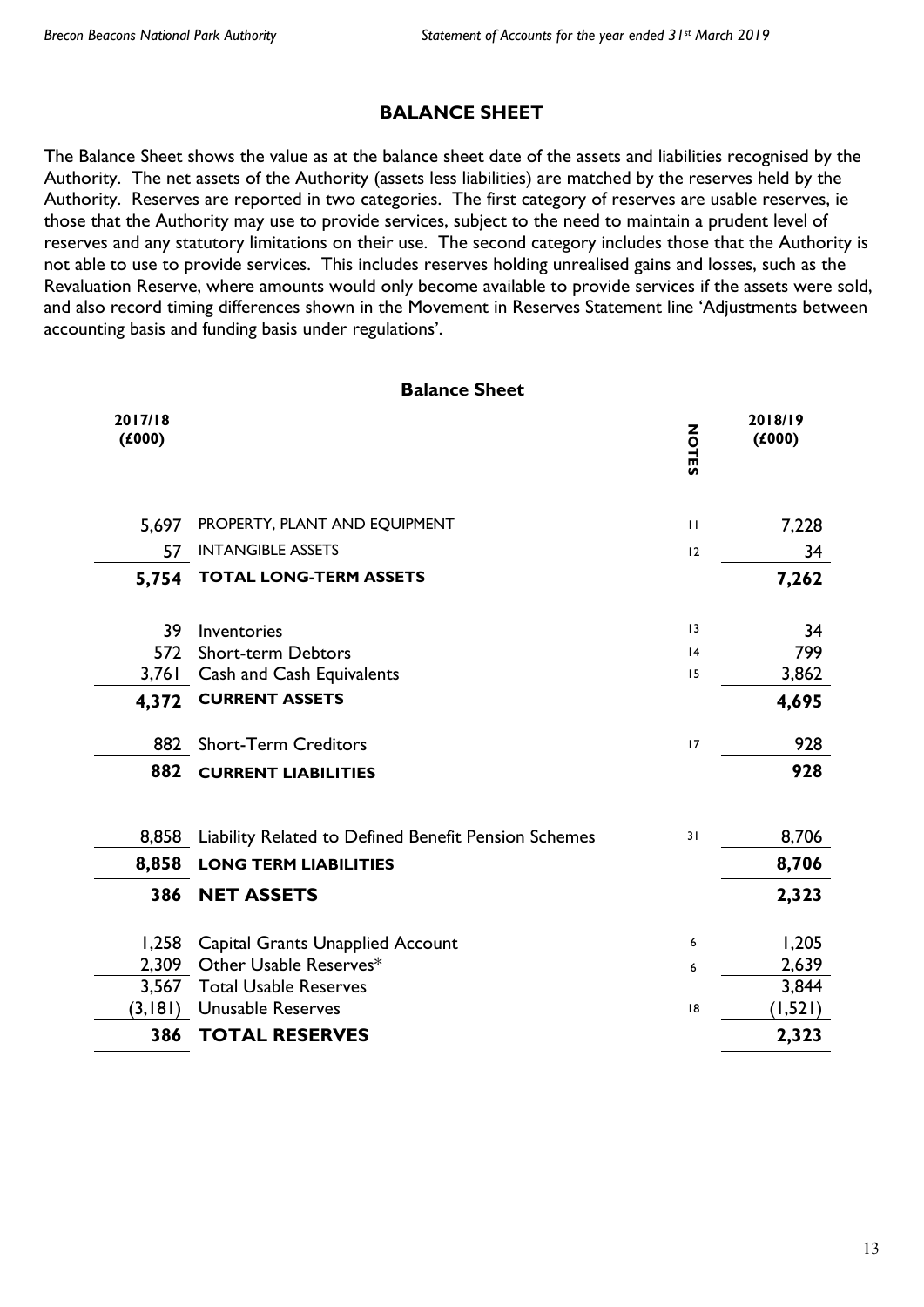## BALANCE SHEET

The Balance Sheet shows the value as at the balance sheet date of the assets and liabilities recognised by the Authority. The net assets of the Authority (assets less liabilities) are matched by the reserves held by the Authority. Reserves are reported in two categories. The first category of reserves are usable reserves, ie those that the Authority may use to provide services, subject to the need to maintain a prudent level of reserves and any statutory limitations on their use. The second category includes those that the Authority is not able to use to provide services. This includes reserves holding unrealised gains and losses, such as the Revaluation Reserve, where amounts would only become available to provide services if the assets were sold, and also record timing differences shown in the Movement in Reserves Statement line 'Adjustments between accounting basis and funding basis under regulations'.

### Balance Sheet

| 2017/18 (£000) | | NOTES | 2018/19 (£000) |
|---:|---|:---:|---:|
| 5,697 | PROPERTY, PLANT AND EQUIPMENT | 11 | 7,228 |
| 57 | INTANGIBLE ASSETS | 12 | 34 |
| **5,754** | **TOTAL LONG-TERM ASSETS** | | **7,262** |
| | | | |
| 39 | Inventories | 13 | 34 |
| 572 | Short-term Debtors | 14 | 799 |
| 3,761 | Cash and Cash Equivalents | 15 | 3,862 |
| **4,372** | **CURRENT ASSETS** | | **4,695** |
| | | | |
| 882 | Short-Term Creditors | 17 | 928 |
| **882** | **CURRENT LIABILITIES** | | **928** |
| | | | |
| 8,858 | Liability Related to Defined Benefit Pension Schemes | 31 | 8,706 |
| **8,858** | **LONG TERM LIABILITIES** | | **8,706** |
| **386** | **NET ASSETS** | | **2,323** |
| | | | |
| 1,258 | Capital Grants Unapplied Account | 6 | 1,205 |
| 2,309 | Other Usable Reserves* | 6 | 2,639 |
| 3,567 | Total Usable Reserves | | 3,844 |
| (3,181) | Unusable Reserves | 18 | (1,521) |
| **386** | **TOTAL RESERVES** | | **2,323** |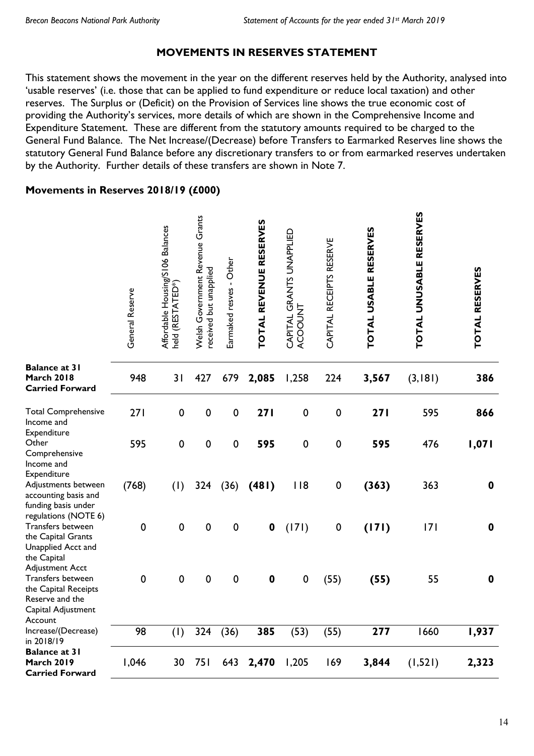## MOVEMENTS IN RESERVES STATEMENT

This statement shows the movement in the year on the different reserves held by the Authority, analysed into 'usable reserves' (i.e. those that can be applied to fund expenditure or reduce local taxation) and other reserves. The Surplus or (Deficit) on the Provision of Services line shows the true economic cost of providing the Authority's services, more details of which are shown in the Comprehensive Income and Expenditure Statement. These are different from the statutory amounts required to be charged to the General Fund Balance. The Net Increase/(Decrease) before Transfers to Earmarked Reserves line shows the statutory General Fund Balance before any discretionary transfers to or from earmarked reserves undertaken by the Authority. Further details of these transfers are shown in Note 7.

### Movements in Reserves 2018/19 (£000)

| | General Reserve | Affordable Housing/S106 Balances held (RESTATED*) | Welsh Government Revenue Grants received but unapplied | Earmaked resves - Other | **TOTAL REVENUE RESERVES** | CAPITAL GRANTS UNAPPLIED ACOOUNT | CAPITAL RECEIPTS RESERVE | **TOTAL USABLE RESERVES** | **TOTAL UNUSABLE RESERVES** | **TOTAL RESERVES** |
|---|---|---|---|---|---|---|---|---|---|---|
| **Balance at 31 March 2018 Carried Forward** | 948 | 31 | 427 | 679 | **2,085** | 1,258 | 224 | **3,567** | (3,181) | **386** |
| Total Comprehensive Income and Expenditure | 271 | 0 | 0 | 0 | **271** | 0 | 0 | **271** | 595 | **866** |
| Other Comprehensive Income and Expenditure | 595 | 0 | 0 | 0 | **595** | 0 | 0 | **595** | 476 | **1,071** |
| Adjustments between accounting basis and funding basis under regulations (NOTE 6) | (768) | (1) | 324 | (36) | **(481)** | 118 | 0 | **(363)** | 363 | **0** |
| Transfers between the Capital Grants Unapplied Acct and the Capital Adjustment Acct | 0 | 0 | 0 | 0 | **0** | (171) | 0 | **(171)** | 171 | **0** |
| Transfers between the Capital Receipts Reserve and the Capital Adjustment Account | 0 | 0 | 0 | 0 | **0** | 0 | (55) | **(55)** | 55 | **0** |
| Increase/(Decrease) in 2018/19 | 98 | (1) | 324 | (36) | **385** | (53) | (55) | **277** | 1660 | **1,937** |
| **Balance at 31 March 2019 Carried Forward** | 1,046 | 30 | 751 | 643 | **2,470** | 1,205 | 169 | **3,844** | (1,521) | **2,323** |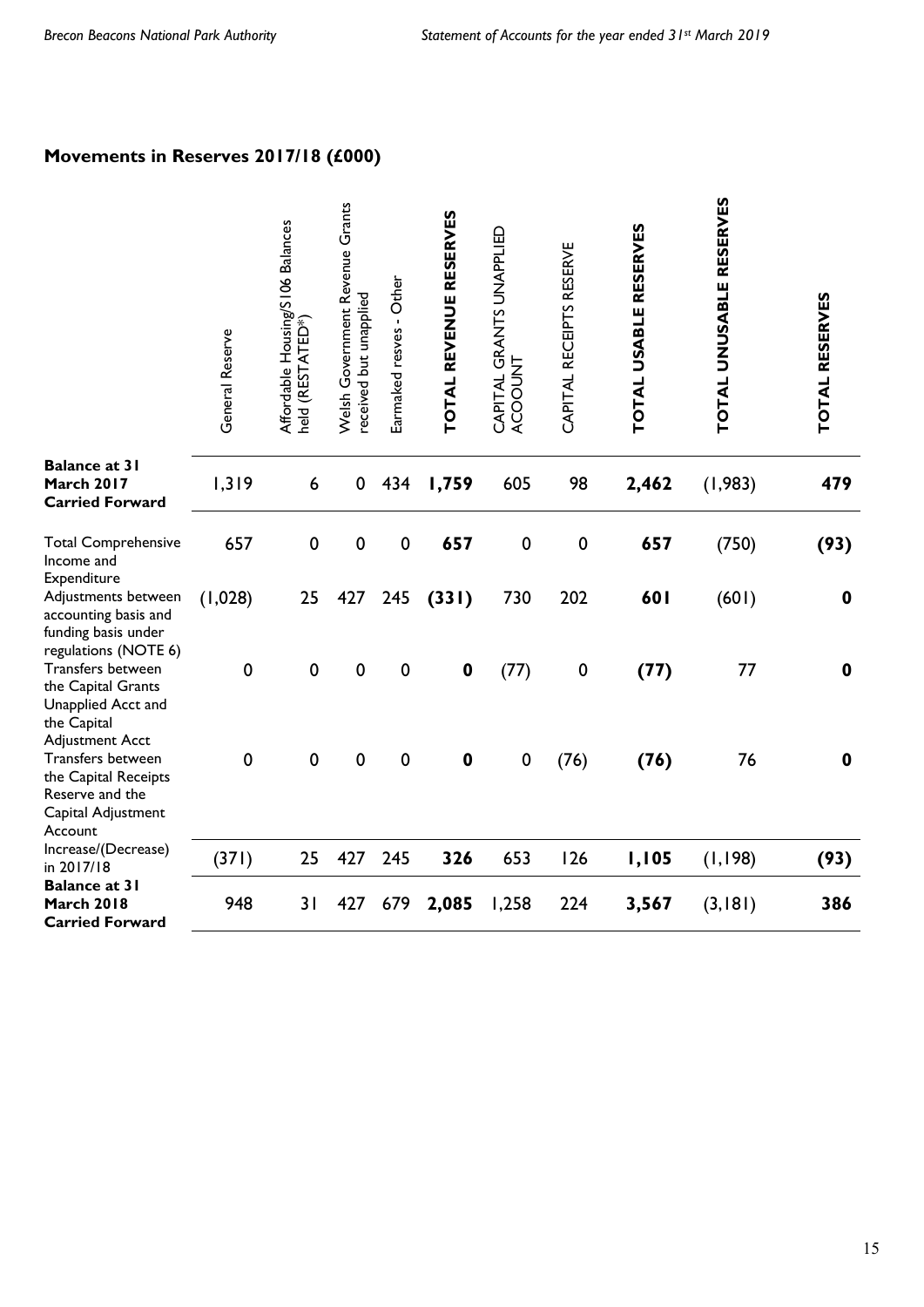## Movements in Reserves 2017/18 (£000)

| | General Reserve | Affordable Housing/S106 Balances held (RESTATED*) | Welsh Government Revenue Grants received but unapplied | Earmaked resves - Other | **TOTAL REVENUE RESERVES** | CAPITAL GRANTS UNAPPLIED ACOOUNT | CAPITAL RECEIPTS RESERVE | **TOTAL USABLE RESERVES** | **TOTAL UNUSABLE RESERVES** | **TOTAL RESERVES** |
|---|---|---|---|---|---|---|---|---|---|---|
| **Balance at 31 March 2017 Carried Forward** | 1,319 | 6 | 0 | 434 | **1,759** | 605 | 98 | **2,462** | (1,983) | **479** |
| Total Comprehensive Income and Expenditure | 657 | 0 | 0 | 0 | **657** | 0 | 0 | **657** | (750) | **(93)** |
| Adjustments between accounting basis and funding basis under regulations (NOTE 6) | (1,028) | 25 | 427 | 245 | **(331)** | 730 | 202 | **601** | (601) | **0** |
| Transfers between the Capital Grants Unapplied Acct and the Capital Adjustment Acct | 0 | 0 | 0 | 0 | **0** | (77) | 0 | **(77)** | 77 | **0** |
| Transfers between the Capital Receipts Reserve and the Capital Adjustment Account | 0 | 0 | 0 | 0 | **0** | 0 | (76) | **(76)** | 76 | **0** |
| Increase/(Decrease) in 2017/18 | (371) | 25 | 427 | 245 | **326** | 653 | 126 | **1,105** | (1,198) | **(93)** |
| **Balance at 31 March 2018 Carried Forward** | 948 | 31 | 427 | 679 | **2,085** | 1,258 | 224 | **3,567** | (3,181) | **386** |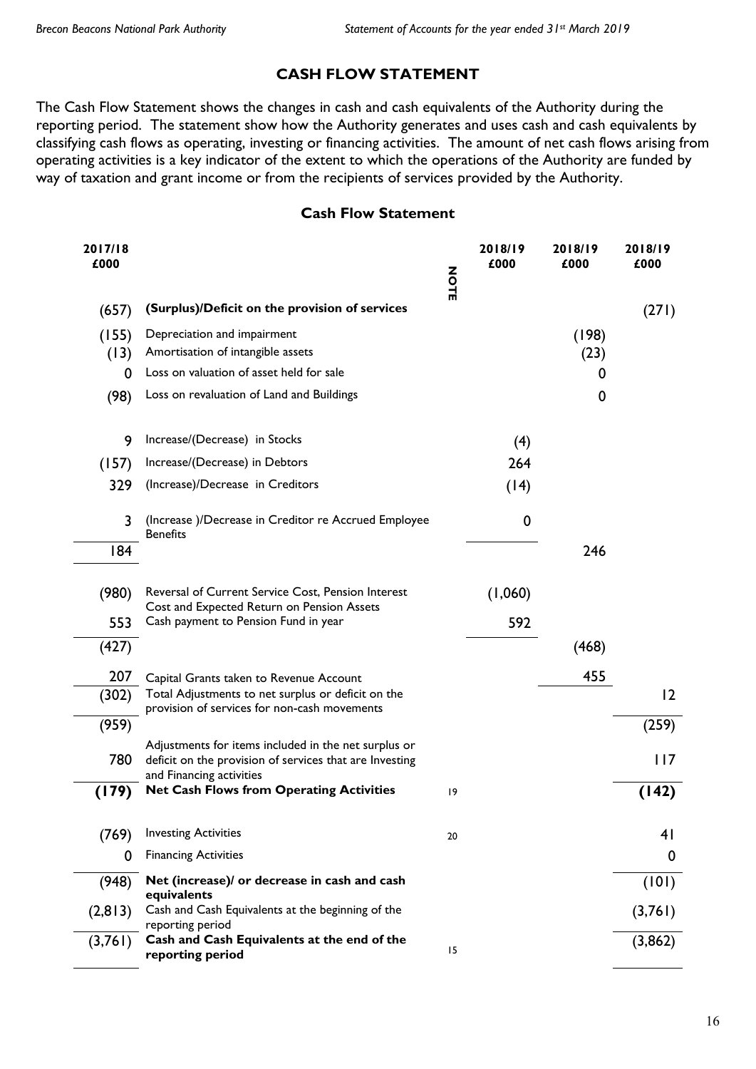# CASH FLOW STATEMENT

The Cash Flow Statement shows the changes in cash and cash equivalents of the Authority during the reporting period. The statement show how the Authority generates and uses cash and cash equivalents by classifying cash flows as operating, investing or financing activities. The amount of net cash flows arising from operating activities is a key indicator of the extent to which the operations of the Authority are funded by way of taxation and grant income or from the recipients of services provided by the Authority.

## Cash Flow Statement

| 2017/18 £000 | | NOTE | 2018/19 £000 | 2018/19 £000 | 2018/19 £000 |
|---|---|---|---|---|---|
| (657) | **(Surplus)/Deficit on the provision of services** | | | | (271) |
| (155) | Depreciation and impairment | | | (198) | |
| (13) | Amortisation of intangible assets | | | (23) | |
| 0 | Loss on valuation of asset held for sale | | | 0 | |
| (98) | Loss on revaluation of Land and Buildings | | | 0 | |
| 9 | Increase/(Decrease) in Stocks | | (4) | | |
| (157) | Increase/(Decrease) in Debtors | | 264 | | |
| 329 | (Increase)/Decrease in Creditors | | (14) | | |
| 3 | (Increase )/Decrease in Creditor re Accrued Employee Benefits | | 0 | | |
| 184 | | | | 246 | |
| (980) | Reversal of Current Service Cost, Pension Interest Cost and Expected Return on Pension Assets | | (1,060) | | |
| 553 | Cash payment to Pension Fund in year | | 592 | | |
| (427) | | | | (468) | |
| 207 | Capital Grants taken to Revenue Account | | | 455 | |
| (302) | Total Adjustments to net surplus or deficit on the provision of services for non-cash movements | | | | 12 |
| (959) | | | | | (259) |
| 780 | Adjustments for items included in the net surplus or deficit on the provision of services that are Investing and Financing activities | | | | 117 |
| **(179)** | **Net Cash Flows from Operating Activities** | 19 | | | **(142)** |
| (769) | Investing Activities | 20 | | | 41 |
| 0 | Financing Activities | | | | 0 |
| (948) | **Net (increase)/ or decrease in cash and cash equivalents** | | | | (101) |
| (2,813) | Cash and Cash Equivalents at the beginning of the reporting period | | | | (3,761) |
| (3,761) | **Cash and Cash Equivalents at the end of the reporting period** | 15 | | | (3,862) |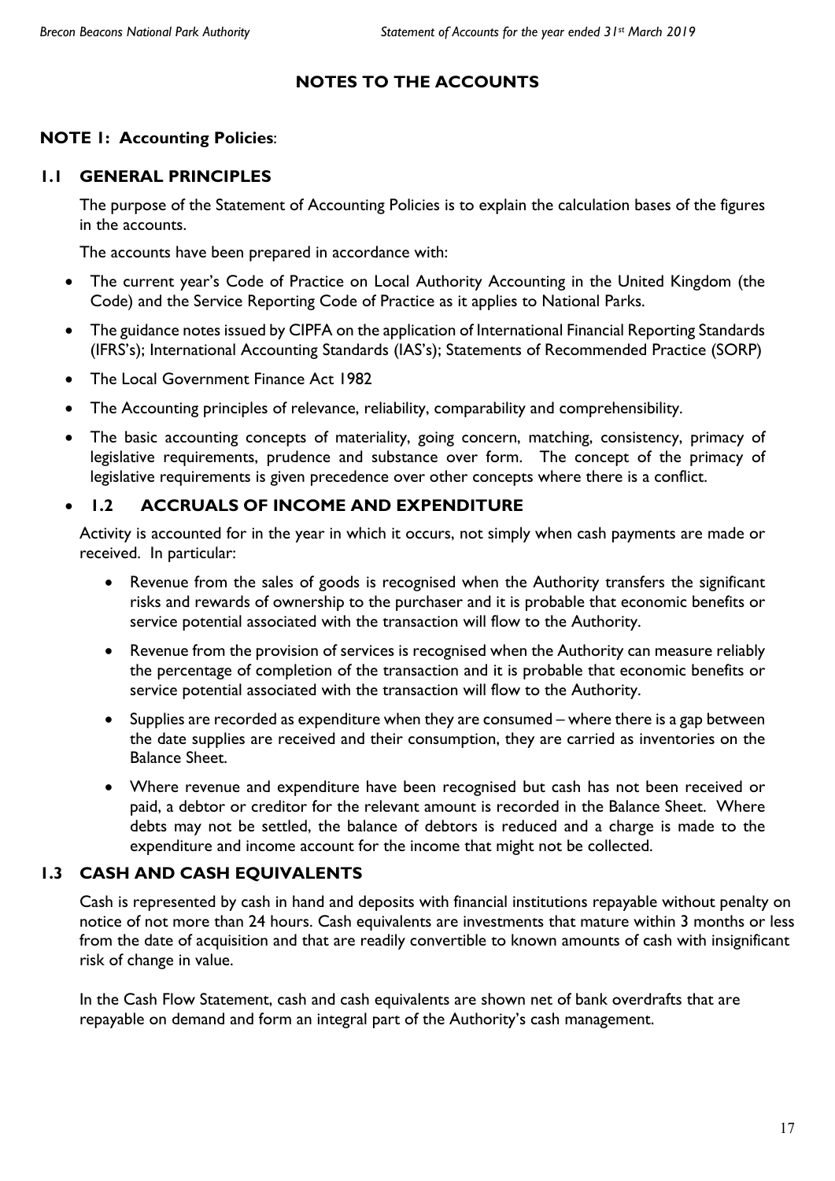# NOTES TO THE ACCOUNTS

## NOTE 1: Accounting Policies:

### 1.1 GENERAL PRINCIPLES

The purpose of the Statement of Accounting Policies is to explain the calculation bases of the figures in the accounts.

The accounts have been prepared in accordance with:

- The current year's Code of Practice on Local Authority Accounting in the United Kingdom (the Code) and the Service Reporting Code of Practice as it applies to National Parks.
- The guidance notes issued by CIPFA on the application of International Financial Reporting Standards (IFRS's); International Accounting Standards (IAS's); Statements of Recommended Practice (SORP)
- The Local Government Finance Act 1982
- The Accounting principles of relevance, reliability, comparability and comprehensibility.
- The basic accounting concepts of materiality, going concern, matching, consistency, primacy of legislative requirements, prudence and substance over form. The concept of the primacy of legislative requirements is given precedence over other concepts where there is a conflict.

### 1.2 ACCRUALS OF INCOME AND EXPENDITURE

Activity is accounted for in the year in which it occurs, not simply when cash payments are made or received. In particular:

- Revenue from the sales of goods is recognised when the Authority transfers the significant risks and rewards of ownership to the purchaser and it is probable that economic benefits or service potential associated with the transaction will flow to the Authority.
- Revenue from the provision of services is recognised when the Authority can measure reliably the percentage of completion of the transaction and it is probable that economic benefits or service potential associated with the transaction will flow to the Authority.
- Supplies are recorded as expenditure when they are consumed – where there is a gap between the date supplies are received and their consumption, they are carried as inventories on the Balance Sheet.
- Where revenue and expenditure have been recognised but cash has not been received or paid, a debtor or creditor for the relevant amount is recorded in the Balance Sheet. Where debts may not be settled, the balance of debtors is reduced and a charge is made to the expenditure and income account for the income that might not be collected.

### 1.3 CASH AND CASH EQUIVALENTS

Cash is represented by cash in hand and deposits with financial institutions repayable without penalty on notice of not more than 24 hours. Cash equivalents are investments that mature within 3 months or less from the date of acquisition and that are readily convertible to known amounts of cash with insignificant risk of change in value.

In the Cash Flow Statement, cash and cash equivalents are shown net of bank overdrafts that are repayable on demand and form an integral part of the Authority's cash management.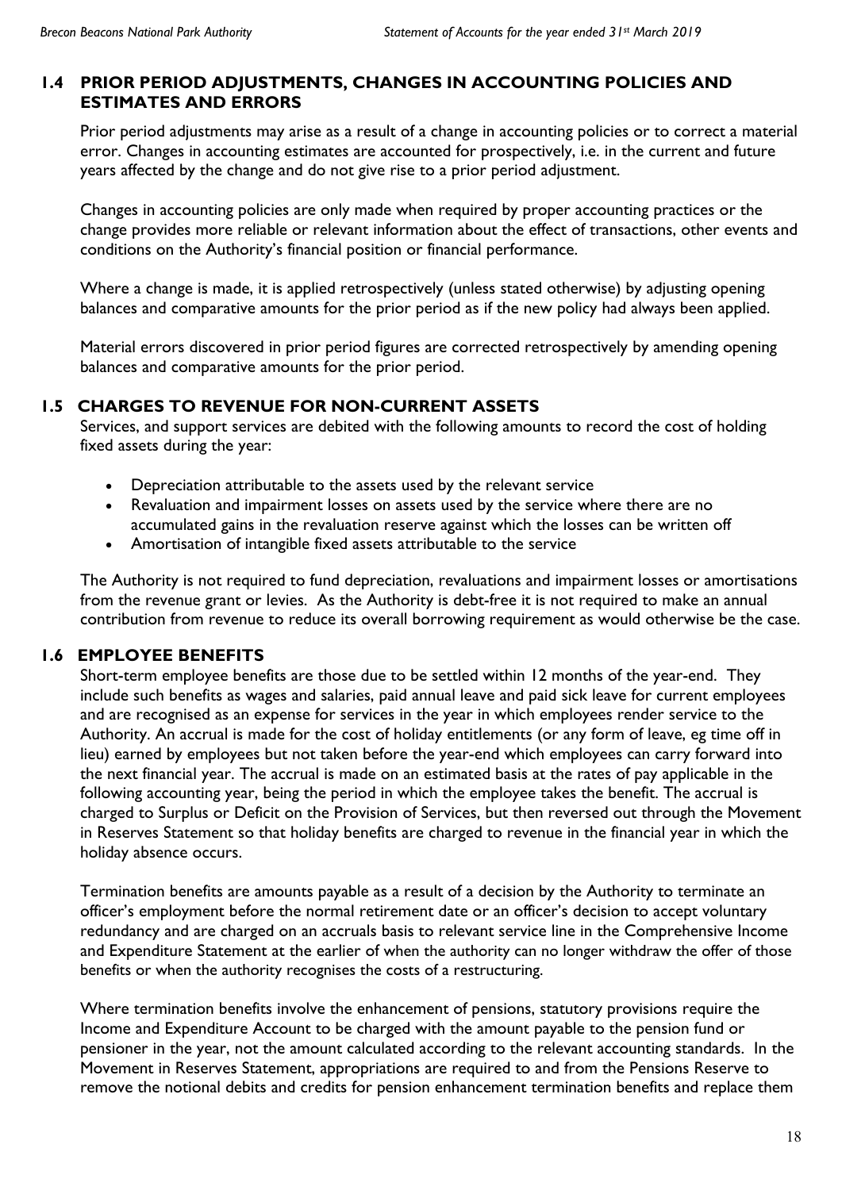## 1.4 PRIOR PERIOD ADJUSTMENTS, CHANGES IN ACCOUNTING POLICIES AND ESTIMATES AND ERRORS

Prior period adjustments may arise as a result of a change in accounting policies or to correct a material error. Changes in accounting estimates are accounted for prospectively, i.e. in the current and future years affected by the change and do not give rise to a prior period adjustment.

Changes in accounting policies are only made when required by proper accounting practices or the change provides more reliable or relevant information about the effect of transactions, other events and conditions on the Authority's financial position or financial performance.

Where a change is made, it is applied retrospectively (unless stated otherwise) by adjusting opening balances and comparative amounts for the prior period as if the new policy had always been applied.

Material errors discovered in prior period figures are corrected retrospectively by amending opening balances and comparative amounts for the prior period.

## 1.5 CHARGES TO REVENUE FOR NON-CURRENT ASSETS

Services, and support services are debited with the following amounts to record the cost of holding fixed assets during the year:

- Depreciation attributable to the assets used by the relevant service
- Revaluation and impairment losses on assets used by the service where there are no accumulated gains in the revaluation reserve against which the losses can be written off
- Amortisation of intangible fixed assets attributable to the service

The Authority is not required to fund depreciation, revaluations and impairment losses or amortisations from the revenue grant or levies. As the Authority is debt-free it is not required to make an annual contribution from revenue to reduce its overall borrowing requirement as would otherwise be the case.

## 1.6 EMPLOYEE BENEFITS

Short-term employee benefits are those due to be settled within 12 months of the year-end. They include such benefits as wages and salaries, paid annual leave and paid sick leave for current employees and are recognised as an expense for services in the year in which employees render service to the Authority. An accrual is made for the cost of holiday entitlements (or any form of leave, eg time off in lieu) earned by employees but not taken before the year-end which employees can carry forward into the next financial year. The accrual is made on an estimated basis at the rates of pay applicable in the following accounting year, being the period in which the employee takes the benefit. The accrual is charged to Surplus or Deficit on the Provision of Services, but then reversed out through the Movement in Reserves Statement so that holiday benefits are charged to revenue in the financial year in which the holiday absence occurs.

Termination benefits are amounts payable as a result of a decision by the Authority to terminate an officer's employment before the normal retirement date or an officer's decision to accept voluntary redundancy and are charged on an accruals basis to relevant service line in the Comprehensive Income and Expenditure Statement at the earlier of when the authority can no longer withdraw the offer of those benefits or when the authority recognises the costs of a restructuring.

Where termination benefits involve the enhancement of pensions, statutory provisions require the Income and Expenditure Account to be charged with the amount payable to the pension fund or pensioner in the year, not the amount calculated according to the relevant accounting standards. In the Movement in Reserves Statement, appropriations are required to and from the Pensions Reserve to remove the notional debits and credits for pension enhancement termination benefits and replace them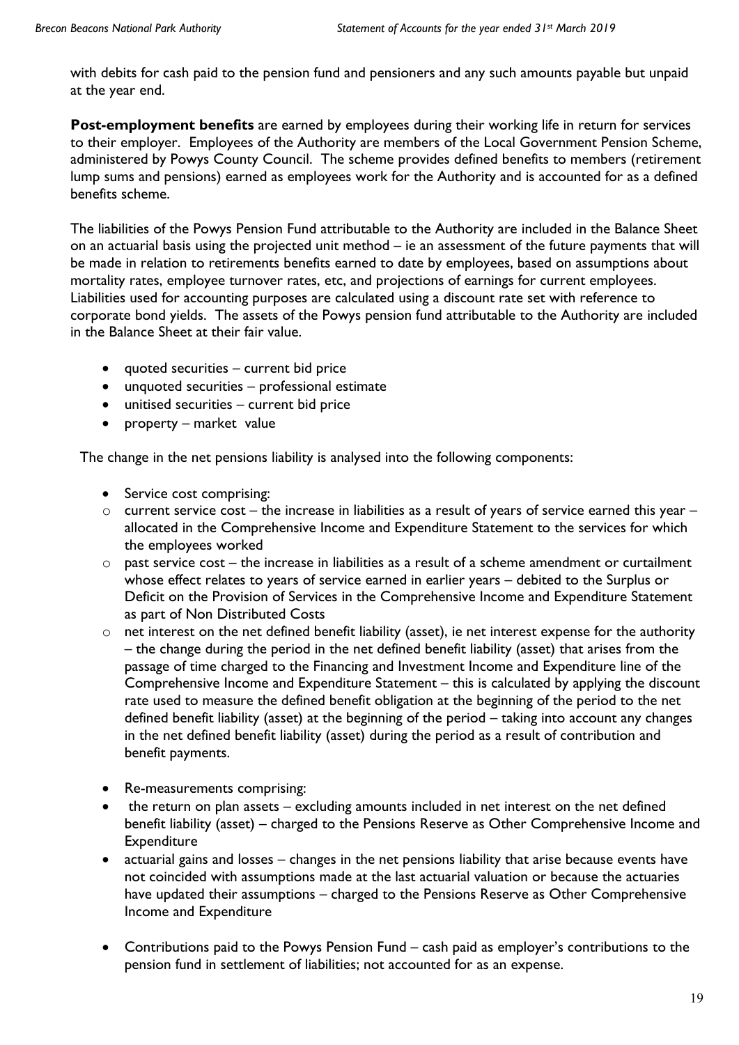with debits for cash paid to the pension fund and pensioners and any such amounts payable but unpaid at the year end.

**Post-employment benefits** are earned by employees during their working life in return for services to their employer. Employees of the Authority are members of the Local Government Pension Scheme, administered by Powys County Council. The scheme provides defined benefits to members (retirement lump sums and pensions) earned as employees work for the Authority and is accounted for as a defined benefits scheme.

The liabilities of the Powys Pension Fund attributable to the Authority are included in the Balance Sheet on an actuarial basis using the projected unit method – ie an assessment of the future payments that will be made in relation to retirements benefits earned to date by employees, based on assumptions about mortality rates, employee turnover rates, etc, and projections of earnings for current employees. Liabilities used for accounting purposes are calculated using a discount rate set with reference to corporate bond yields. The assets of the Powys pension fund attributable to the Authority are included in the Balance Sheet at their fair value.

- quoted securities – current bid price
- unquoted securities – professional estimate
- unitised securities – current bid price
- property – market value

The change in the net pensions liability is analysed into the following components:

- Service cost comprising:
  - current service cost – the increase in liabilities as a result of years of service earned this year – allocated in the Comprehensive Income and Expenditure Statement to the services for which the employees worked
  - past service cost – the increase in liabilities as a result of a scheme amendment or curtailment whose effect relates to years of service earned in earlier years – debited to the Surplus or Deficit on the Provision of Services in the Comprehensive Income and Expenditure Statement as part of Non Distributed Costs
  - net interest on the net defined benefit liability (asset), ie net interest expense for the authority – the change during the period in the net defined benefit liability (asset) that arises from the passage of time charged to the Financing and Investment Income and Expenditure line of the Comprehensive Income and Expenditure Statement – this is calculated by applying the discount rate used to measure the defined benefit obligation at the beginning of the period to the net defined benefit liability (asset) at the beginning of the period – taking into account any changes in the net defined benefit liability (asset) during the period as a result of contribution and benefit payments.

- Re-measurements comprising:
- the return on plan assets – excluding amounts included in net interest on the net defined benefit liability (asset) – charged to the Pensions Reserve as Other Comprehensive Income and Expenditure
- actuarial gains and losses – changes in the net pensions liability that arise because events have not coincided with assumptions made at the last actuarial valuation or because the actuaries have updated their assumptions – charged to the Pensions Reserve as Other Comprehensive Income and Expenditure

- Contributions paid to the Powys Pension Fund – cash paid as employer's contributions to the pension fund in settlement of liabilities; not accounted for as an expense.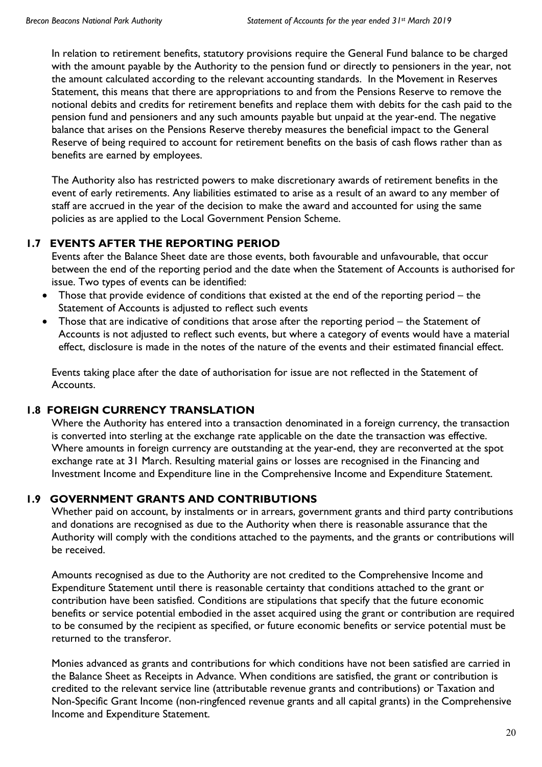In relation to retirement benefits, statutory provisions require the General Fund balance to be charged with the amount payable by the Authority to the pension fund or directly to pensioners in the year, not the amount calculated according to the relevant accounting standards. In the Movement in Reserves Statement, this means that there are appropriations to and from the Pensions Reserve to remove the notional debits and credits for retirement benefits and replace them with debits for the cash paid to the pension fund and pensioners and any such amounts payable but unpaid at the year-end. The negative balance that arises on the Pensions Reserve thereby measures the beneficial impact to the General Reserve of being required to account for retirement benefits on the basis of cash flows rather than as benefits are earned by employees.

The Authority also has restricted powers to make discretionary awards of retirement benefits in the event of early retirements. Any liabilities estimated to arise as a result of an award to any member of staff are accrued in the year of the decision to make the award and accounted for using the same policies as are applied to the Local Government Pension Scheme.

## 1.7 EVENTS AFTER THE REPORTING PERIOD

Events after the Balance Sheet date are those events, both favourable and unfavourable, that occur between the end of the reporting period and the date when the Statement of Accounts is authorised for issue. Two types of events can be identified:

- Those that provide evidence of conditions that existed at the end of the reporting period – the Statement of Accounts is adjusted to reflect such events
- Those that are indicative of conditions that arose after the reporting period – the Statement of Accounts is not adjusted to reflect such events, but where a category of events would have a material effect, disclosure is made in the notes of the nature of the events and their estimated financial effect.

Events taking place after the date of authorisation for issue are not reflected in the Statement of Accounts.

## 1.8 FOREIGN CURRENCY TRANSLATION

Where the Authority has entered into a transaction denominated in a foreign currency, the transaction is converted into sterling at the exchange rate applicable on the date the transaction was effective. Where amounts in foreign currency are outstanding at the year-end, they are reconverted at the spot exchange rate at 31 March. Resulting material gains or losses are recognised in the Financing and Investment Income and Expenditure line in the Comprehensive Income and Expenditure Statement.

## 1.9 GOVERNMENT GRANTS AND CONTRIBUTIONS

Whether paid on account, by instalments or in arrears, government grants and third party contributions and donations are recognised as due to the Authority when there is reasonable assurance that the Authority will comply with the conditions attached to the payments, and the grants or contributions will be received.

Amounts recognised as due to the Authority are not credited to the Comprehensive Income and Expenditure Statement until there is reasonable certainty that conditions attached to the grant or contribution have been satisfied. Conditions are stipulations that specify that the future economic benefits or service potential embodied in the asset acquired using the grant or contribution are required to be consumed by the recipient as specified, or future economic benefits or service potential must be returned to the transferor.

Monies advanced as grants and contributions for which conditions have not been satisfied are carried in the Balance Sheet as Receipts in Advance. When conditions are satisfied, the grant or contribution is credited to the relevant service line (attributable revenue grants and contributions) or Taxation and Non-Specific Grant Income (non-ringfenced revenue grants and all capital grants) in the Comprehensive Income and Expenditure Statement.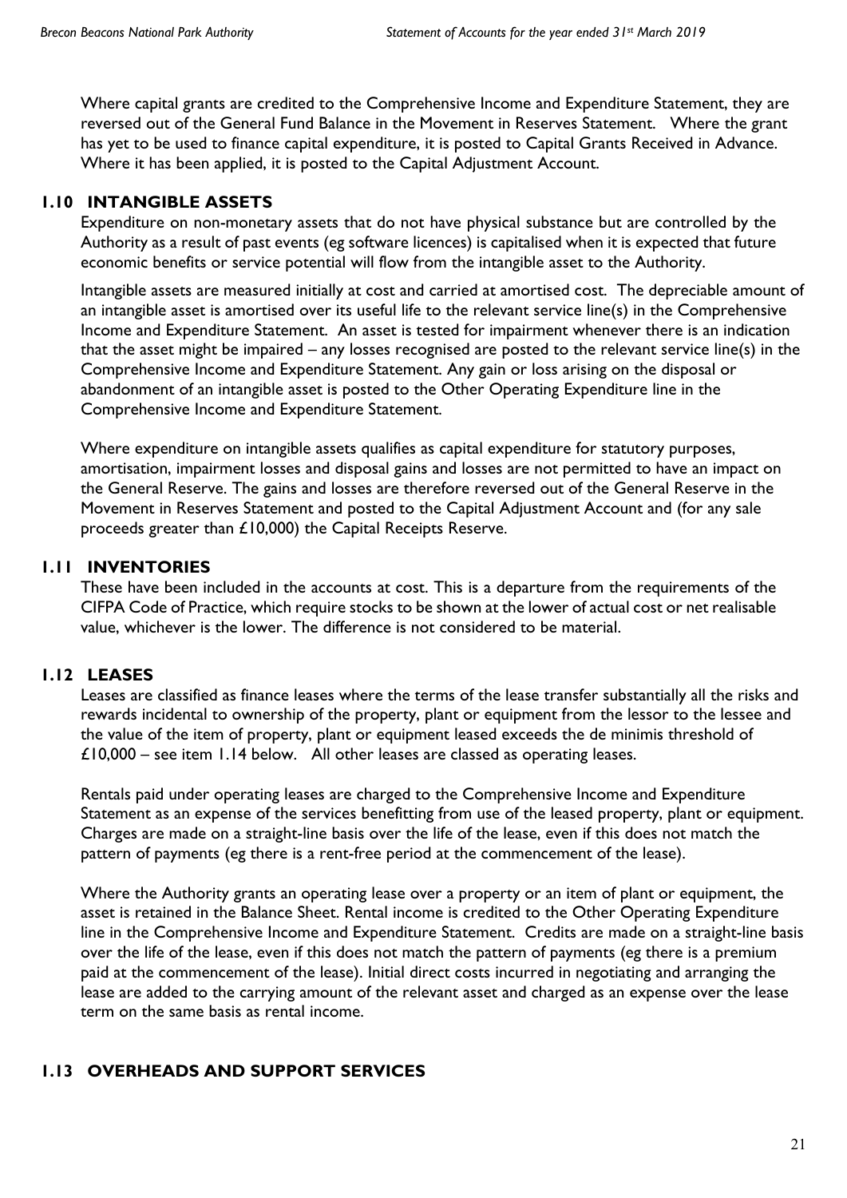Where capital grants are credited to the Comprehensive Income and Expenditure Statement, they are reversed out of the General Fund Balance in the Movement in Reserves Statement. Where the grant has yet to be used to finance capital expenditure, it is posted to Capital Grants Received in Advance. Where it has been applied, it is posted to the Capital Adjustment Account.

## 1.10 INTANGIBLE ASSETS

Expenditure on non-monetary assets that do not have physical substance but are controlled by the Authority as a result of past events (eg software licences) is capitalised when it is expected that future economic benefits or service potential will flow from the intangible asset to the Authority.

Intangible assets are measured initially at cost and carried at amortised cost. The depreciable amount of an intangible asset is amortised over its useful life to the relevant service line(s) in the Comprehensive Income and Expenditure Statement. An asset is tested for impairment whenever there is an indication that the asset might be impaired – any losses recognised are posted to the relevant service line(s) in the Comprehensive Income and Expenditure Statement. Any gain or loss arising on the disposal or abandonment of an intangible asset is posted to the Other Operating Expenditure line in the Comprehensive Income and Expenditure Statement.

Where expenditure on intangible assets qualifies as capital expenditure for statutory purposes, amortisation, impairment losses and disposal gains and losses are not permitted to have an impact on the General Reserve. The gains and losses are therefore reversed out of the General Reserve in the Movement in Reserves Statement and posted to the Capital Adjustment Account and (for any sale proceeds greater than £10,000) the Capital Receipts Reserve.

## 1.11 INVENTORIES

These have been included in the accounts at cost. This is a departure from the requirements of the CIFPA Code of Practice, which require stocks to be shown at the lower of actual cost or net realisable value, whichever is the lower. The difference is not considered to be material.

## 1.12 LEASES

Leases are classified as finance leases where the terms of the lease transfer substantially all the risks and rewards incidental to ownership of the property, plant or equipment from the lessor to the lessee and the value of the item of property, plant or equipment leased exceeds the de minimis threshold of £10,000 – see item 1.14 below. All other leases are classed as operating leases.

Rentals paid under operating leases are charged to the Comprehensive Income and Expenditure Statement as an expense of the services benefitting from use of the leased property, plant or equipment. Charges are made on a straight-line basis over the life of the lease, even if this does not match the pattern of payments (eg there is a rent-free period at the commencement of the lease).

Where the Authority grants an operating lease over a property or an item of plant or equipment, the asset is retained in the Balance Sheet. Rental income is credited to the Other Operating Expenditure line in the Comprehensive Income and Expenditure Statement. Credits are made on a straight-line basis over the life of the lease, even if this does not match the pattern of payments (eg there is a premium paid at the commencement of the lease). Initial direct costs incurred in negotiating and arranging the lease are added to the carrying amount of the relevant asset and charged as an expense over the lease term on the same basis as rental income.

## 1.13 OVERHEADS AND SUPPORT SERVICES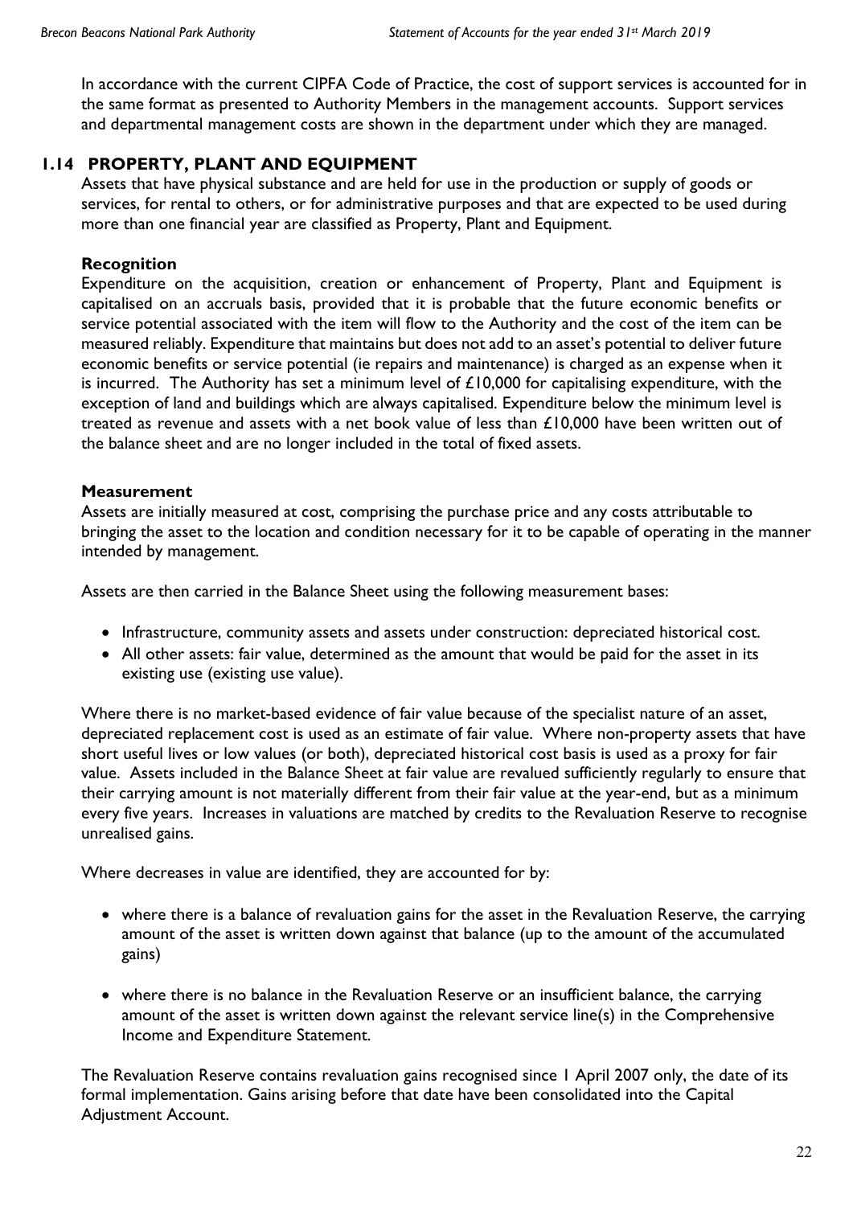In accordance with the current CIPFA Code of Practice, the cost of support services is accounted for in the same format as presented to Authority Members in the management accounts. Support services and departmental management costs are shown in the department under which they are managed.

## 1.14 PROPERTY, PLANT AND EQUIPMENT

Assets that have physical substance and are held for use in the production or supply of goods or services, for rental to others, or for administrative purposes and that are expected to be used during more than one financial year are classified as Property, Plant and Equipment.

### Recognition

Expenditure on the acquisition, creation or enhancement of Property, Plant and Equipment is capitalised on an accruals basis, provided that it is probable that the future economic benefits or service potential associated with the item will flow to the Authority and the cost of the item can be measured reliably. Expenditure that maintains but does not add to an asset's potential to deliver future economic benefits or service potential (ie repairs and maintenance) is charged as an expense when it is incurred. The Authority has set a minimum level of £10,000 for capitalising expenditure, with the exception of land and buildings which are always capitalised. Expenditure below the minimum level is treated as revenue and assets with a net book value of less than £10,000 have been written out of the balance sheet and are no longer included in the total of fixed assets.

### Measurement

Assets are initially measured at cost, comprising the purchase price and any costs attributable to bringing the asset to the location and condition necessary for it to be capable of operating in the manner intended by management.

Assets are then carried in the Balance Sheet using the following measurement bases:

- Infrastructure, community assets and assets under construction: depreciated historical cost.
- All other assets: fair value, determined as the amount that would be paid for the asset in its existing use (existing use value).

Where there is no market-based evidence of fair value because of the specialist nature of an asset, depreciated replacement cost is used as an estimate of fair value. Where non-property assets that have short useful lives or low values (or both), depreciated historical cost basis is used as a proxy for fair value. Assets included in the Balance Sheet at fair value are revalued sufficiently regularly to ensure that their carrying amount is not materially different from their fair value at the year-end, but as a minimum every five years. Increases in valuations are matched by credits to the Revaluation Reserve to recognise unrealised gains.

Where decreases in value are identified, they are accounted for by:

- where there is a balance of revaluation gains for the asset in the Revaluation Reserve, the carrying amount of the asset is written down against that balance (up to the amount of the accumulated gains)
- where there is no balance in the Revaluation Reserve or an insufficient balance, the carrying amount of the asset is written down against the relevant service line(s) in the Comprehensive Income and Expenditure Statement.

The Revaluation Reserve contains revaluation gains recognised since 1 April 2007 only, the date of its formal implementation. Gains arising before that date have been consolidated into the Capital Adjustment Account.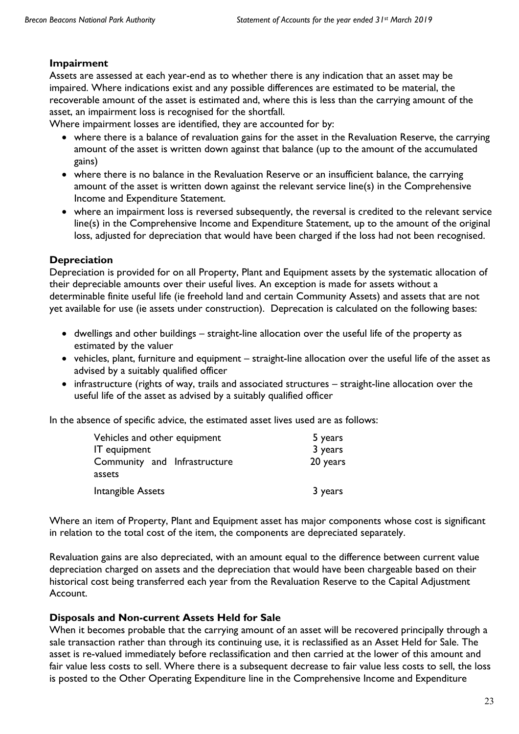## Impairment

Assets are assessed at each year-end as to whether there is any indication that an asset may be impaired. Where indications exist and any possible differences are estimated to be material, the recoverable amount of the asset is estimated and, where this is less than the carrying amount of the asset, an impairment loss is recognised for the shortfall.

Where impairment losses are identified, they are accounted for by:

- where there is a balance of revaluation gains for the asset in the Revaluation Reserve, the carrying amount of the asset is written down against that balance (up to the amount of the accumulated gains)
- where there is no balance in the Revaluation Reserve or an insufficient balance, the carrying amount of the asset is written down against the relevant service line(s) in the Comprehensive Income and Expenditure Statement.
- where an impairment loss is reversed subsequently, the reversal is credited to the relevant service line(s) in the Comprehensive Income and Expenditure Statement, up to the amount of the original loss, adjusted for depreciation that would have been charged if the loss had not been recognised.

## Depreciation

Depreciation is provided for on all Property, Plant and Equipment assets by the systematic allocation of their depreciable amounts over their useful lives. An exception is made for assets without a determinable finite useful life (ie freehold land and certain Community Assets) and assets that are not yet available for use (ie assets under construction). Deprecation is calculated on the following bases:

- dwellings and other buildings – straight-line allocation over the useful life of the property as estimated by the valuer
- vehicles, plant, furniture and equipment – straight-line allocation over the useful life of the asset as advised by a suitably qualified officer
- infrastructure (rights of way, trails and associated structures – straight-line allocation over the useful life of the asset as advised by a suitably qualified officer

In the absence of specific advice, the estimated asset lives used are as follows:

| | |
|---|---|
| Vehicles and other equipment | 5 years |
| IT equipment | 3 years |
| Community and Infrastructure assets | 20 years |
| Intangible Assets | 3 years |

Where an item of Property, Plant and Equipment asset has major components whose cost is significant in relation to the total cost of the item, the components are depreciated separately.

Revaluation gains are also depreciated, with an amount equal to the difference between current value depreciation charged on assets and the depreciation that would have been chargeable based on their historical cost being transferred each year from the Revaluation Reserve to the Capital Adjustment Account.

## Disposals and Non-current Assets Held for Sale

When it becomes probable that the carrying amount of an asset will be recovered principally through a sale transaction rather than through its continuing use, it is reclassified as an Asset Held for Sale. The asset is re-valued immediately before reclassification and then carried at the lower of this amount and fair value less costs to sell. Where there is a subsequent decrease to fair value less costs to sell, the loss is posted to the Other Operating Expenditure line in the Comprehensive Income and Expenditure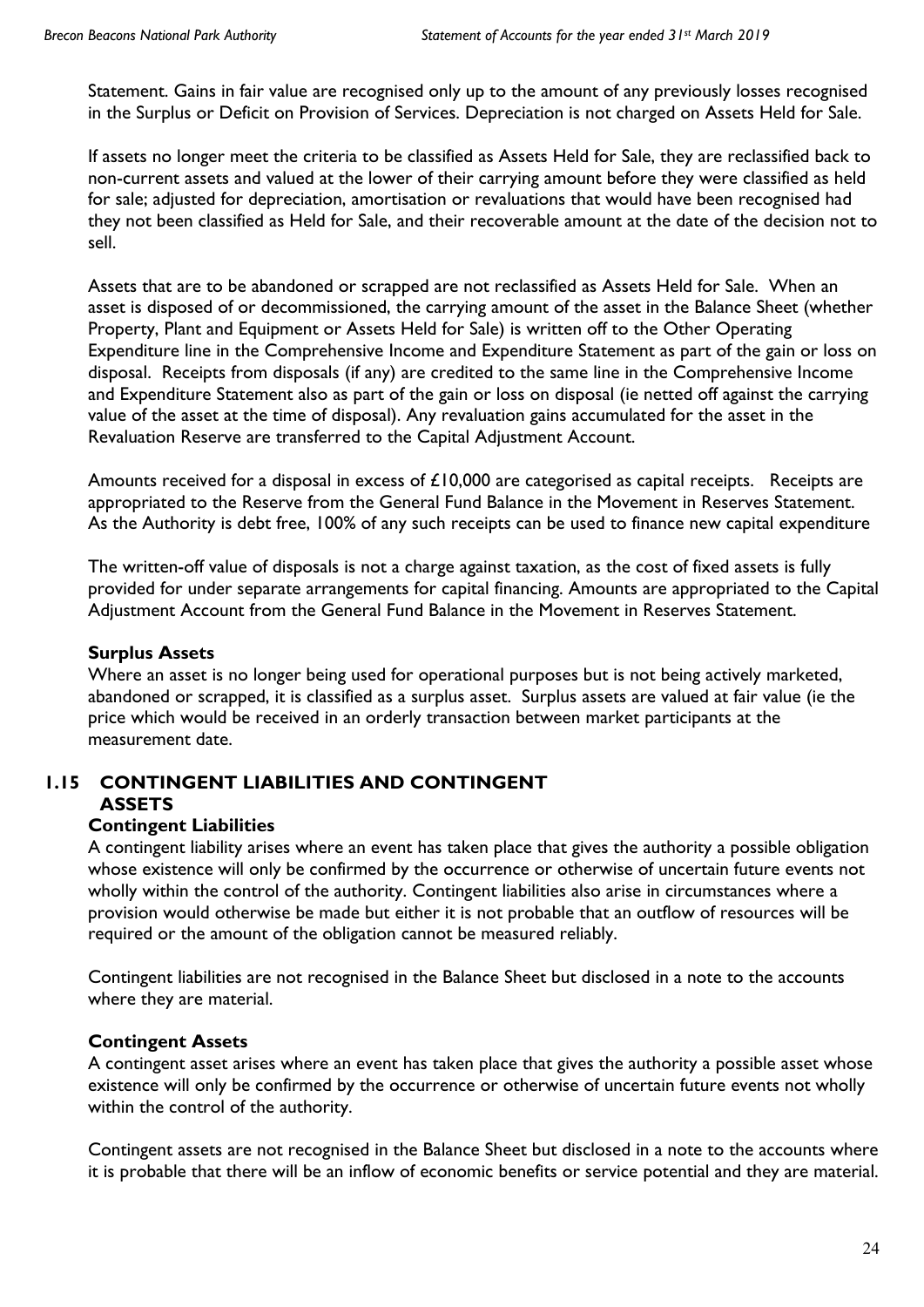Statement. Gains in fair value are recognised only up to the amount of any previously losses recognised in the Surplus or Deficit on Provision of Services. Depreciation is not charged on Assets Held for Sale.

If assets no longer meet the criteria to be classified as Assets Held for Sale, they are reclassified back to non-current assets and valued at the lower of their carrying amount before they were classified as held for sale; adjusted for depreciation, amortisation or revaluations that would have been recognised had they not been classified as Held for Sale, and their recoverable amount at the date of the decision not to sell.

Assets that are to be abandoned or scrapped are not reclassified as Assets Held for Sale. When an asset is disposed of or decommissioned, the carrying amount of the asset in the Balance Sheet (whether Property, Plant and Equipment or Assets Held for Sale) is written off to the Other Operating Expenditure line in the Comprehensive Income and Expenditure Statement as part of the gain or loss on disposal. Receipts from disposals (if any) are credited to the same line in the Comprehensive Income and Expenditure Statement also as part of the gain or loss on disposal (ie netted off against the carrying value of the asset at the time of disposal). Any revaluation gains accumulated for the asset in the Revaluation Reserve are transferred to the Capital Adjustment Account.

Amounts received for a disposal in excess of £10,000 are categorised as capital receipts. Receipts are appropriated to the Reserve from the General Fund Balance in the Movement in Reserves Statement. As the Authority is debt free, 100% of any such receipts can be used to finance new capital expenditure

The written-off value of disposals is not a charge against taxation, as the cost of fixed assets is fully provided for under separate arrangements for capital financing. Amounts are appropriated to the Capital Adjustment Account from the General Fund Balance in the Movement in Reserves Statement.

**Surplus Assets**

Where an asset is no longer being used for operational purposes but is not being actively marketed, abandoned or scrapped, it is classified as a surplus asset. Surplus assets are valued at fair value (ie the price which would be received in an orderly transaction between market participants at the measurement date.

## 1.15 CONTINGENT LIABILITIES AND CONTINGENT ASSETS

**Contingent Liabilities**

A contingent liability arises where an event has taken place that gives the authority a possible obligation whose existence will only be confirmed by the occurrence or otherwise of uncertain future events not wholly within the control of the authority. Contingent liabilities also arise in circumstances where a provision would otherwise be made but either it is not probable that an outflow of resources will be required or the amount of the obligation cannot be measured reliably.

Contingent liabilities are not recognised in the Balance Sheet but disclosed in a note to the accounts where they are material.

**Contingent Assets**

A contingent asset arises where an event has taken place that gives the authority a possible asset whose existence will only be confirmed by the occurrence or otherwise of uncertain future events not wholly within the control of the authority.

Contingent assets are not recognised in the Balance Sheet but disclosed in a note to the accounts where it is probable that there will be an inflow of economic benefits or service potential and they are material.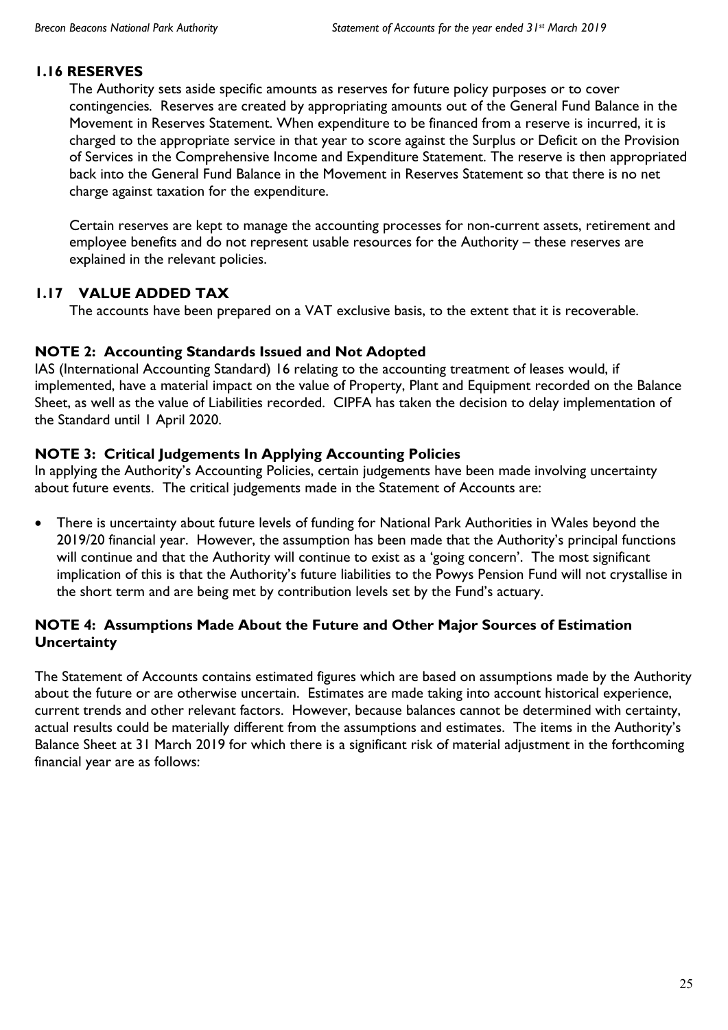### 1.16 RESERVES

The Authority sets aside specific amounts as reserves for future policy purposes or to cover contingencies. Reserves are created by appropriating amounts out of the General Fund Balance in the Movement in Reserves Statement. When expenditure to be financed from a reserve is incurred, it is charged to the appropriate service in that year to score against the Surplus or Deficit on the Provision of Services in the Comprehensive Income and Expenditure Statement. The reserve is then appropriated back into the General Fund Balance in the Movement in Reserves Statement so that there is no net charge against taxation for the expenditure.

Certain reserves are kept to manage the accounting processes for non-current assets, retirement and employee benefits and do not represent usable resources for the Authority – these reserves are explained in the relevant policies.

### 1.17 VALUE ADDED TAX

The accounts have been prepared on a VAT exclusive basis, to the extent that it is recoverable.

## NOTE 2: Accounting Standards Issued and Not Adopted

IAS (International Accounting Standard) 16 relating to the accounting treatment of leases would, if implemented, have a material impact on the value of Property, Plant and Equipment recorded on the Balance Sheet, as well as the value of Liabilities recorded. CIPFA has taken the decision to delay implementation of the Standard until 1 April 2020.

## NOTE 3: Critical Judgements In Applying Accounting Policies

In applying the Authority's Accounting Policies, certain judgements have been made involving uncertainty about future events. The critical judgements made in the Statement of Accounts are:

- There is uncertainty about future levels of funding for National Park Authorities in Wales beyond the 2019/20 financial year. However, the assumption has been made that the Authority's principal functions will continue and that the Authority will continue to exist as a 'going concern'. The most significant implication of this is that the Authority's future liabilities to the Powys Pension Fund will not crystallise in the short term and are being met by contribution levels set by the Fund's actuary.

## NOTE 4: Assumptions Made About the Future and Other Major Sources of Estimation Uncertainty

The Statement of Accounts contains estimated figures which are based on assumptions made by the Authority about the future or are otherwise uncertain. Estimates are made taking into account historical experience, current trends and other relevant factors. However, because balances cannot be determined with certainty, actual results could be materially different from the assumptions and estimates. The items in the Authority's Balance Sheet at 31 March 2019 for which there is a significant risk of material adjustment in the forthcoming financial year are as follows: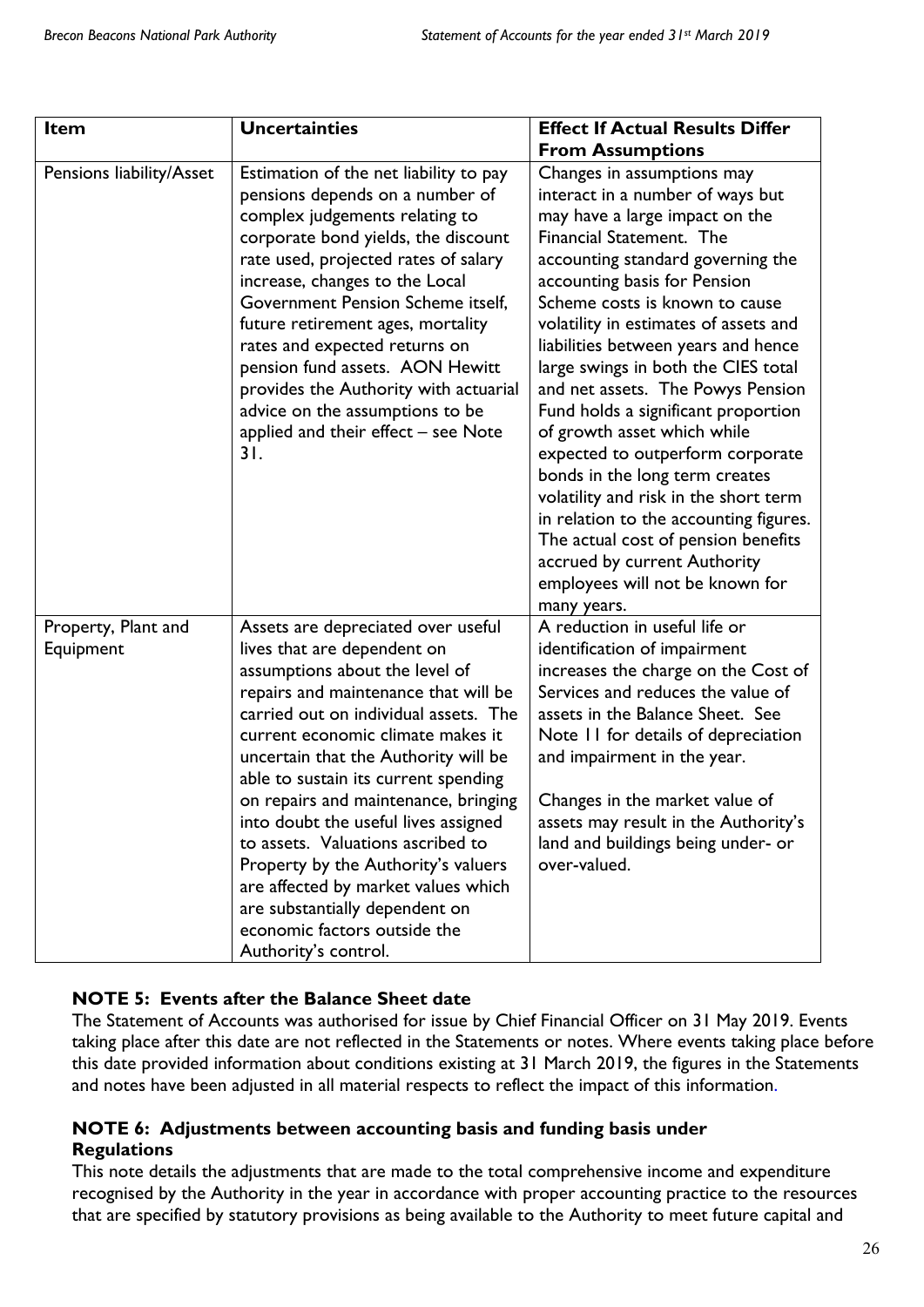| Item | Uncertainties | Effect If Actual Results Differ From Assumptions |
| --- | --- | --- |
| Pensions liability/Asset | Estimation of the net liability to pay pensions depends on a number of complex judgements relating to corporate bond yields, the discount rate used, projected rates of salary increase, changes to the Local Government Pension Scheme itself, future retirement ages, mortality rates and expected returns on pension fund assets. AON Hewitt provides the Authority with actuarial advice on the assumptions to be applied and their effect – see Note 31. | Changes in assumptions may interact in a number of ways but may have a large impact on the Financial Statement. The accounting standard governing the accounting basis for Pension Scheme costs is known to cause volatility in estimates of assets and liabilities between years and hence large swings in both the CIES total and net assets. The Powys Pension Fund holds a significant proportion of growth asset which while expected to outperform corporate bonds in the long term creates volatility and risk in the short term in relation to the accounting figures. The actual cost of pension benefits accrued by current Authority employees will not be known for many years. |
| Property, Plant and Equipment | Assets are depreciated over useful lives that are dependent on assumptions about the level of repairs and maintenance that will be carried out on individual assets. The current economic climate makes it uncertain that the Authority will be able to sustain its current spending on repairs and maintenance, bringing into doubt the useful lives assigned to assets. Valuations ascribed to Property by the Authority's valuers are affected by market values which are substantially dependent on economic factors outside the Authority's control. | A reduction in useful life or identification of impairment increases the charge on the Cost of Services and reduces the value of assets in the Balance Sheet. See Note 11 for details of depreciation and impairment in the year.<br><br>Changes in the market value of assets may result in the Authority's land and buildings being under- or over-valued. |

### NOTE 5: Events after the Balance Sheet date

The Statement of Accounts was authorised for issue by Chief Financial Officer on 31 May 2019. Events taking place after this date are not reflected in the Statements or notes. Where events taking place before this date provided information about conditions existing at 31 March 2019, the figures in the Statements and notes have been adjusted in all material respects to reflect the impact of this information.

### NOTE 6: Adjustments between accounting basis and funding basis under Regulations

This note details the adjustments that are made to the total comprehensive income and expenditure recognised by the Authority in the year in accordance with proper accounting practice to the resources that are specified by statutory provisions as being available to the Authority to meet future capital and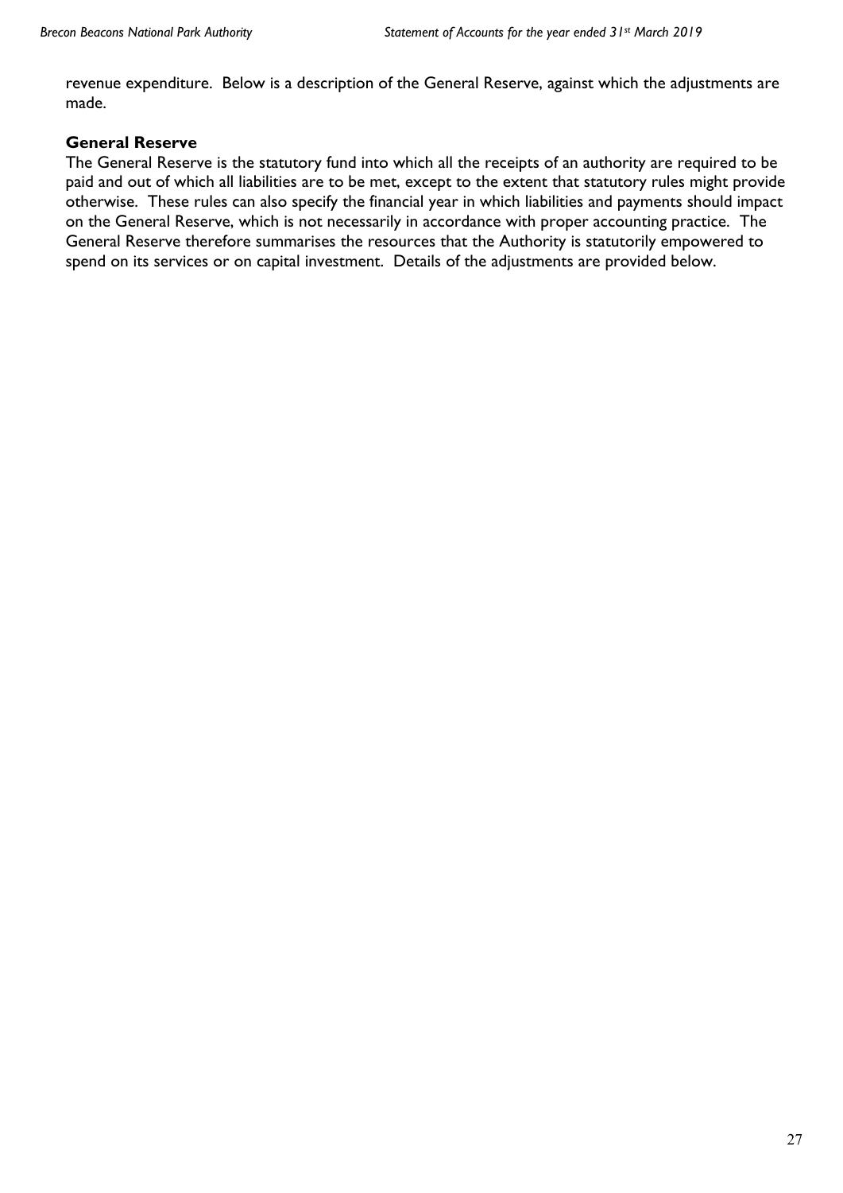revenue expenditure. Below is a description of the General Reserve, against which the adjustments are made.

**General Reserve**

The General Reserve is the statutory fund into which all the receipts of an authority are required to be paid and out of which all liabilities are to be met, except to the extent that statutory rules might provide otherwise. These rules can also specify the financial year in which liabilities and payments should impact on the General Reserve, which is not necessarily in accordance with proper accounting practice. The General Reserve therefore summarises the resources that the Authority is statutorily empowered to spend on its services or on capital investment. Details of the adjustments are provided below.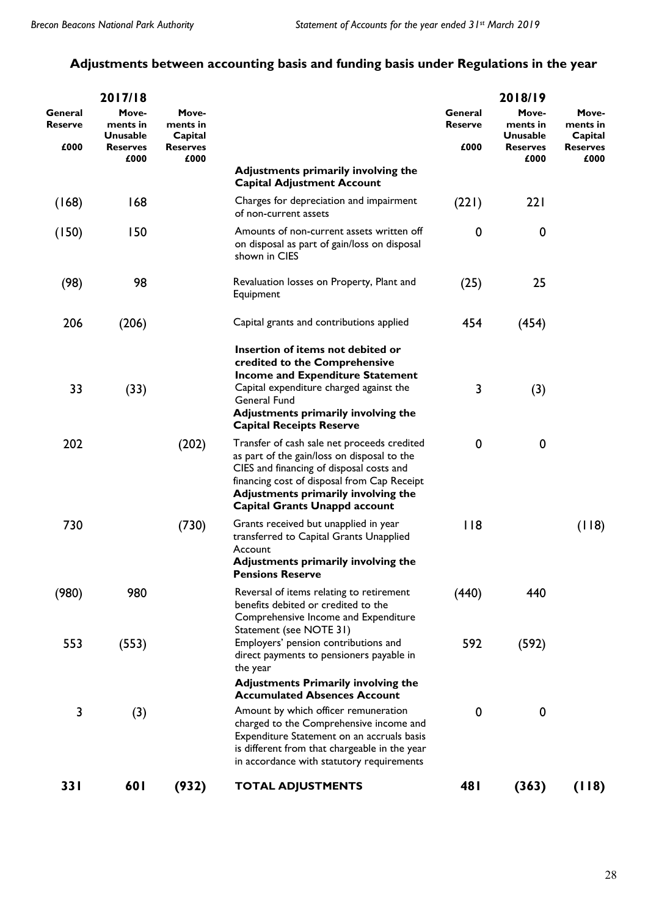## Adjustments between accounting basis and funding basis under Regulations in the year

| 2017/18 General Reserve £000 | 2017/18 Movements in Unusable Reserves £000 | 2017/18 Movements in Capital Reserves £000 | | 2018/19 General Reserve £000 | 2018/19 Movements in Unusable Reserves £000 | 2018/19 Movements in Capital Reserves £000 |
|---|---|---|---|---|---|---|
| | | | **Adjustments primarily involving the Capital Adjustment Account** | | | |
| (168) | 168 | | Charges for depreciation and impairment of non-current assets | (221) | 221 | |
| (150) | 150 | | Amounts of non-current assets written off on disposal as part of gain/loss on disposal shown in CIES | 0 | 0 | |
| (98) | 98 | | Revaluation losses on Property, Plant and Equipment | (25) | 25 | |
| 206 | (206) | | Capital grants and contributions applied | 454 | (454) | |
| | | | **Insertion of items not debited or credited to the Comprehensive Income and Expenditure Statement** | | | |
| 33 | (33) | | Capital expenditure charged against the General Fund | 3 | (3) | |
| | | | **Adjustments primarily involving the Capital Receipts Reserve** | | | |
| 202 | | (202) | Transfer of cash sale net proceeds credited as part of the gain/loss on disposal to the CIES and financing of disposal costs and financing cost of disposal from Cap Receipt | 0 | 0 | |
| | | | **Adjustments primarily involving the Capital Grants Unappd account** | | | |
| 730 | | (730) | Grants received but unapplied in year transferred to Capital Grants Unapplied Account | 118 | | (118) |
| | | | **Adjustments primarily involving the Pensions Reserve** | | | |
| (980) | 980 | | Reversal of items relating to retirement benefits debited or credited to the Comprehensive Income and Expenditure Statement (see NOTE 31) | (440) | 440 | |
| 553 | (553) | | Employers' pension contributions and direct payments to pensioners payable in the year | 592 | (592) | |
| | | | **Adjustments Primarily involving the Accumulated Absences Account** | | | |
| 3 | (3) | | Amount by which officer remuneration charged to the Comprehensive income and Expenditure Statement on an accruals basis is different from that chargeable in the year in accordance with statutory requirements | 0 | 0 | |
| **331** | **601** | **(932)** | **TOTAL ADJUSTMENTS** | **481** | **(363)** | **(118)** |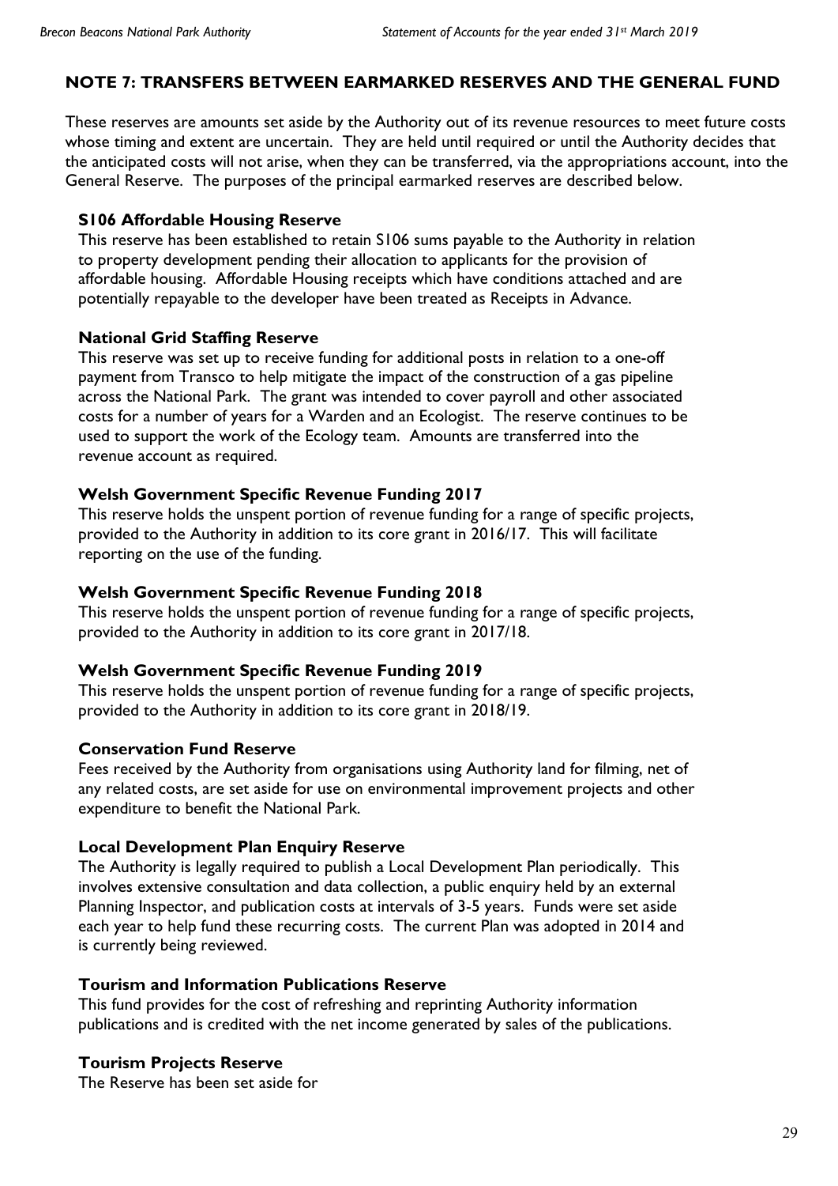## NOTE 7: TRANSFERS BETWEEN EARMARKED RESERVES AND THE GENERAL FUND

These reserves are amounts set aside by the Authority out of its revenue resources to meet future costs whose timing and extent are uncertain. They are held until required or until the Authority decides that the anticipated costs will not arise, when they can be transferred, via the appropriations account, into the General Reserve. The purposes of the principal earmarked reserves are described below.

### S106 Affordable Housing Reserve

This reserve has been established to retain S106 sums payable to the Authority in relation to property development pending their allocation to applicants for the provision of affordable housing. Affordable Housing receipts which have conditions attached and are potentially repayable to the developer have been treated as Receipts in Advance.

### National Grid Staffing Reserve

This reserve was set up to receive funding for additional posts in relation to a one-off payment from Transco to help mitigate the impact of the construction of a gas pipeline across the National Park. The grant was intended to cover payroll and other associated costs for a number of years for a Warden and an Ecologist. The reserve continues to be used to support the work of the Ecology team. Amounts are transferred into the revenue account as required.

### Welsh Government Specific Revenue Funding 2017

This reserve holds the unspent portion of revenue funding for a range of specific projects, provided to the Authority in addition to its core grant in 2016/17. This will facilitate reporting on the use of the funding.

### Welsh Government Specific Revenue Funding 2018

This reserve holds the unspent portion of revenue funding for a range of specific projects, provided to the Authority in addition to its core grant in 2017/18.

### Welsh Government Specific Revenue Funding 2019

This reserve holds the unspent portion of revenue funding for a range of specific projects, provided to the Authority in addition to its core grant in 2018/19.

### Conservation Fund Reserve

Fees received by the Authority from organisations using Authority land for filming, net of any related costs, are set aside for use on environmental improvement projects and other expenditure to benefit the National Park.

### Local Development Plan Enquiry Reserve

The Authority is legally required to publish a Local Development Plan periodically. This involves extensive consultation and data collection, a public enquiry held by an external Planning Inspector, and publication costs at intervals of 3-5 years. Funds were set aside each year to help fund these recurring costs. The current Plan was adopted in 2014 and is currently being reviewed.

### Tourism and Information Publications Reserve

This fund provides for the cost of refreshing and reprinting Authority information publications and is credited with the net income generated by sales of the publications.

### Tourism Projects Reserve

The Reserve has been set aside for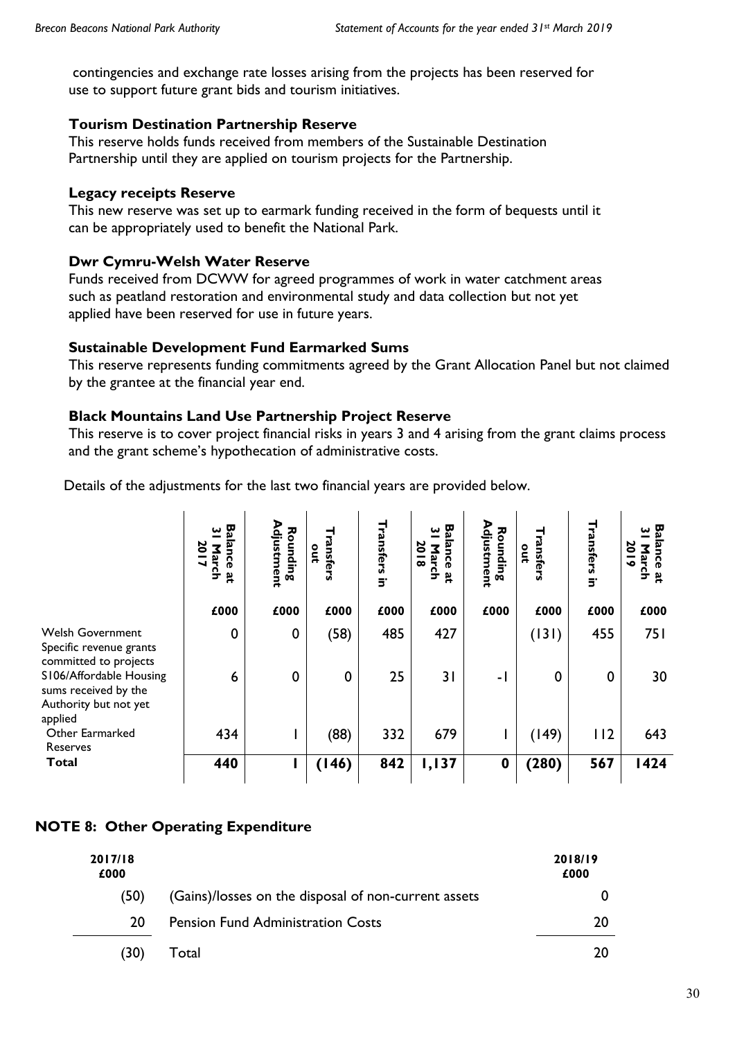contingencies and exchange rate losses arising from the projects has been reserved for use to support future grant bids and tourism initiatives.

**Tourism Destination Partnership Reserve**

This reserve holds funds received from members of the Sustainable Destination Partnership until they are applied on tourism projects for the Partnership.

**Legacy receipts Reserve**

This new reserve was set up to earmark funding received in the form of bequests until it can be appropriately used to benefit the National Park.

**Dwr Cymru-Welsh Water Reserve**

Funds received from DCWW for agreed programmes of work in water catchment areas such as peatland restoration and environmental study and data collection but not yet applied have been reserved for use in future years.

**Sustainable Development Fund Earmarked Sums**

This reserve represents funding commitments agreed by the Grant Allocation Panel but not claimed by the grantee at the financial year end.

**Black Mountains Land Use Partnership Project Reserve**

This reserve is to cover project financial risks in years 3 and 4 arising from the grant claims process and the grant scheme's hypothecation of administrative costs.

Details of the adjustments for the last two financial years are provided below.

| | Balance at 31 March 2017 | Rounding Adjustment | Transfers out | Transfers in | Balance at 31 March 2018 | Rounding Adjustment | Transfers out | Transfers in | Balance at 31 March 2019 |
|---|---|---|---|---|---|---|---|---|---|
| | £000 | £000 | £000 | £000 | £000 | £000 | £000 | £000 | £000 |
| Welsh Government Specific revenue grants committed to projects | 0 | 0 | (58) | 485 | 427 | | (131) | 455 | 751 |
| S106/Affordable Housing sums received by the Authority but not yet applied | 6 | 0 | 0 | 25 | 31 | -1 | 0 | 0 | 30 |
| Other Earmarked Reserves | 434 | 1 | (88) | 332 | 679 | 1 | (149) | 112 | 643 |
| **Total** | **440** | **1** | **(146)** | **842** | **1,137** | **0** | **(280)** | **567** | **1424** |

## NOTE 8: Other Operating Expenditure

| 2017/18 £000 | | 2018/19 £000 |
|---|---|---|
| (50) | (Gains)/losses on the disposal of non-current assets | 0 |
| 20 | Pension Fund Administration Costs | 20 |
| (30) | Total | 20 |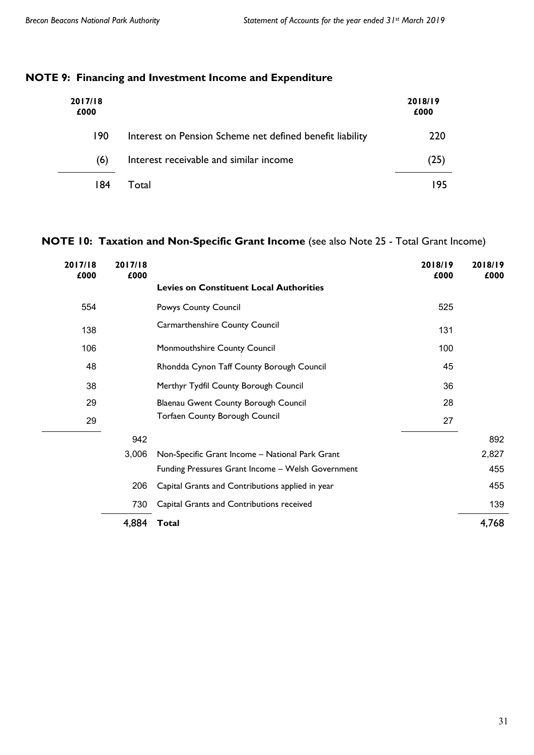## NOTE 9: Financing and Investment Income and Expenditure

| 2017/18 £000 | | 2018/19 £000 |
|---|---|---|
| 190 | Interest on Pension Scheme net defined benefit liability | 220 |
| (6) | Interest receivable and similar income | (25) |
| 184 | Total | 195 |

## NOTE 10: Taxation and Non-Specific Grant Income (see also Note 25 - Total Grant Income)

| 2017/18 £000 | 2017/18 £000 | | 2018/19 £000 | 2018/19 £000 |
|---|---|---|---|---|
| | | **Levies on Constituent Local Authorities** | | |
| 554 | | Powys County Council | 525 | |
| 138 | | Carmarthenshire County Council | 131 | |
| 106 | | Monmouthshire County Council | 100 | |
| 48 | | Rhondda Cynon Taff County Borough Council | 45 | |
| 38 | | Merthyr Tydfil County Borough Council | 36 | |
| 29 | | Blaenau Gwent County Borough Council | 28 | |
| 29 | | Torfaen County Borough Council | 27 | |
| | 942 | | | 892 |
| | 3,006 | Non-Specific Grant Income – National Park Grant | | 2,827 |
| | | Funding Pressures Grant Income – Welsh Government | | 455 |
| | 206 | Capital Grants and Contributions applied in year | | 455 |
| | 730 | Capital Grants and Contributions received | | 139 |
| | 4,884 | **Total** | | 4,768 |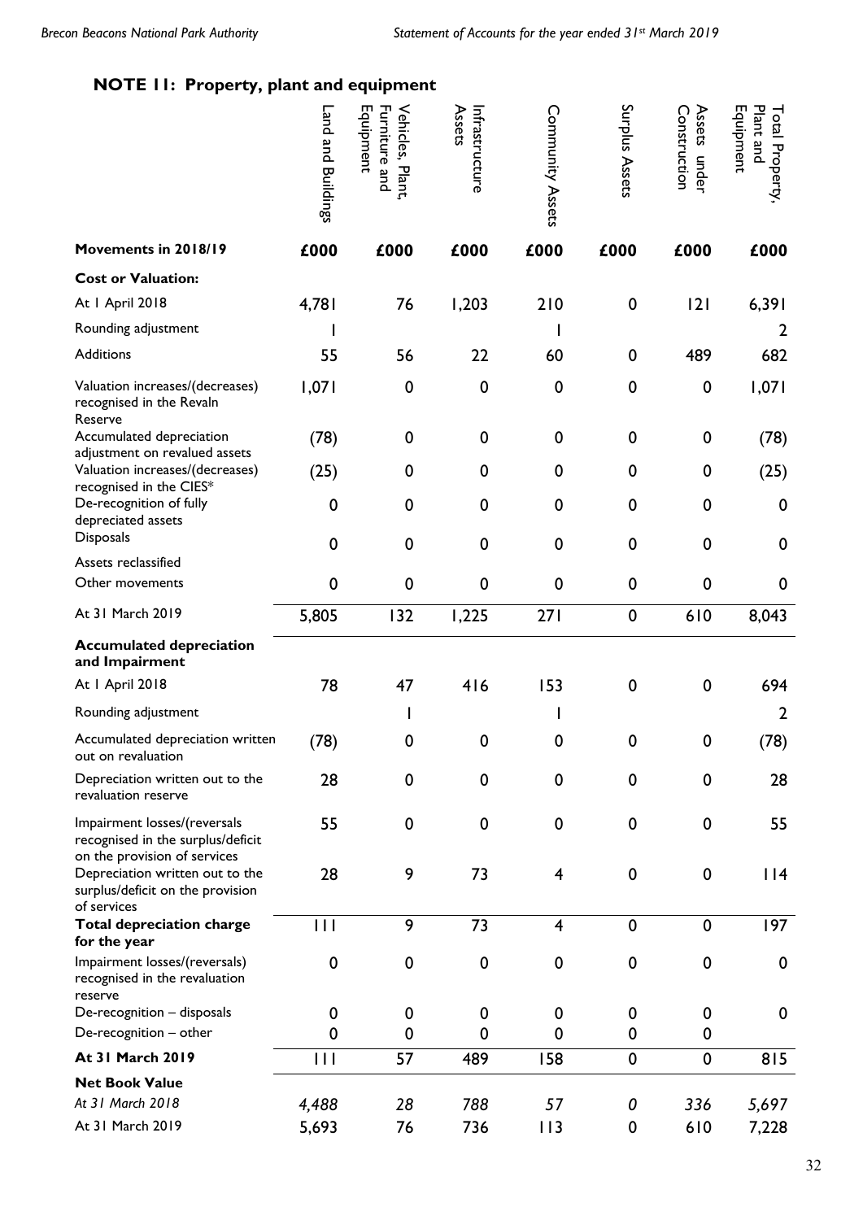## NOTE 11: Property, plant and equipment

| | Land and Buildings | Vehicles, Plant, Furniture and Equipment | Infrastructure Assets | Community Assets | Surplus Assets | Assets under Construction | Total Property, Plant and Equipment |
|---|---|---|---|---|---|---|---|
| **Movements in 2018/19** | **£000** | **£000** | **£000** | **£000** | **£000** | **£000** | **£000** |
| **Cost or Valuation:** | | | | | | | |
| At 1 April 2018 | 4,781 | 76 | 1,203 | 210 | 0 | 121 | 6,391 |
| Rounding adjustment | 1 | | | 1 | | | 2 |
| Additions | 55 | 56 | 22 | 60 | 0 | 489 | 682 |
| Valuation increases/(decreases) recognised in the Revaln Reserve | 1,071 | 0 | 0 | 0 | 0 | 0 | 1,071 |
| Accumulated depreciation adjustment on revalued assets | (78) | 0 | 0 | 0 | 0 | 0 | (78) |
| Valuation increases/(decreases) recognised in the CIES* | (25) | 0 | 0 | 0 | 0 | 0 | (25) |
| De-recognition of fully depreciated assets | 0 | 0 | 0 | 0 | 0 | 0 | 0 |
| Disposals | 0 | 0 | 0 | 0 | 0 | 0 | 0 |
| Assets reclassified | | | | | | | |
| Other movements | 0 | 0 | 0 | 0 | 0 | 0 | 0 |
| At 31 March 2019 | 5,805 | 132 | 1,225 | 271 | 0 | 610 | 8,043 |
| **Accumulated depreciation and Impairment** | | | | | | | |
| At 1 April 2018 | 78 | 47 | 416 | 153 | 0 | 0 | 694 |
| Rounding adjustment | | 1 | | 1 | | | 2 |
| Accumulated depreciation written out on revaluation | (78) | 0 | 0 | 0 | 0 | 0 | (78) |
| Depreciation written out to the revaluation reserve | 28 | 0 | 0 | 0 | 0 | 0 | 28 |
| Impairment losses/(reversals recognised in the surplus/deficit on the provision of services | 55 | 0 | 0 | 0 | 0 | 0 | 55 |
| Depreciation written out to the surplus/deficit on the provision of services | 28 | 9 | 73 | 4 | 0 | 0 | 114 |
| **Total depreciation charge for the year** | 111 | 9 | 73 | 4 | 0 | 0 | 197 |
| Impairment losses/(reversals) recognised in the revaluation reserve | 0 | 0 | 0 | 0 | 0 | 0 | 0 |
| De-recognition – disposals | 0 | 0 | 0 | 0 | 0 | 0 | 0 |
| De-recognition – other | 0 | 0 | 0 | 0 | 0 | 0 | |
| **At 31 March 2019** | 111 | 57 | 489 | 158 | 0 | 0 | 815 |
| **Net Book Value** | | | | | | | |
| *At 31 March 2018* | *4,488* | *28* | *788* | *57* | *0* | *336* | *5,697* |
| At 31 March 2019 | 5,693 | 76 | 736 | 113 | 0 | 610 | 7,228 |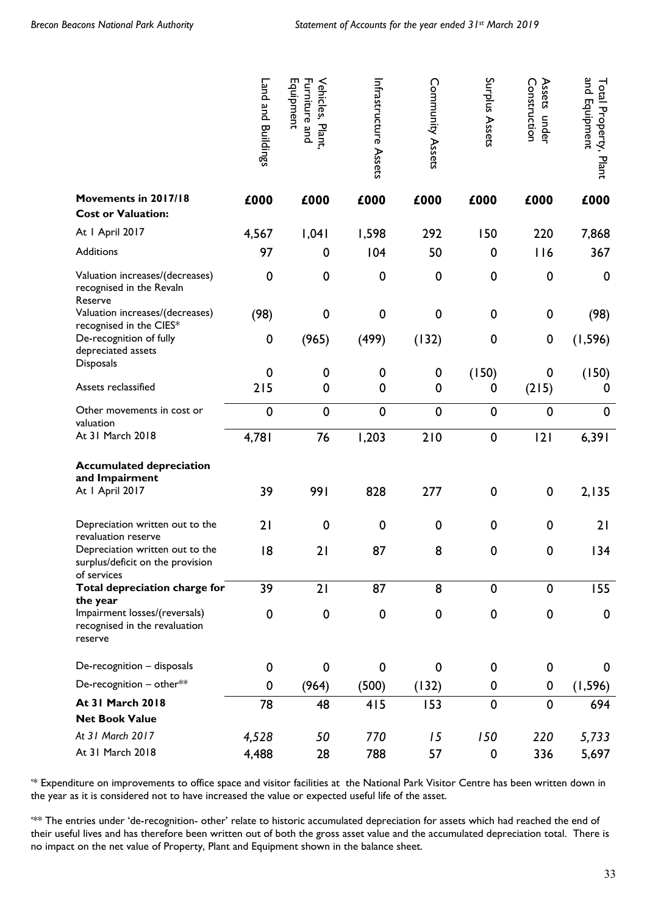| | Land and Buildings | Vehicles, Plant, Furniture and Equipment | Infrastructure Assets | Community Assets | Surplus Assets | Assets under Construction | Total Property, Plant and Equipment |
|---|---|---|---|---|---|---|---|
| **Movements in 2017/18** | **£000** | **£000** | **£000** | **£000** | **£000** | **£000** | **£000** |
| **Cost or Valuation:** | | | | | | | |
| At 1 April 2017 | 4,567 | 1,041 | 1,598 | 292 | 150 | 220 | 7,868 |
| Additions | 97 | 0 | 104 | 50 | 0 | 116 | 367 |
| Valuation increases/(decreases) recognised in the Revaln Reserve | 0 | 0 | 0 | 0 | 0 | 0 | 0 |
| Valuation increases/(decreases) recognised in the CIES* | (98) | 0 | 0 | 0 | 0 | 0 | (98) |
| De-recognition of fully depreciated assets | 0 | (965) | (499) | (132) | 0 | 0 | (1,596) |
| Disposals | 0 | 0 | 0 | 0 | (150) | 0 | (150) |
| Assets reclassified | 215 | 0 | 0 | 0 | 0 | (215) | 0 |
| Other movements in cost or valuation | 0 | 0 | 0 | 0 | 0 | 0 | 0 |
| At 31 March 2018 | 4,781 | 76 | 1,203 | 210 | 0 | 121 | 6,391 |
| **Accumulated depreciation and Impairment** | | | | | | | |
| At 1 April 2017 | 39 | 991 | 828 | 277 | 0 | 0 | 2,135 |
| Depreciation written out to the revaluation reserve | 21 | 0 | 0 | 0 | 0 | 0 | 21 |
| Depreciation written out to the surplus/deficit on the provision of services | 18 | 21 | 87 | 8 | 0 | 0 | 134 |
| **Total depreciation charge for the year** | 39 | 21 | 87 | 8 | 0 | 0 | 155 |
| Impairment losses/(reversals) recognised in the revaluation reserve | 0 | 0 | 0 | 0 | 0 | 0 | 0 |
| De-recognition – disposals | 0 | 0 | 0 | 0 | 0 | 0 | 0 |
| De-recognition – other** | 0 | (964) | (500) | (132) | 0 | 0 | (1,596) |
| **At 31 March 2018** | 78 | 48 | 415 | 153 | 0 | 0 | 694 |
| **Net Book Value** | | | | | | | |
| *At 31 March 2017* | *4,528* | *50* | *770* | *15* | *150* | *220* | *5,733* |
| At 31 March 2018 | 4,488 | 28 | 788 | 57 | 0 | 336 | 5,697 |

'* Expenditure on improvements to office space and visitor facilities at the National Park Visitor Centre has been written down in the year as it is considered not to have increased the value or expected useful life of the asset.

'** The entries under 'de-recognition- other' relate to historic accumulated depreciation for assets which had reached the end of their useful lives and has therefore been written out of both the gross asset value and the accumulated depreciation total. There is no impact on the net value of Property, Plant and Equipment shown in the balance sheet.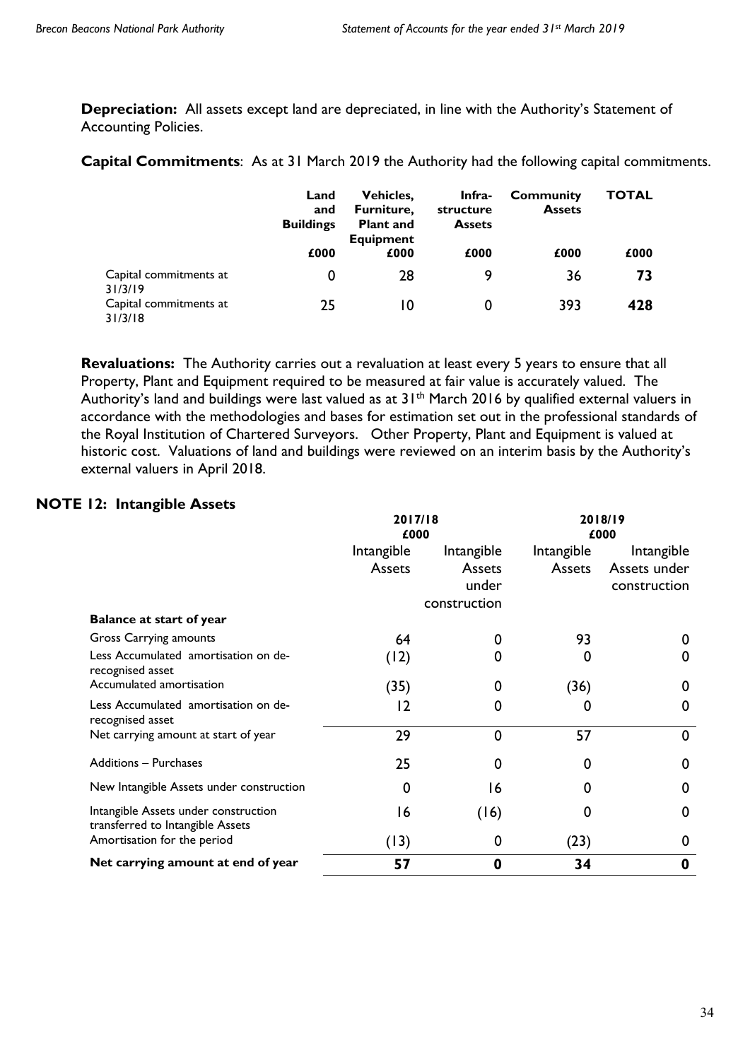**Depreciation:** All assets except land are depreciated, in line with the Authority's Statement of Accounting Policies.

**Capital Commitments**: As at 31 March 2019 the Authority had the following capital commitments.

| | Land and Buildings | Vehicles, Furniture, Plant and Equipment | Infra-structure Assets | Community Assets | TOTAL |
|---|---|---|---|---|---|
| | £000 | £000 | £000 | £000 | £000 |
| Capital commitments at 31/3/19 | 0 | 28 | 9 | 36 | **73** |
| Capital commitments at 31/3/18 | 25 | 10 | 0 | 393 | **428** |

**Revaluations:** The Authority carries out a revaluation at least every 5 years to ensure that all Property, Plant and Equipment required to be measured at fair value is accurately valued. The Authority's land and buildings were last valued as at 31[th] March 2016 by qualified external valuers in accordance with the methodologies and bases for estimation set out in the professional standards of the Royal Institution of Chartered Surveyors. Other Property, Plant and Equipment is valued at historic cost. Valuations of land and buildings were reviewed on an interim basis by the Authority's external valuers in April 2018.

## NOTE 12: Intangible Assets

| | 2017/18 £000 | | 2018/19 £000 | |
|---|---|---|---|---|
| | Intangible Assets | Intangible Assets under construction | Intangible Assets | Intangible Assets under construction |
| **Balance at start of year** | | | | |
| Gross Carrying amounts | 64 | 0 | 93 | 0 |
| Less Accumulated amortisation on de-recognised asset | (12) | 0 | 0 | 0 |
| Accumulated amortisation | (35) | 0 | (36) | 0 |
| Less Accumulated amortisation on de-recognised asset | 12 | 0 | 0 | 0 |
| Net carrying amount at start of year | 29 | 0 | 57 | 0 |
| Additions – Purchases | 25 | 0 | 0 | 0 |
| New Intangible Assets under construction | 0 | 16 | 0 | 0 |
| Intangible Assets under construction transferred to Intangible Assets | 16 | (16) | 0 | 0 |
| Amortisation for the period | (13) | 0 | (23) | 0 |
| **Net carrying amount at end of year** | **57** | **0** | **34** | **0** |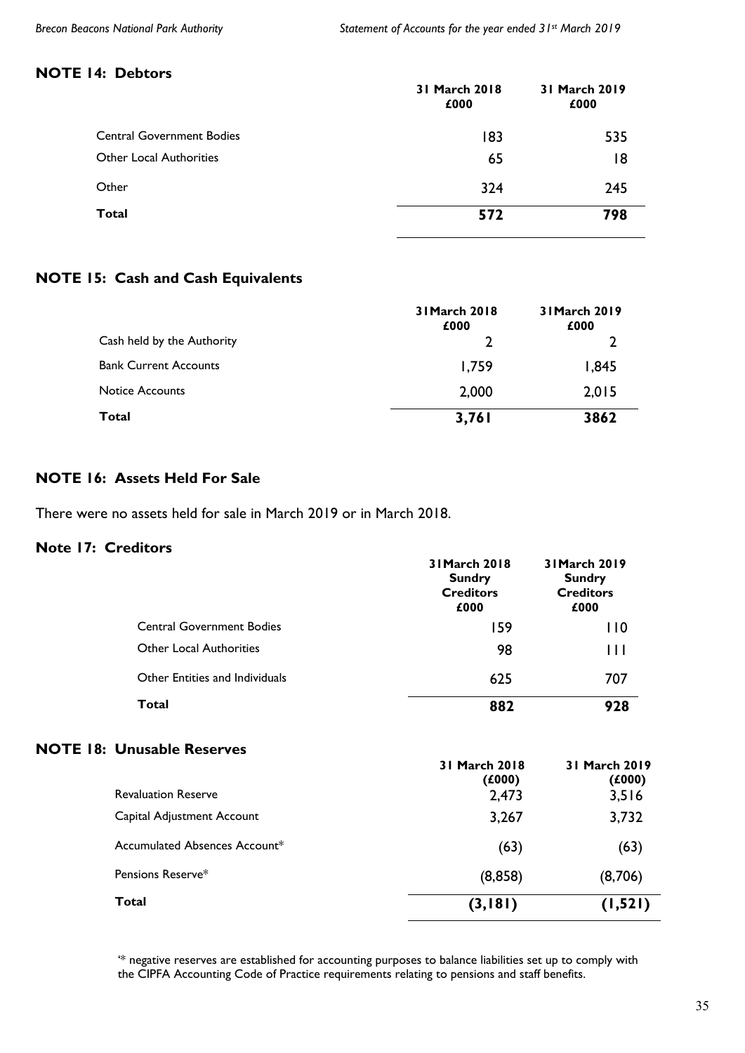## NOTE 14: Debtors

| | 31 March 2018 £000 | 31 March 2019 £000 |
|---|---|---|
| Central Government Bodies | 183 | 535 |
| Other Local Authorities | 65 | 18 |
| Other | 324 | 245 |
| **Total** | **572** | **798** |

## NOTE 15: Cash and Cash Equivalents

| | 31March 2018 £000 | 31March 2019 £000 |
|---|---|---|
| Cash held by the Authority | 2 | 2 |
| Bank Current Accounts | 1,759 | 1,845 |
| Notice Accounts | 2,000 | 2,015 |
| **Total** | **3,761** | **3862** |

## NOTE 16: Assets Held For Sale

There were no assets held for sale in March 2019 or in March 2018.

## Note 17: Creditors

| | 31March 2018 Sundry Creditors £000 | 31March 2019 Sundry Creditors £000 |
|---|---|---|
| Central Government Bodies | 159 | 110 |
| Other Local Authorities | 98 | 111 |
| Other Entities and Individuals | 625 | 707 |
| **Total** | **882** | **928** |

## NOTE 18: Unusable Reserves

| | 31 March 2018 (£000) | 31 March 2019 (£000) |
|---|---|---|
| Revaluation Reserve | 2,473 | 3,516 |
| Capital Adjustment Account | 3,267 | 3,732 |
| Accumulated Absences Account* | (63) | (63) |
| Pensions Reserve* | (8,858) | (8,706) |
| **Total** | **(3,181)** | **(1,521)** |

'* negative reserves are established for accounting purposes to balance liabilities set up to comply with the CIPFA Accounting Code of Practice requirements relating to pensions and staff benefits.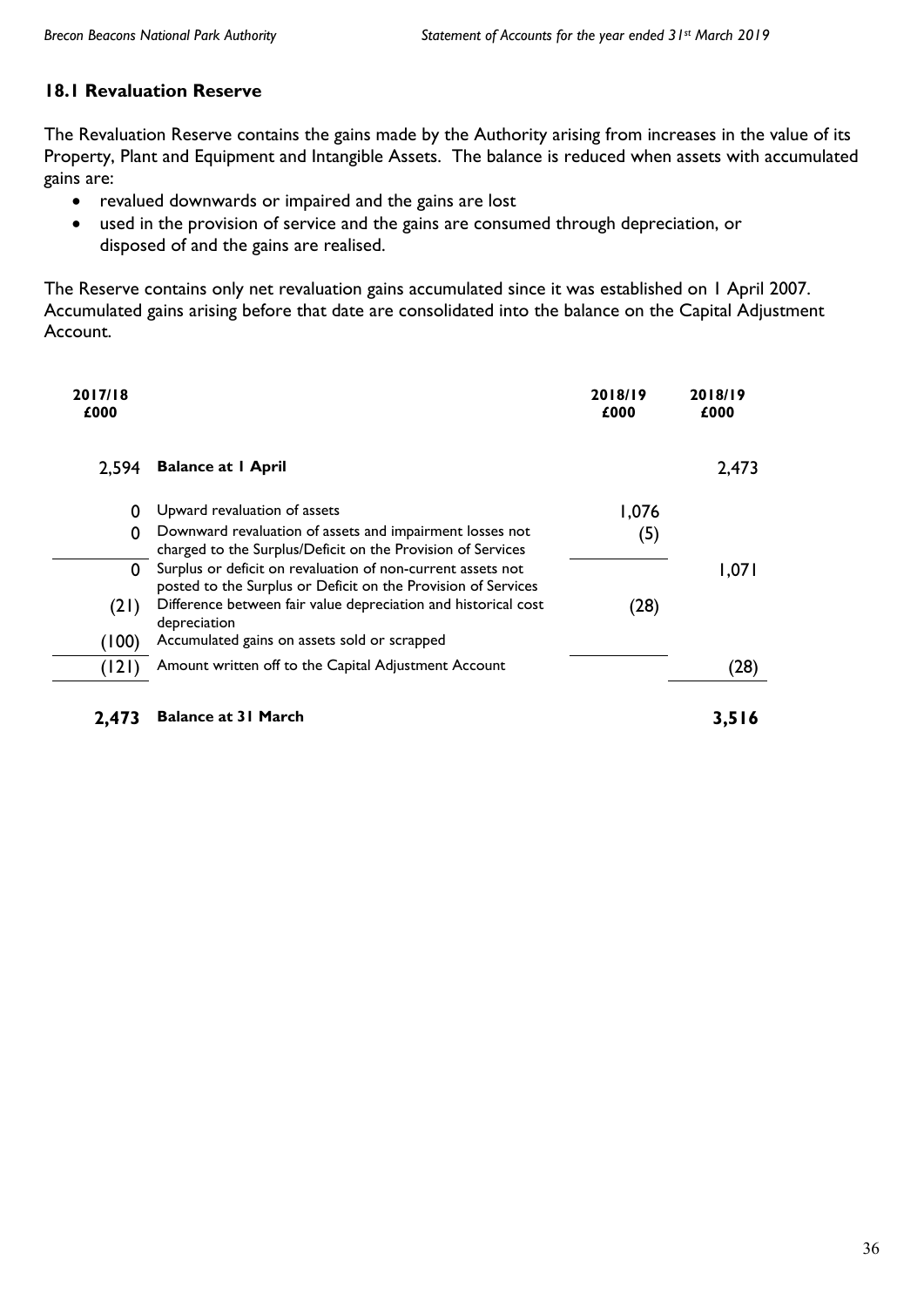## 18.1 Revaluation Reserve

The Revaluation Reserve contains the gains made by the Authority arising from increases in the value of its Property, Plant and Equipment and Intangible Assets. The balance is reduced when assets with accumulated gains are:

- revalued downwards or impaired and the gains are lost
- used in the provision of service and the gains are consumed through depreciation, or disposed of and the gains are realised.

The Reserve contains only net revaluation gains accumulated since it was established on 1 April 2007. Accumulated gains arising before that date are consolidated into the balance on the Capital Adjustment Account.

| 2017/18 £000 | | 2018/19 £000 | 2018/19 £000 |
|---|---|---|---|
| 2,594 | **Balance at 1 April** | | 2,473 |
| 0 | Upward revaluation of assets | 1,076 | |
| 0 | Downward revaluation of assets and impairment losses not charged to the Surplus/Deficit on the Provision of Services | (5) | |
| 0 | Surplus or deficit on revaluation of non-current assets not posted to the Surplus or Deficit on the Provision of Services | | 1,071 |
| (21) | Difference between fair value depreciation and historical cost depreciation | (28) | |
| (100) | Accumulated gains on assets sold or scrapped | | |
| (121) | Amount written off to the Capital Adjustment Account | | (28) |
| **2,473** | **Balance at 31 March** | | **3,516** |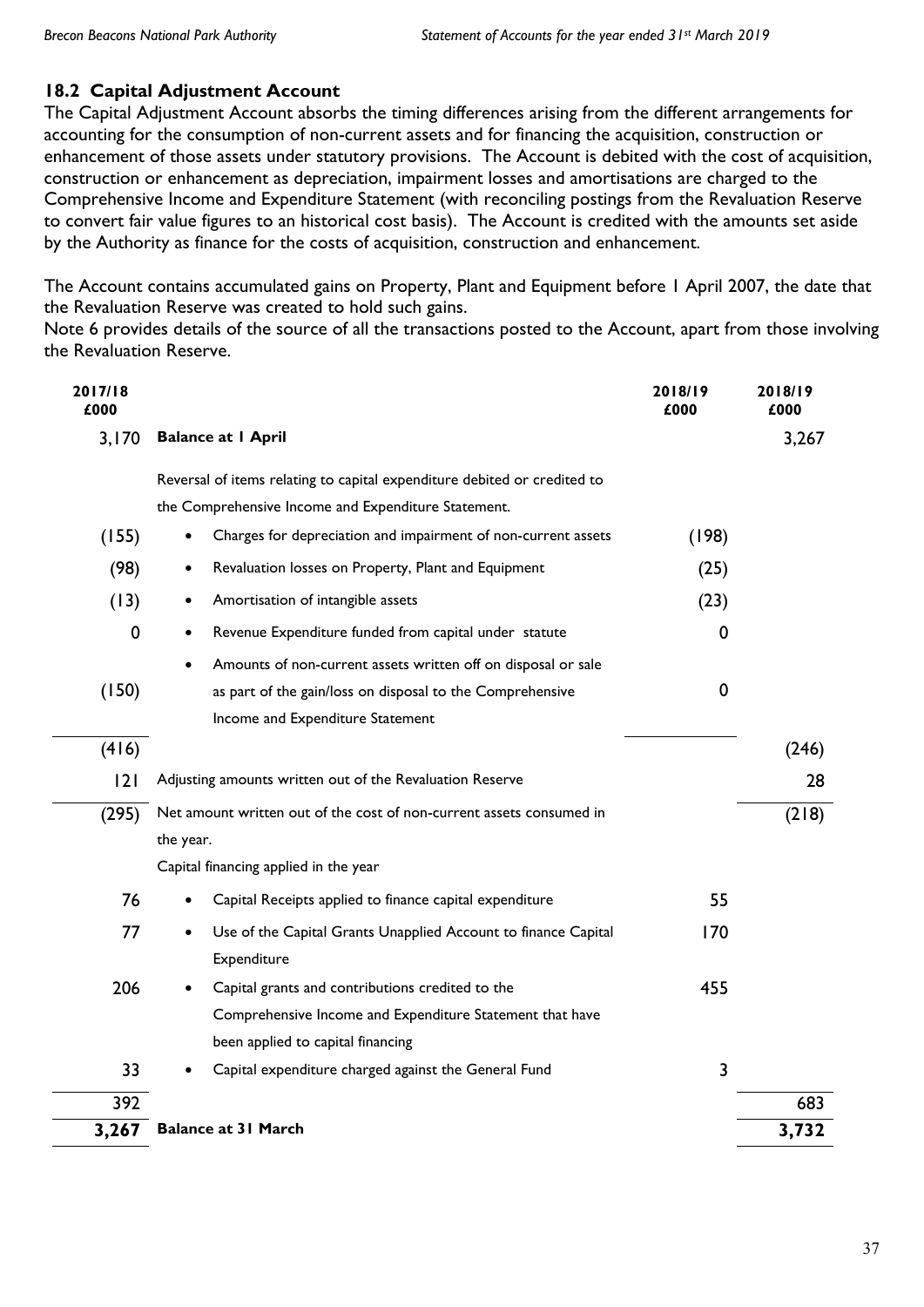## 18.2 Capital Adjustment Account

The Capital Adjustment Account absorbs the timing differences arising from the different arrangements for accounting for the consumption of non-current assets and for financing the acquisition, construction or enhancement of those assets under statutory provisions. The Account is debited with the cost of acquisition, construction or enhancement as depreciation, impairment losses and amortisations are charged to the Comprehensive Income and Expenditure Statement (with reconciling postings from the Revaluation Reserve to convert fair value figures to an historical cost basis). The Account is credited with the amounts set aside by the Authority as finance for the costs of acquisition, construction and enhancement.

The Account contains accumulated gains on Property, Plant and Equipment before 1 April 2007, the date that the Revaluation Reserve was created to hold such gains.

Note 6 provides details of the source of all the transactions posted to the Account, apart from those involving the Revaluation Reserve.

| 2017/18 £000 | | 2018/19 £000 | 2018/19 £000 |
|---|---|---|---|
| 3,170 | **Balance at 1 April** | | 3,267 |
| | Reversal of items relating to capital expenditure debited or credited to the Comprehensive Income and Expenditure Statement. | | |
| (155) | • Charges for depreciation and impairment of non-current assets | (198) | |
| (98) | • Revaluation losses on Property, Plant and Equipment | (25) | |
| (13) | • Amortisation of intangible assets | (23) | |
| 0 | • Revenue Expenditure funded from capital under statute | 0 | |
| (150) | • Amounts of non-current assets written off on disposal or sale as part of the gain/loss on disposal to the Comprehensive Income and Expenditure Statement | 0 | |
| (416) | | | (246) |
| 121 | Adjusting amounts written out of the Revaluation Reserve | | 28 |
| (295) | Net amount written out of the cost of non-current assets consumed in the year. | | (218) |
| | Capital financing applied in the year | | |
| 76 | • Capital Receipts applied to finance capital expenditure | 55 | |
| 77 | • Use of the Capital Grants Unapplied Account to finance Capital Expenditure | 170 | |
| 206 | • Capital grants and contributions credited to the Comprehensive Income and Expenditure Statement that have been applied to capital financing | 455 | |
| 33 | • Capital expenditure charged against the General Fund | 3 | |
| 392 | | | 683 |
| **3,267** | **Balance at 31 March** | | **3,732** |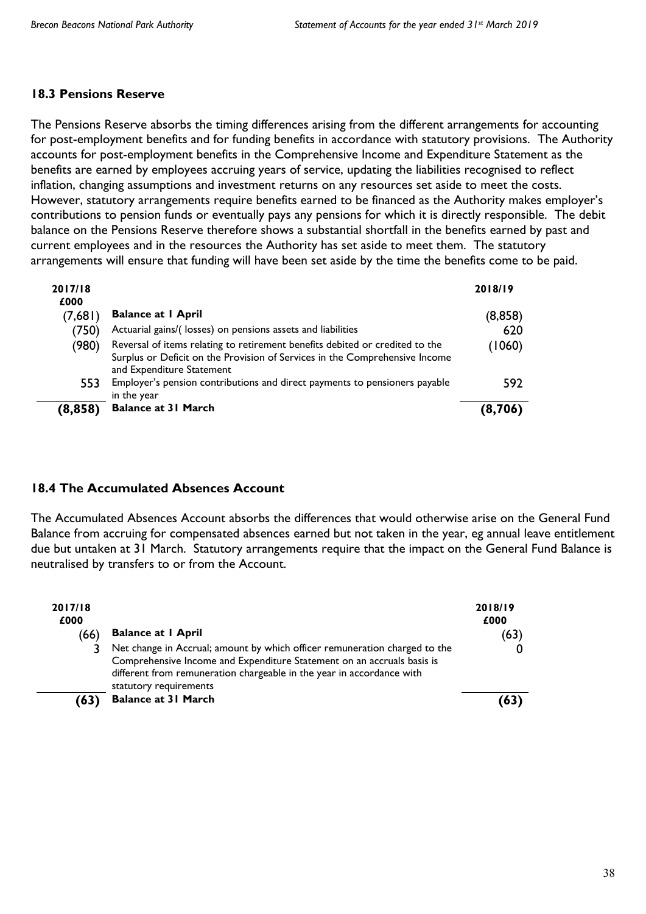### 18.3 Pensions Reserve

The Pensions Reserve absorbs the timing differences arising from the different arrangements for accounting for post-employment benefits and for funding benefits in accordance with statutory provisions. The Authority accounts for post-employment benefits in the Comprehensive Income and Expenditure Statement as the benefits are earned by employees accruing years of service, updating the liabilities recognised to reflect inflation, changing assumptions and investment returns on any resources set aside to meet the costs. However, statutory arrangements require benefits earned to be financed as the Authority makes employer's contributions to pension funds or eventually pays any pensions for which it is directly responsible. The debit balance on the Pensions Reserve therefore shows a substantial shortfall in the benefits earned by past and current employees and in the resources the Authority has set aside to meet them. The statutory arrangements will ensure that funding will have been set aside by the time the benefits come to be paid.

| 2017/18 £000 | | 2018/19 |
|---|---|---|
| (7,681) | **Balance at 1 April** | (8,858) |
| (750) | Actuarial gains/( losses) on pensions assets and liabilities | 620 |
| (980) | Reversal of items relating to retirement benefits debited or credited to the Surplus or Deficit on the Provision of Services in the Comprehensive Income and Expenditure Statement | (1060) |
| 553 | Employer's pension contributions and direct payments to pensioners payable in the year | 592 |
| **(8,858)** | **Balance at 31 March** | **(8,706)** |

### 18.4 The Accumulated Absences Account

The Accumulated Absences Account absorbs the differences that would otherwise arise on the General Fund Balance from accruing for compensated absences earned but not taken in the year, eg annual leave entitlement due but untaken at 31 March. Statutory arrangements require that the impact on the General Fund Balance is neutralised by transfers to or from the Account.

| 2017/18 £000 | | 2018/19 £000 |
|---|---|---|
| (66) | **Balance at 1 April** | (63) |
| 3 | Net change in Accrual; amount by which officer remuneration charged to the Comprehensive Income and Expenditure Statement on an accruals basis is different from remuneration chargeable in the year in accordance with statutory requirements | 0 |
| **(63)** | **Balance at 31 March** | **(63)** |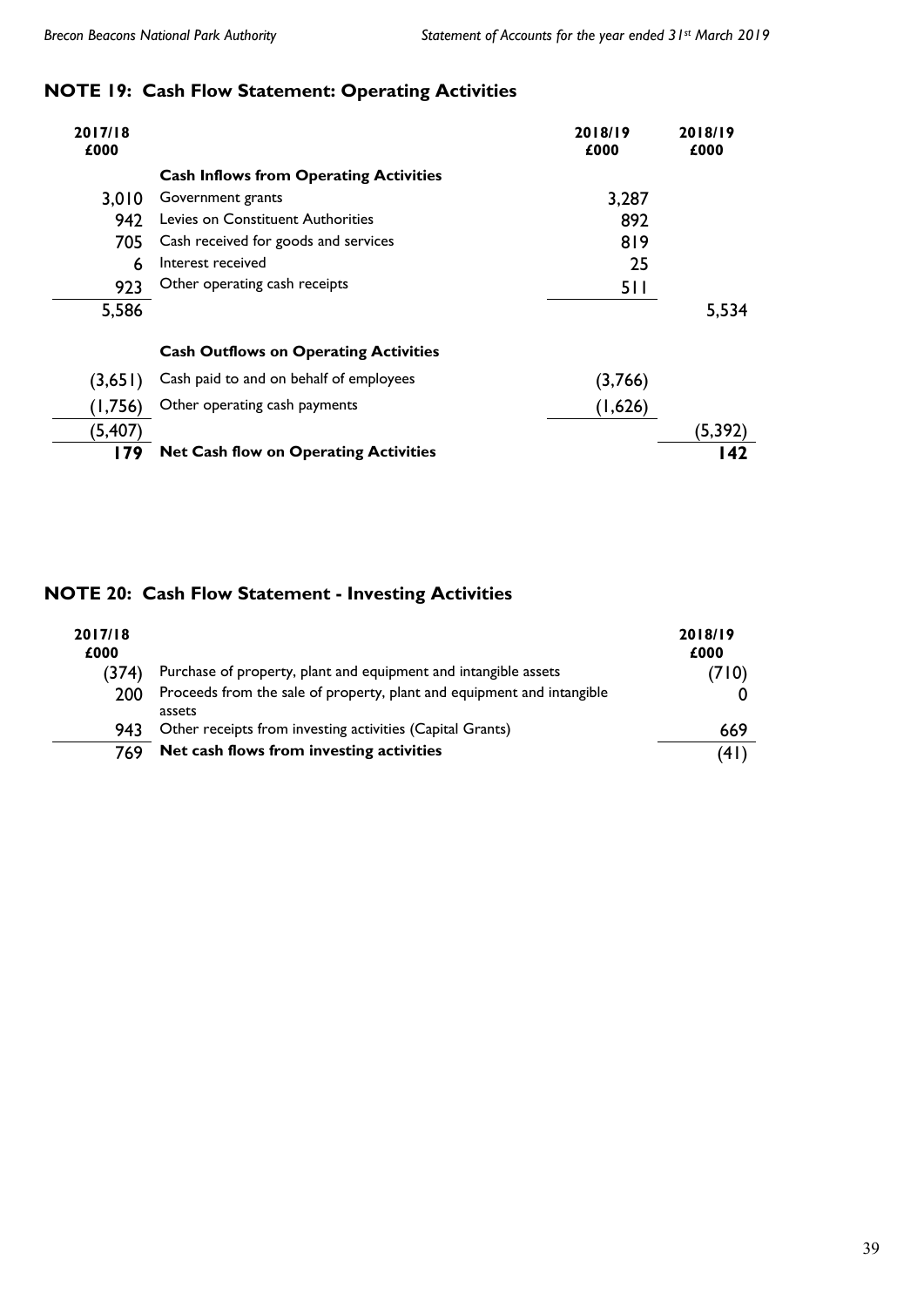## NOTE 19: Cash Flow Statement: Operating Activities

| 2017/18 £000 | | 2018/19 £000 | 2018/19 £000 |
|---|---|---|---|
| | **Cash Inflows from Operating Activities** | | |
| 3,010 | Government grants | 3,287 | |
| 942 | Levies on Constituent Authorities | 892 | |
| 705 | Cash received for goods and services | 819 | |
| 6 | Interest received | 25 | |
| 923 | Other operating cash receipts | 511 | |
| 5,586 | | | 5,534 |
| | **Cash Outflows on Operating Activities** | | |
| (3,651) | Cash paid to and on behalf of employees | (3,766) | |
| (1,756) | Other operating cash payments | (1,626) | |
| (5,407) | | | (5,392) |
| **179** | **Net Cash flow on Operating Activities** | | **142** |

## NOTE 20: Cash Flow Statement - Investing Activities

| 2017/18 £000 | | 2018/19 £000 |
|---|---|---|
| (374) | Purchase of property, plant and equipment and intangible assets | (710) |
| 200 | Proceeds from the sale of property, plant and equipment and intangible assets | 0 |
| 943 | Other receipts from investing activities (Capital Grants) | 669 |
| 769 | **Net cash flows from investing activities** | (41) |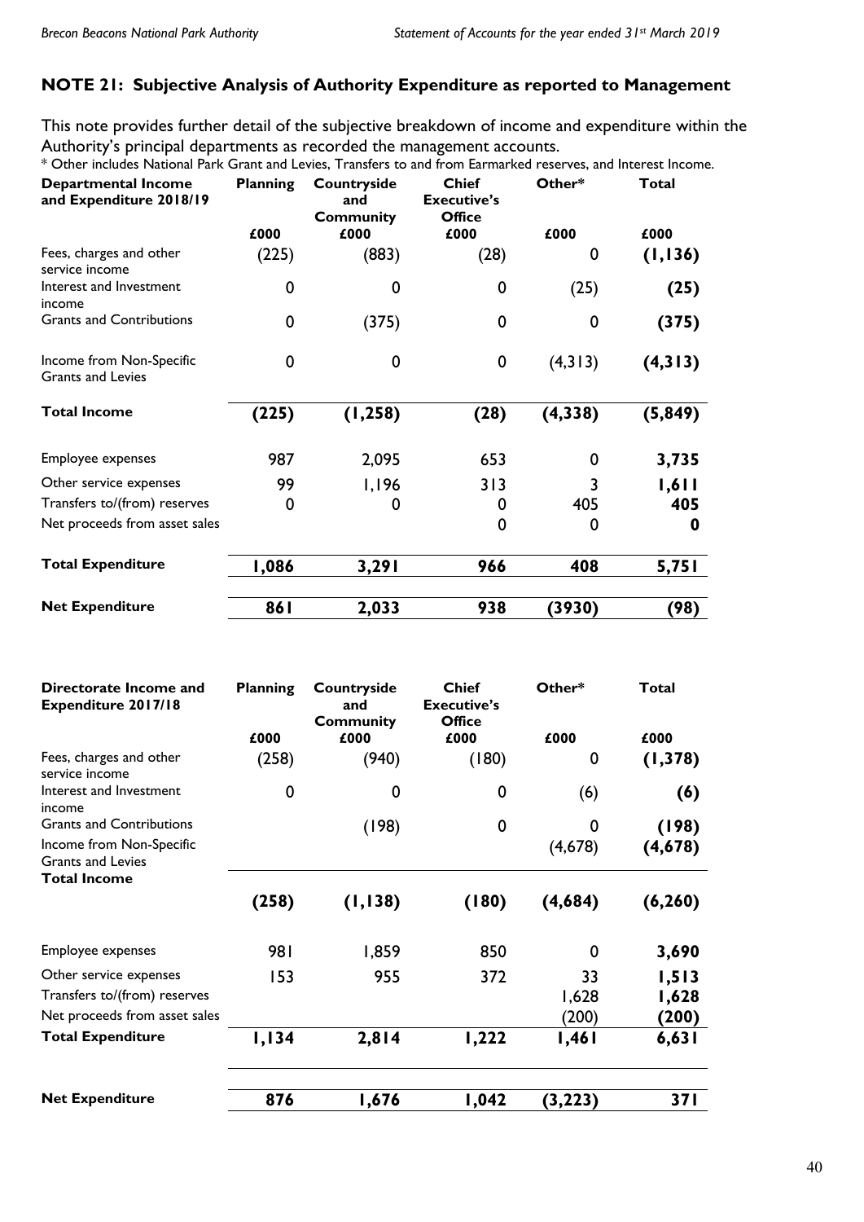## NOTE 21: Subjective Analysis of Authority Expenditure as reported to Management

This note provides further detail of the subjective breakdown of income and expenditure within the Authority's principal departments as recorded the management accounts.

* Other includes National Park Grant and Levies, Transfers to and from Earmarked reserves, and Interest Income.

| Departmental Income and Expenditure 2018/19 | Planning | Countryside and Community | Chief Executive's Office | Other* | Total |
|---|---|---|---|---|---|
| | £000 | £000 | £000 | £000 | £000 |
| Fees, charges and other service income | (225) | (883) | (28) | 0 | **(1,136)** |
| Interest and Investment income | 0 | 0 | 0 | (25) | **(25)** |
| Grants and Contributions | 0 | (375) | 0 | 0 | **(375)** |
| Income from Non-Specific Grants and Levies | 0 | 0 | 0 | (4,313) | **(4,313)** |
| **Total Income** | **(225)** | **(1,258)** | **(28)** | **(4,338)** | **(5,849)** |
| Employee expenses | 987 | 2,095 | 653 | 0 | **3,735** |
| Other service expenses | 99 | 1,196 | 313 | 3 | **1,611** |
| Transfers to/(from) reserves | 0 | 0 | 0 | 405 | **405** |
| Net proceeds from asset sales | | | 0 | 0 | **0** |
| **Total Expenditure** | **1,086** | **3,291** | **966** | **408** | **5,751** |
| **Net Expenditure** | **861** | **2,033** | **938** | **(3930)** | **(98)** |

| Directorate Income and Expenditure 2017/18 | Planning | Countryside and Community | Chief Executive's Office | Other* | Total |
|---|---|---|---|---|---|
| | £000 | £000 | £000 | £000 | £000 |
| Fees, charges and other service income | (258) | (940) | (180) | 0 | **(1,378)** |
| Interest and Investment income | 0 | 0 | 0 | (6) | **(6)** |
| Grants and Contributions | | (198) | 0 | 0 | **(198)** |
| Income from Non-Specific Grants and Levies | | | | (4,678) | **(4,678)** |
| **Total Income** | **(258)** | **(1,138)** | **(180)** | **(4,684)** | **(6,260)** |
| Employee expenses | 981 | 1,859 | 850 | 0 | **3,690** |
| Other service expenses | 153 | 955 | 372 | 33 | **1,513** |
| Transfers to/(from) reserves | | | | 1,628 | **1,628** |
| Net proceeds from asset sales | | | | (200) | **(200)** |
| **Total Expenditure** | **1,134** | **2,814** | **1,222** | **1,461** | **6,631** |
| **Net Expenditure** | **876** | **1,676** | **1,042** | **(3,223)** | **371** |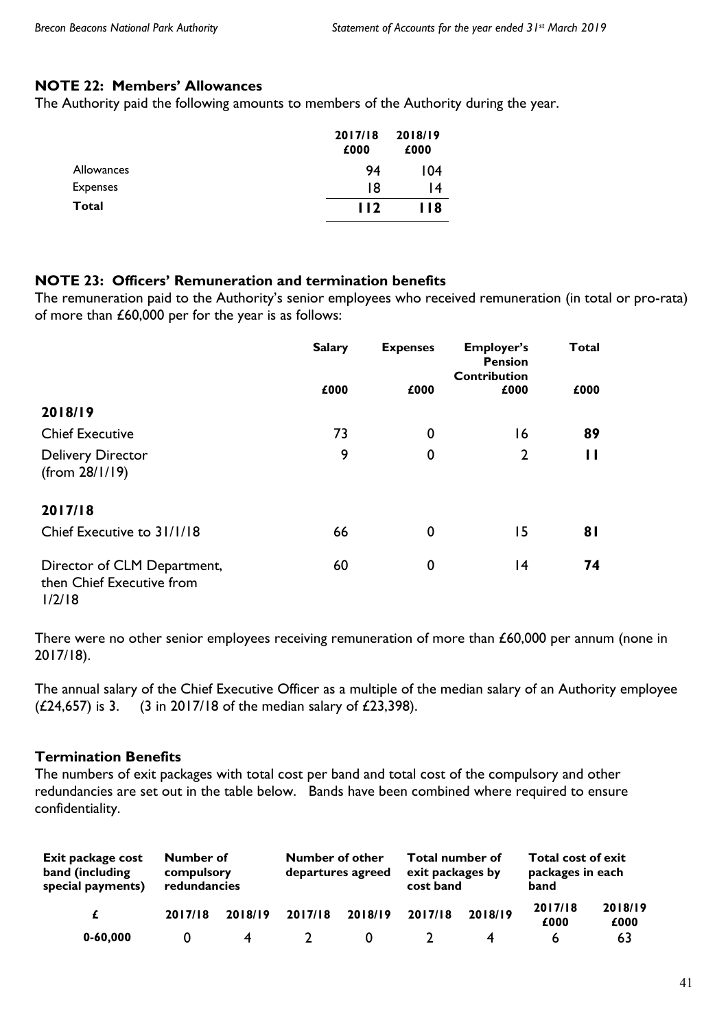## NOTE 22: Members' Allowances

The Authority paid the following amounts to members of the Authority during the year.

| | 2017/18 £000 | 2018/19 £000 |
|---|---|---|
| Allowances | 94 | 104 |
| Expenses | 18 | 14 |
| **Total** | **112** | **118** |

## NOTE 23: Officers' Remuneration and termination benefits

The remuneration paid to the Authority's senior employees who received remuneration (in total or pro-rata) of more than £60,000 per for the year is as follows:

| | Salary | Expenses | Employer's Pension Contribution | Total |
|---|---|---|---|---|
| | £000 | £000 | £000 | £000 |
| **2018/19** | | | | |
| Chief Executive | 73 | 0 | 16 | **89** |
| Delivery Director (from 28/1/19) | 9 | 0 | 2 | **11** |
| **2017/18** | | | | |
| Chief Executive to 31/1/18 | 66 | 0 | 15 | **81** |
| Director of CLM Department, then Chief Executive from 1/2/18 | 60 | 0 | 14 | **74** |

There were no other senior employees receiving remuneration of more than £60,000 per annum (none in 2017/18).

The annual salary of the Chief Executive Officer as a multiple of the median salary of an Authority employee (£24,657) is 3. (3 in 2017/18 of the median salary of £23,398).

### Termination Benefits

The numbers of exit packages with total cost per band and total cost of the compulsory and other redundancies are set out in the table below. Bands have been combined where required to ensure confidentiality.

| Exit package cost band (including special payments) | Number of compulsory redundancies | | Number of other departures agreed | | Total number of exit packages by cost band | | Total cost of exit packages in each band | |
|---|---|---|---|---|---|---|---|---|
| £ | 2017/18 | 2018/19 | 2017/18 | 2018/19 | 2017/18 | 2018/19 | 2017/18 £000 | 2018/19 £000 |
| 0-60,000 | 0 | 4 | 2 | 0 | 2 | 4 | 6 | 63 |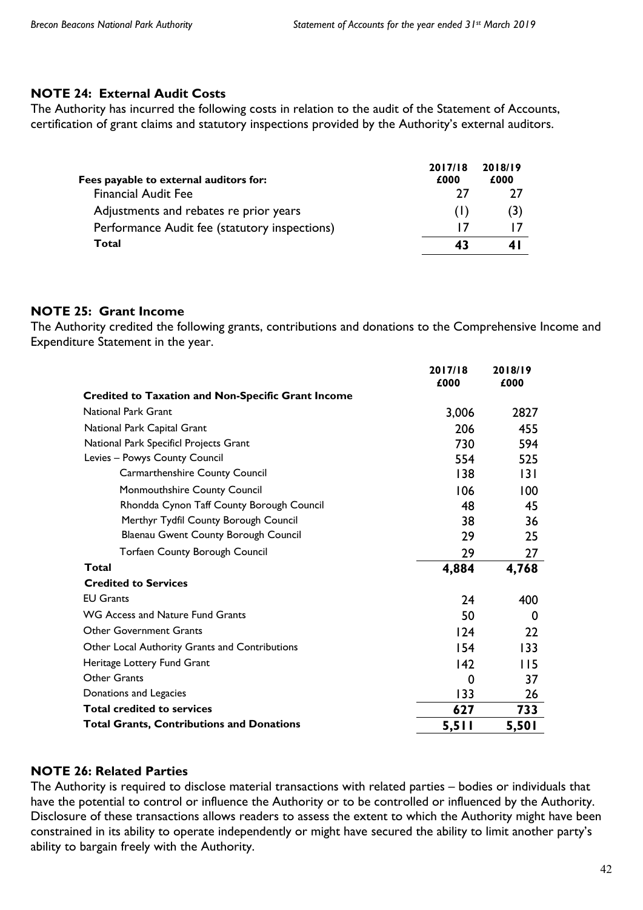## NOTE 24: External Audit Costs

The Authority has incurred the following costs in relation to the audit of the Statement of Accounts, certification of grant claims and statutory inspections provided by the Authority's external auditors.

| Fees payable to external auditors for: | 2017/18 £000 | 2018/19 £000 |
|---|---|---|
| Financial Audit Fee | 27 | 27 |
| Adjustments and rebates re prior years | (1) | (3) |
| Performance Audit fee (statutory inspections) | 17 | 17 |
| **Total** | **43** | **41** |

## NOTE 25: Grant Income

The Authority credited the following grants, contributions and donations to the Comprehensive Income and Expenditure Statement in the year.

| | 2017/18 £000 | 2018/19 £000 |
|---|---|---|
| **Credited to Taxation and Non-Specific Grant Income** | | |
| National Park Grant | 3,006 | 2827 |
| National Park Capital Grant | 206 | 455 |
| National Park Specificl Projects Grant | 730 | 594 |
| Levies – Powys County Council | 554 | 525 |
| Carmarthenshire County Council | 138 | 131 |
| Monmouthshire County Council | 106 | 100 |
| Rhondda Cynon Taff County Borough Council | 48 | 45 |
| Merthyr Tydfil County Borough Council | 38 | 36 |
| Blaenau Gwent County Borough Council | 29 | 25 |
| Torfaen County Borough Council | 29 | 27 |
| **Total** | **4,884** | **4,768** |
| **Credited to Services** | | |
| EU Grants | 24 | 400 |
| WG Access and Nature Fund Grants | 50 | 0 |
| Other Government Grants | 124 | 22 |
| Other Local Authority Grants and Contributions | 154 | 133 |
| Heritage Lottery Fund Grant | 142 | 115 |
| Other Grants | 0 | 37 |
| Donations and Legacies | 133 | 26 |
| **Total credited to services** | **627** | **733** |
| **Total Grants, Contributions and Donations** | **5,511** | **5,501** |

## NOTE 26: Related Parties

The Authority is required to disclose material transactions with related parties – bodies or individuals that have the potential to control or influence the Authority or to be controlled or influenced by the Authority. Disclosure of these transactions allows readers to assess the extent to which the Authority might have been constrained in its ability to operate independently or might have secured the ability to limit another party's ability to bargain freely with the Authority.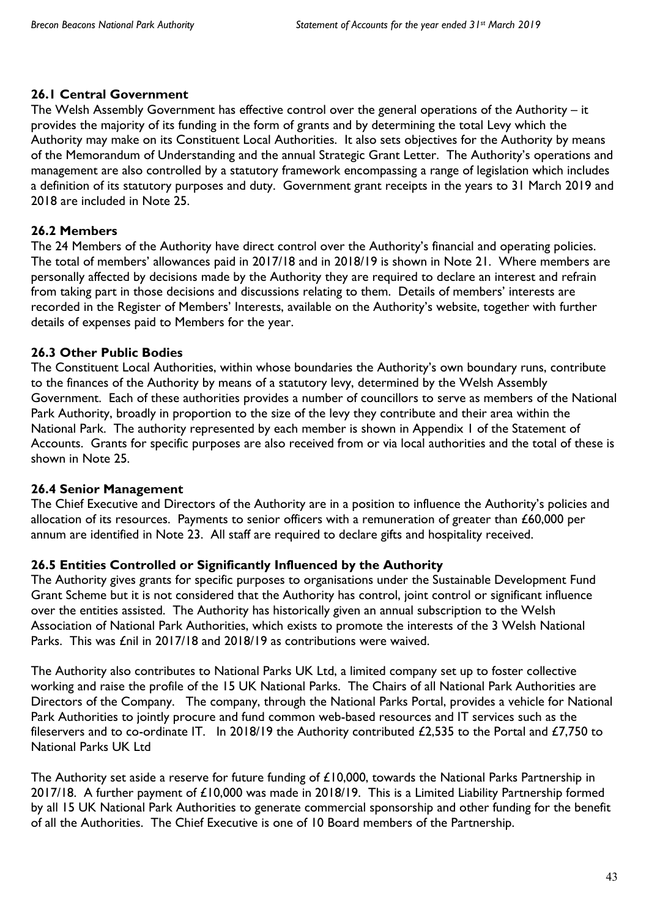### 26.1 Central Government

The Welsh Assembly Government has effective control over the general operations of the Authority – it provides the majority of its funding in the form of grants and by determining the total Levy which the Authority may make on its Constituent Local Authorities. It also sets objectives for the Authority by means of the Memorandum of Understanding and the annual Strategic Grant Letter. The Authority's operations and management are also controlled by a statutory framework encompassing a range of legislation which includes a definition of its statutory purposes and duty. Government grant receipts in the years to 31 March 2019 and 2018 are included in Note 25.

### 26.2 Members

The 24 Members of the Authority have direct control over the Authority's financial and operating policies. The total of members' allowances paid in 2017/18 and in 2018/19 is shown in Note 21. Where members are personally affected by decisions made by the Authority they are required to declare an interest and refrain from taking part in those decisions and discussions relating to them. Details of members' interests are recorded in the Register of Members' Interests, available on the Authority's website, together with further details of expenses paid to Members for the year.

### 26.3 Other Public Bodies

The Constituent Local Authorities, within whose boundaries the Authority's own boundary runs, contribute to the finances of the Authority by means of a statutory levy, determined by the Welsh Assembly Government. Each of these authorities provides a number of councillors to serve as members of the National Park Authority, broadly in proportion to the size of the levy they contribute and their area within the National Park. The authority represented by each member is shown in Appendix 1 of the Statement of Accounts. Grants for specific purposes are also received from or via local authorities and the total of these is shown in Note 25.

### 26.4 Senior Management

The Chief Executive and Directors of the Authority are in a position to influence the Authority's policies and allocation of its resources. Payments to senior officers with a remuneration of greater than £60,000 per annum are identified in Note 23. All staff are required to declare gifts and hospitality received.

### 26.5 Entities Controlled or Significantly Influenced by the Authority

The Authority gives grants for specific purposes to organisations under the Sustainable Development Fund Grant Scheme but it is not considered that the Authority has control, joint control or significant influence over the entities assisted. The Authority has historically given an annual subscription to the Welsh Association of National Park Authorities, which exists to promote the interests of the 3 Welsh National Parks. This was £nil in 2017/18 and 2018/19 as contributions were waived.

The Authority also contributes to National Parks UK Ltd, a limited company set up to foster collective working and raise the profile of the 15 UK National Parks. The Chairs of all National Park Authorities are Directors of the Company. The company, through the National Parks Portal, provides a vehicle for National Park Authorities to jointly procure and fund common web-based resources and IT services such as the fileservers and to co-ordinate IT. In 2018/19 the Authority contributed £2,535 to the Portal and £7,750 to National Parks UK Ltd

The Authority set aside a reserve for future funding of £10,000, towards the National Parks Partnership in 2017/18. A further payment of £10,000 was made in 2018/19. This is a Limited Liability Partnership formed by all 15 UK National Park Authorities to generate commercial sponsorship and other funding for the benefit of all the Authorities. The Chief Executive is one of 10 Board members of the Partnership.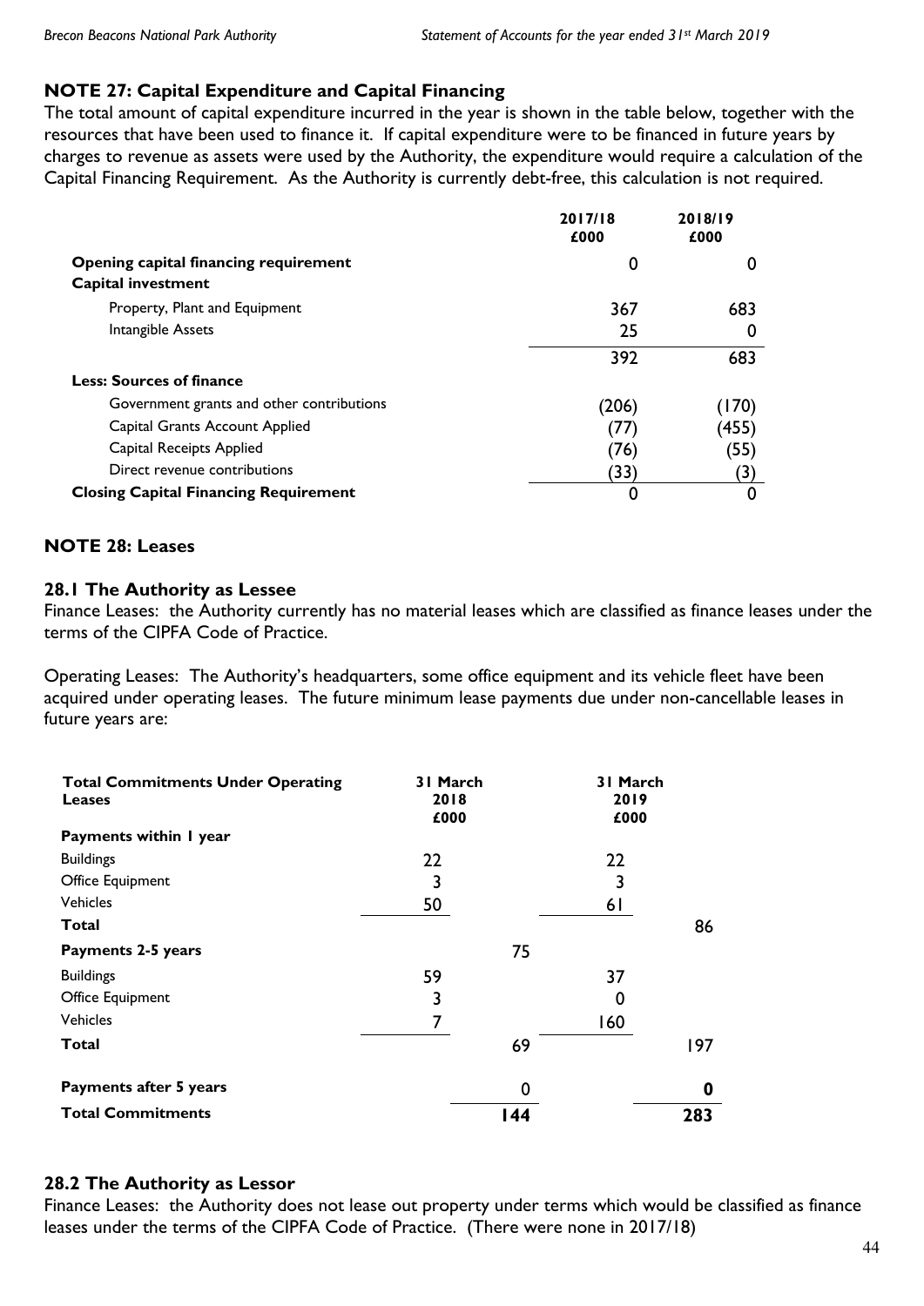## NOTE 27: Capital Expenditure and Capital Financing

The total amount of capital expenditure incurred in the year is shown in the table below, together with the resources that have been used to finance it. If capital expenditure were to be financed in future years by charges to revenue as assets were used by the Authority, the expenditure would require a calculation of the Capital Financing Requirement. As the Authority is currently debt-free, this calculation is not required.

| | 2017/18 £000 | 2018/19 £000 |
|---|---|---|
| **Opening capital financing requirement** | 0 | 0 |
| **Capital investment** | | |
| Property, Plant and Equipment | 367 | 683 |
| Intangible Assets | 25 | 0 |
| | 392 | 683 |
| **Less: Sources of finance** | | |
| Government grants and other contributions | (206) | (170) |
| Capital Grants Account Applied | (77) | (455) |
| Capital Receipts Applied | (76) | (55) |
| Direct revenue contributions | (33) | (3) |
| **Closing Capital Financing Requirement** | 0 | 0 |

## NOTE 28: Leases

### 28.1 The Authority as Lessee

Finance Leases: the Authority currently has no material leases which are classified as finance leases under the terms of the CIPFA Code of Practice.

Operating Leases: The Authority's headquarters, some office equipment and its vehicle fleet have been acquired under operating leases. The future minimum lease payments due under non-cancellable leases in future years are:

| **Total Commitments Under Operating Leases** | 31 March 2018 £000 | | 31 March 2019 £000 | |
|---|---|---|---|---|
| **Payments within 1 year** | | | | |
| Buildings | 22 | | 22 | |
| Office Equipment | 3 | | 3 | |
| Vehicles | 50 | | 61 | |
| **Total** | | | | 86 |
| **Payments 2-5 years** | | 75 | | |
| Buildings | 59 | | 37 | |
| Office Equipment | 3 | | 0 | |
| Vehicles | 7 | | 160 | |
| **Total** | | 69 | | 197 |
| **Payments after 5 years** | | 0 | | **0** |
| **Total Commitments** | | **144** | | **283** |

### 28.2 The Authority as Lessor

Finance Leases: the Authority does not lease out property under terms which would be classified as finance leases under the terms of the CIPFA Code of Practice. (There were none in 2017/18)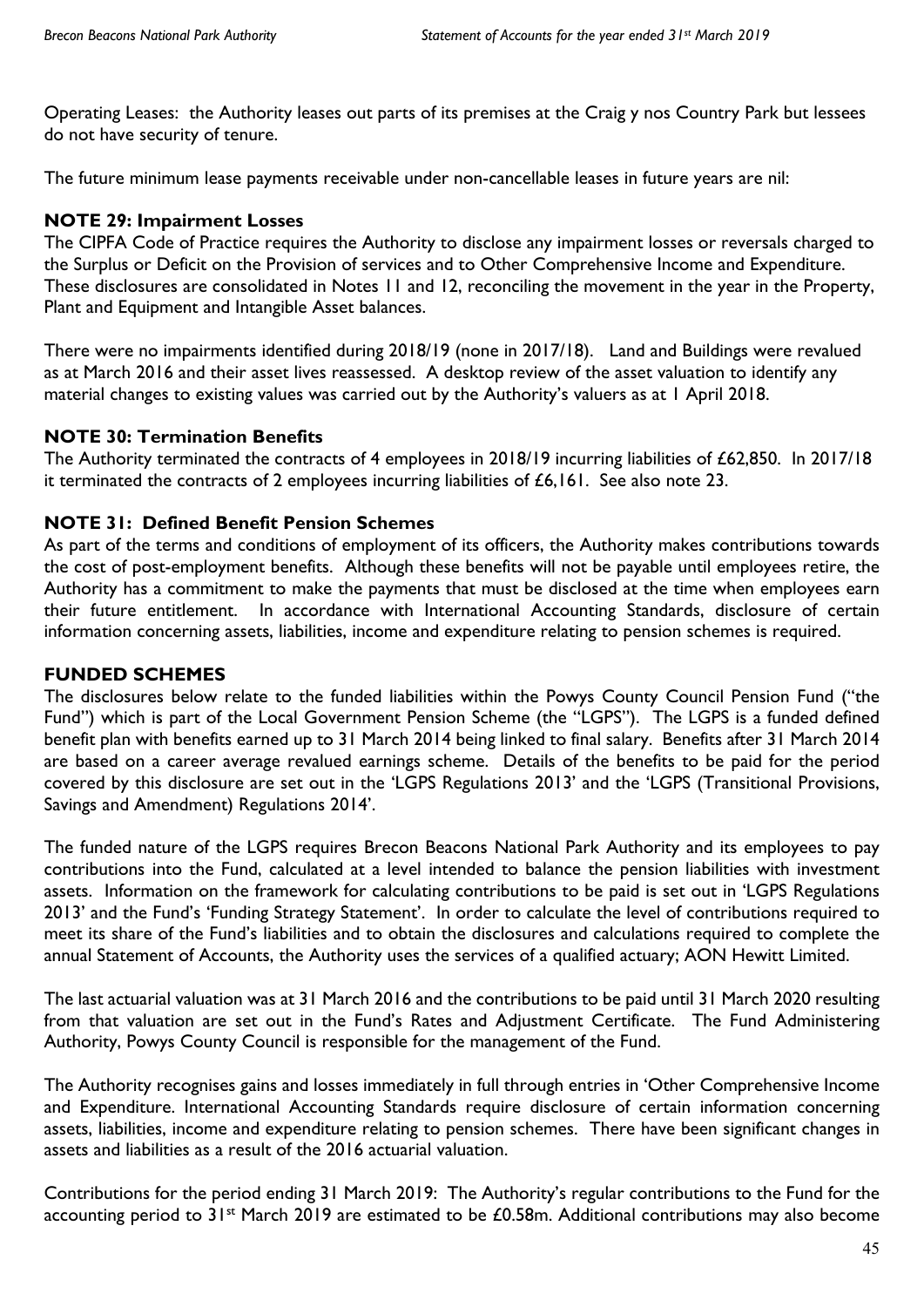Operating Leases: the Authority leases out parts of its premises at the Craig y nos Country Park but lessees do not have security of tenure.

The future minimum lease payments receivable under non-cancellable leases in future years are nil:

## NOTE 29: Impairment Losses

The CIPFA Code of Practice requires the Authority to disclose any impairment losses or reversals charged to the Surplus or Deficit on the Provision of services and to Other Comprehensive Income and Expenditure. These disclosures are consolidated in Notes 11 and 12, reconciling the movement in the year in the Property, Plant and Equipment and Intangible Asset balances.

There were no impairments identified during 2018/19 (none in 2017/18). Land and Buildings were revalued as at March 2016 and their asset lives reassessed. A desktop review of the asset valuation to identify any material changes to existing values was carried out by the Authority's valuers as at 1 April 2018.

## NOTE 30: Termination Benefits

The Authority terminated the contracts of 4 employees in 2018/19 incurring liabilities of £62,850. In 2017/18 it terminated the contracts of 2 employees incurring liabilities of £6,161. See also note 23.

## NOTE 31: Defined Benefit Pension Schemes

As part of the terms and conditions of employment of its officers, the Authority makes contributions towards the cost of post-employment benefits. Although these benefits will not be payable until employees retire, the Authority has a commitment to make the payments that must be disclosed at the time when employees earn their future entitlement. In accordance with International Accounting Standards, disclosure of certain information concerning assets, liabilities, income and expenditure relating to pension schemes is required.

## FUNDED SCHEMES

The disclosures below relate to the funded liabilities within the Powys County Council Pension Fund ("the Fund") which is part of the Local Government Pension Scheme (the "LGPS"). The LGPS is a funded defined benefit plan with benefits earned up to 31 March 2014 being linked to final salary. Benefits after 31 March 2014 are based on a career average revalued earnings scheme. Details of the benefits to be paid for the period covered by this disclosure are set out in the 'LGPS Regulations 2013' and the 'LGPS (Transitional Provisions, Savings and Amendment) Regulations 2014'.

The funded nature of the LGPS requires Brecon Beacons National Park Authority and its employees to pay contributions into the Fund, calculated at a level intended to balance the pension liabilities with investment assets. Information on the framework for calculating contributions to be paid is set out in 'LGPS Regulations 2013' and the Fund's 'Funding Strategy Statement'. In order to calculate the level of contributions required to meet its share of the Fund's liabilities and to obtain the disclosures and calculations required to complete the annual Statement of Accounts, the Authority uses the services of a qualified actuary; AON Hewitt Limited.

The last actuarial valuation was at 31 March 2016 and the contributions to be paid until 31 March 2020 resulting from that valuation are set out in the Fund's Rates and Adjustment Certificate. The Fund Administering Authority, Powys County Council is responsible for the management of the Fund.

The Authority recognises gains and losses immediately in full through entries in 'Other Comprehensive Income and Expenditure. International Accounting Standards require disclosure of certain information concerning assets, liabilities, income and expenditure relating to pension schemes. There have been significant changes in assets and liabilities as a result of the 2016 actuarial valuation.

Contributions for the period ending 31 March 2019: The Authority's regular contributions to the Fund for the accounting period to 31st March 2019 are estimated to be £0.58m. Additional contributions may also become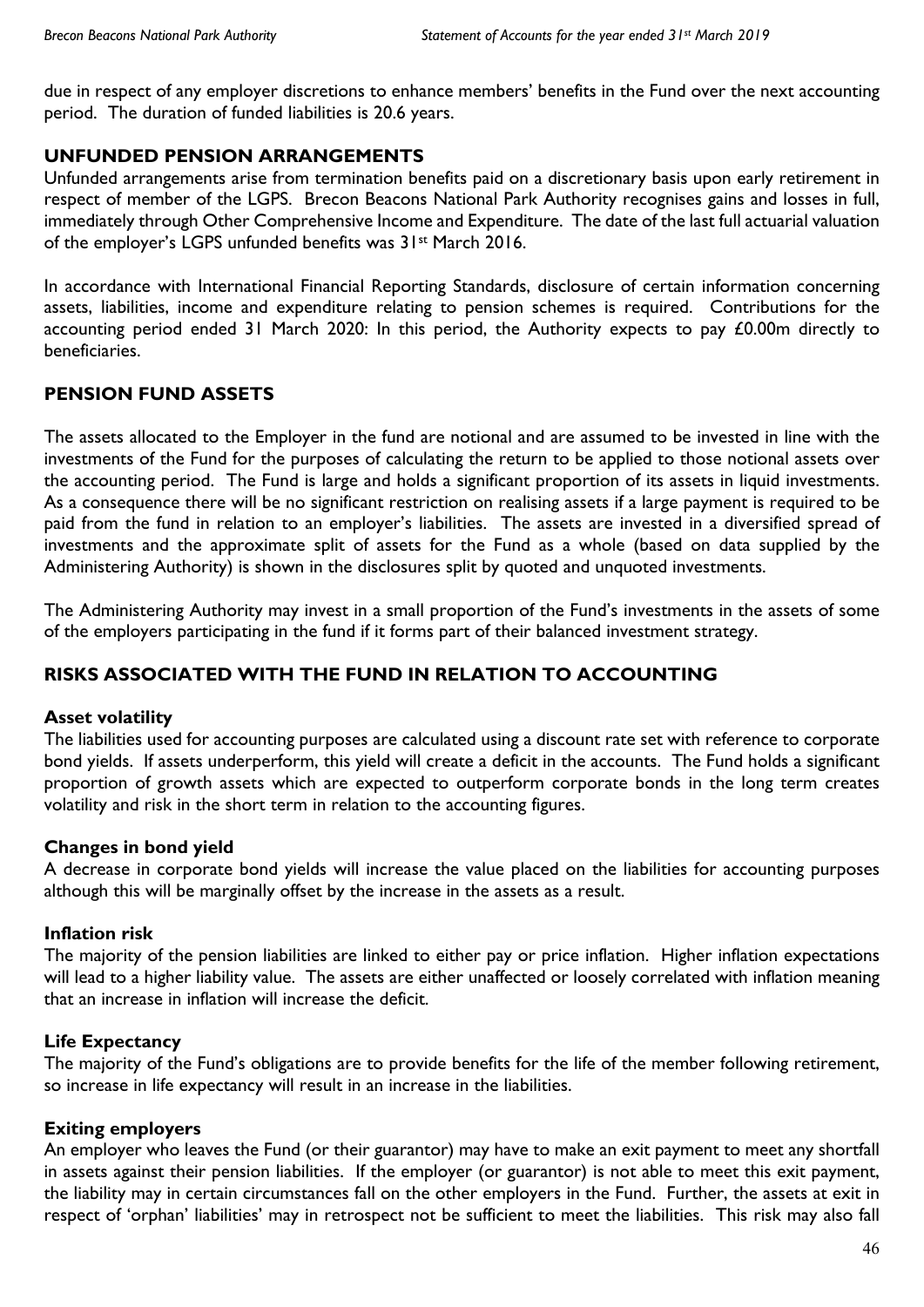due in respect of any employer discretions to enhance members' benefits in the Fund over the next accounting period. The duration of funded liabilities is 20.6 years.

## UNFUNDED PENSION ARRANGEMENTS

Unfunded arrangements arise from termination benefits paid on a discretionary basis upon early retirement in respect of member of the LGPS. Brecon Beacons National Park Authority recognises gains and losses in full, immediately through Other Comprehensive Income and Expenditure. The date of the last full actuarial valuation of the employer's LGPS unfunded benefits was 31st March 2016.

In accordance with International Financial Reporting Standards, disclosure of certain information concerning assets, liabilities, income and expenditure relating to pension schemes is required. Contributions for the accounting period ended 31 March 2020: In this period, the Authority expects to pay £0.00m directly to beneficiaries.

## PENSION FUND ASSETS

The assets allocated to the Employer in the fund are notional and are assumed to be invested in line with the investments of the Fund for the purposes of calculating the return to be applied to those notional assets over the accounting period. The Fund is large and holds a significant proportion of its assets in liquid investments. As a consequence there will be no significant restriction on realising assets if a large payment is required to be paid from the fund in relation to an employer's liabilities. The assets are invested in a diversified spread of investments and the approximate split of assets for the Fund as a whole (based on data supplied by the Administering Authority) is shown in the disclosures split by quoted and unquoted investments.

The Administering Authority may invest in a small proportion of the Fund's investments in the assets of some of the employers participating in the fund if it forms part of their balanced investment strategy.

## RISKS ASSOCIATED WITH THE FUND IN RELATION TO ACCOUNTING

### Asset volatility

The liabilities used for accounting purposes are calculated using a discount rate set with reference to corporate bond yields. If assets underperform, this yield will create a deficit in the accounts. The Fund holds a significant proportion of growth assets which are expected to outperform corporate bonds in the long term creates volatility and risk in the short term in relation to the accounting figures.

### Changes in bond yield

A decrease in corporate bond yields will increase the value placed on the liabilities for accounting purposes although this will be marginally offset by the increase in the assets as a result.

### Inflation risk

The majority of the pension liabilities are linked to either pay or price inflation. Higher inflation expectations will lead to a higher liability value. The assets are either unaffected or loosely correlated with inflation meaning that an increase in inflation will increase the deficit.

### Life Expectancy

The majority of the Fund's obligations are to provide benefits for the life of the member following retirement, so increase in life expectancy will result in an increase in the liabilities.

### Exiting employers

An employer who leaves the Fund (or their guarantor) may have to make an exit payment to meet any shortfall in assets against their pension liabilities. If the employer (or guarantor) is not able to meet this exit payment, the liability may in certain circumstances fall on the other employers in the Fund. Further, the assets at exit in respect of 'orphan' liabilities' may in retrospect not be sufficient to meet the liabilities. This risk may also fall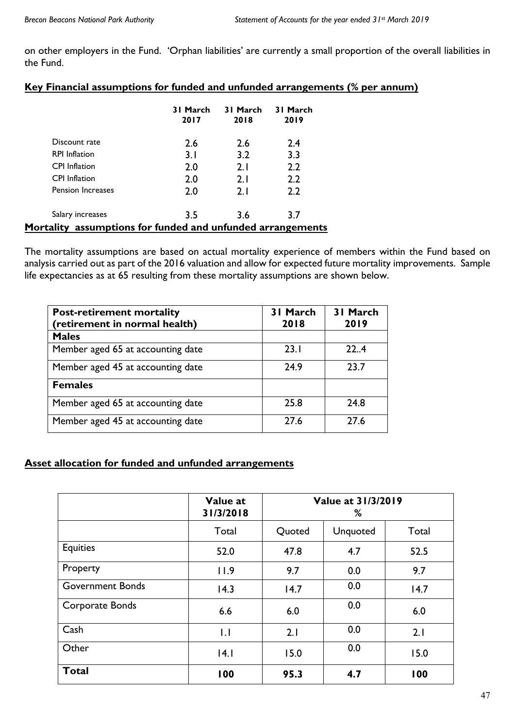on other employers in the Fund. 'Orphan liabilities' are currently a small proportion of the overall liabilities in the Fund.

## Key Financial assumptions for funded and unfunded arrangements (% per annum)

| | 31 March 2017 | 31 March 2018 | 31 March 2019 |
|---|---|---|---|
| Discount rate | 2.6 | 2.6 | 2.4 |
| RPI Inflation | 3.1 | 3.2 | 3.3 |
| CPI Inflation | 2.0 | 2.1 | 2.2 |
| CPI Inflation | 2.0 | 2.1 | 2.2 |
| Pension Increases | 2.0 | 2.1 | 2.2 |
| Salary increases | 3.5 | 3.6 | 3.7 |

## Mortality assumptions for funded and unfunded arrangements

The mortality assumptions are based on actual mortality experience of members within the Fund based on analysis carried out as part of the 2016 valuation and allow for expected future mortality improvements. Sample life expectancies as at 65 resulting from these mortality assumptions are shown below.

| Post-retirement mortality (retirement in normal health) | 31 March 2018 | 31 March 2019 |
|---|---|---|
| **Males** | | |
| Member aged 65 at accounting date | 23.1 | 22..4 |
| Member aged 45 at accounting date | 24.9 | 23.7 |
| **Females** | | |
| Member aged 65 at accounting date | 25.8 | 24.8 |
| Member aged 45 at accounting date | 27.6 | 27.6 |

## Asset allocation for funded and unfunded arrangements

| | Value at 31/3/2018 | Value at 31/3/2019 % | | |
|---|---|---|---|---|
| | Total | Quoted | Unquoted | Total |
| Equities | 52.0 | 47.8 | 4.7 | 52.5 |
| Property | 11.9 | 9.7 | 0.0 | 9.7 |
| Government Bonds | 14.3 | 14.7 | 0.0 | 14.7 |
| Corporate Bonds | 6.6 | 6.0 | 0.0 | 6.0 |
| Cash | 1.1 | 2.1 | 0.0 | 2.1 |
| Other | 14.1 | 15.0 | 0.0 | 15.0 |
| **Total** | **100** | **95.3** | **4.7** | **100** |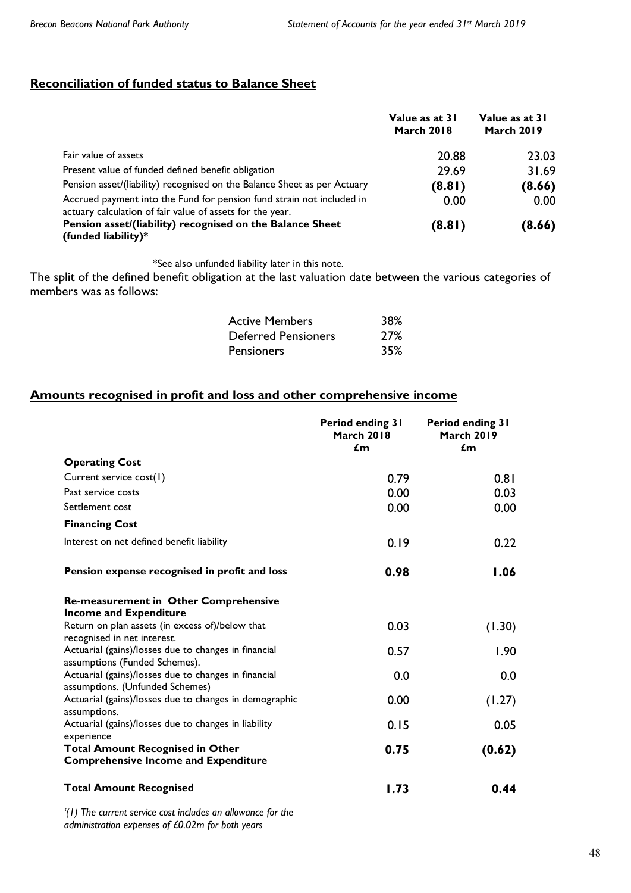## Reconciliation of funded status to Balance Sheet

| | Value as at 31 March 2018 | Value as at 31 March 2019 |
|---|---|---|
| Fair value of assets | 20.88 | 23.03 |
| Present value of funded defined benefit obligation | 29.69 | 31.69 |
| Pension asset/(liability) recognised on the Balance Sheet as per Actuary | **(8.81)** | **(8.66)** |
| Accrued payment into the Fund for pension fund strain not included in actuary calculation of fair value of assets for the year. | 0.00 | 0.00 |
| **Pension asset/(liability) recognised on the Balance Sheet (funded liability)*** | **(8.81)** | **(8.66)** |

*See also unfunded liability later in this note.

The split of the defined benefit obligation at the last valuation date between the various categories of members was as follows:

| | |
|---|---|
| Active Members | 38% |
| Deferred Pensioners | 27% |
| Pensioners | 35% |

## Amounts recognised in profit and loss and other comprehensive income

| | Period ending 31 March 2018 £m | Period ending 31 March 2019 £m |
|---|---|---|
| **Operating Cost** | | |
| Current service cost(1) | 0.79 | 0.81 |
| Past service costs | 0.00 | 0.03 |
| Settlement cost | 0.00 | 0.00 |
| **Financing Cost** | | |
| Interest on net defined benefit liability | 0.19 | 0.22 |
| **Pension expense recognised in profit and loss** | **0.98** | **1.06** |
| **Re-measurement in Other Comprehensive Income and Expenditure** | | |
| Return on plan assets (in excess of)/below that recognised in net interest. | 0.03 | (1.30) |
| Actuarial (gains)/losses due to changes in financial assumptions (Funded Schemes). | 0.57 | 1.90 |
| Actuarial (gains)/losses due to changes in financial assumptions. (Unfunded Schemes) | 0.0 | 0.0 |
| Actuarial (gains)/losses due to changes in demographic assumptions. | 0.00 | (1.27) |
| Actuarial (gains)/losses due to changes in liability experience | 0.15 | 0.05 |
| **Total Amount Recognised in Other Comprehensive Income and Expenditure** | **0.75** | **(0.62)** |
| **Total Amount Recognised** | **1.73** | **0.44** |

*'(1) The current service cost includes an allowance for the administration expenses of £0.02m for both years*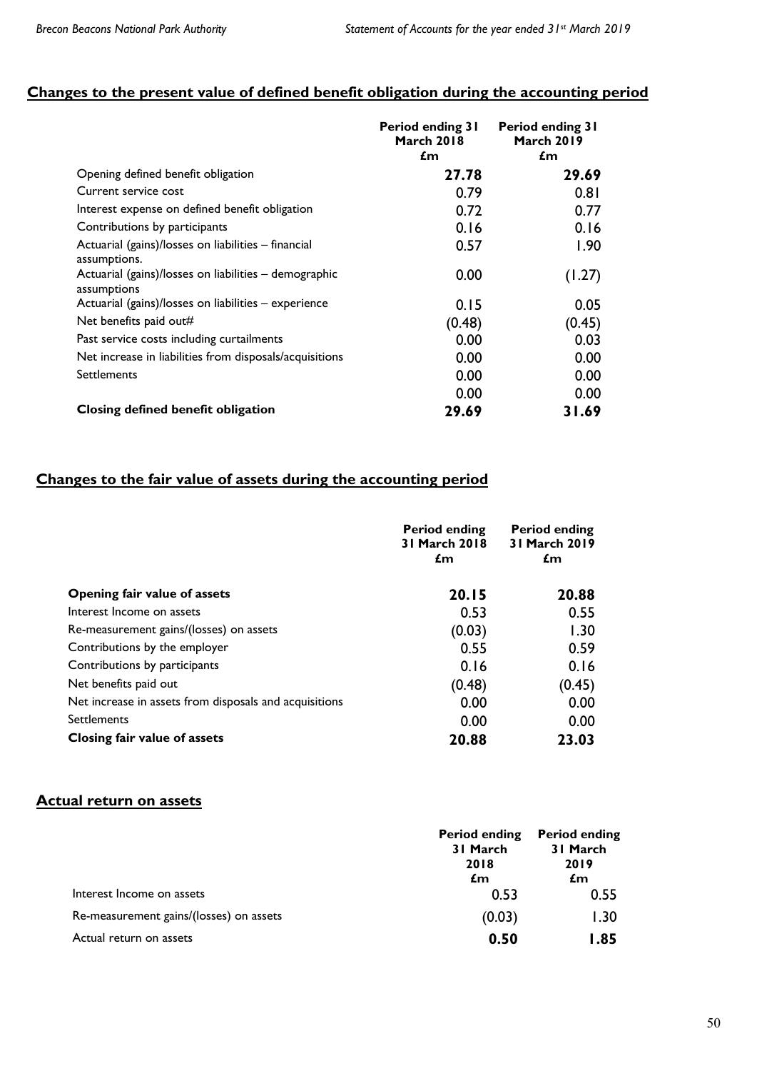## Changes to the present value of defined benefit obligation during the accounting period

| | Period ending 31 March 2018 £m | Period ending 31 March 2019 £m |
|---|---|---|
| Opening defined benefit obligation | **27.78** | **29.69** |
| Current service cost | 0.79 | 0.81 |
| Interest expense on defined benefit obligation | 0.72 | 0.77 |
| Contributions by participants | 0.16 | 0.16 |
| Actuarial (gains)/losses on liabilities – financial assumptions. | 0.57 | 1.90 |
| Actuarial (gains)/losses on liabilities – demographic assumptions | 0.00 | (1.27) |
| Actuarial (gains)/losses on liabilities – experience | 0.15 | 0.05 |
| Net benefits paid out# | (0.48) | (0.45) |
| Past service costs including curtailments | 0.00 | 0.03 |
| Net increase in liabilities from disposals/acquisitions | 0.00 | 0.00 |
| Settlements | 0.00 | 0.00 |
| | 0.00 | 0.00 |
| **Closing defined benefit obligation** | **29.69** | **31.69** |

## Changes to the fair value of assets during the accounting period

| | Period ending 31 March 2018 £m | Period ending 31 March 2019 £m |
|---|---|---|
| **Opening fair value of assets** | **20.15** | **20.88** |
| Interest Income on assets | 0.53 | 0.55 |
| Re-measurement gains/(losses) on assets | (0.03) | 1.30 |
| Contributions by the employer | 0.55 | 0.59 |
| Contributions by participants | 0.16 | 0.16 |
| Net benefits paid out | (0.48) | (0.45) |
| Net increase in assets from disposals and acquisitions | 0.00 | 0.00 |
| Settlements | 0.00 | 0.00 |
| **Closing fair value of assets** | **20.88** | **23.03** |

## Actual return on assets

| | Period ending 31 March 2018 £m | Period ending 31 March 2019 £m |
|---|---|---|
| Interest Income on assets | 0.53 | 0.55 |
| Re-measurement gains/(losses) on assets | (0.03) | 1.30 |
| Actual return on assets | **0.50** | **1.85** |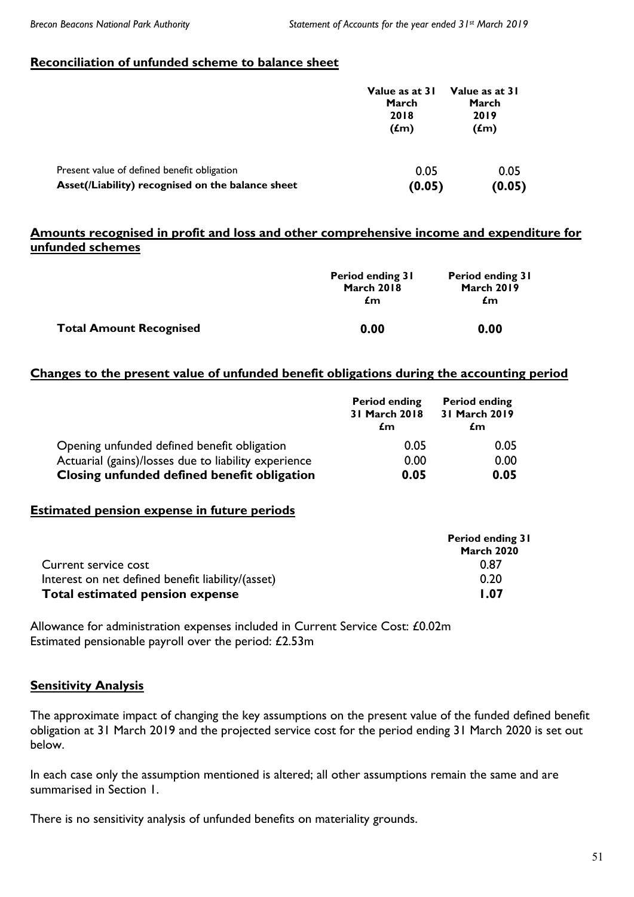## Reconciliation of unfunded scheme to balance sheet

| | Value as at 31 March 2018 (£m) | Value as at 31 March 2019 (£m) |
|---|---|---|
| Present value of defined benefit obligation | 0.05 | 0.05 |
| **Asset(/Liability) recognised on the balance sheet** | **(0.05)** | **(0.05)** |

## Amounts recognised in profit and loss and other comprehensive income and expenditure for unfunded schemes

| | Period ending 31 March 2018 £m | Period ending 31 March 2019 £m |
|---|---|---|
| **Total Amount Recognised** | **0.00** | **0.00** |

## Changes to the present value of unfunded benefit obligations during the accounting period

| | Period ending 31 March 2018 £m | Period ending 31 March 2019 £m |
|---|---|---|
| Opening unfunded defined benefit obligation | 0.05 | 0.05 |
| Actuarial (gains)/losses due to liability experience | 0.00 | 0.00 |
| **Closing unfunded defined benefit obligation** | **0.05** | **0.05** |

## Estimated pension expense in future periods

| | Period ending 31 March 2020 |
|---|---|
| Current service cost | 0.87 |
| Interest on net defined benefit liability/(asset) | 0.20 |
| **Total estimated pension expense** | **1.07** |

Allowance for administration expenses included in Current Service Cost: £0.02m
Estimated pensionable payroll over the period: £2.53m

## Sensitivity Analysis

The approximate impact of changing the key assumptions on the present value of the funded defined benefit obligation at 31 March 2019 and the projected service cost for the period ending 31 March 2020 is set out below.

In each case only the assumption mentioned is altered; all other assumptions remain the same and are summarised in Section 1.

There is no sensitivity analysis of unfunded benefits on materiality grounds.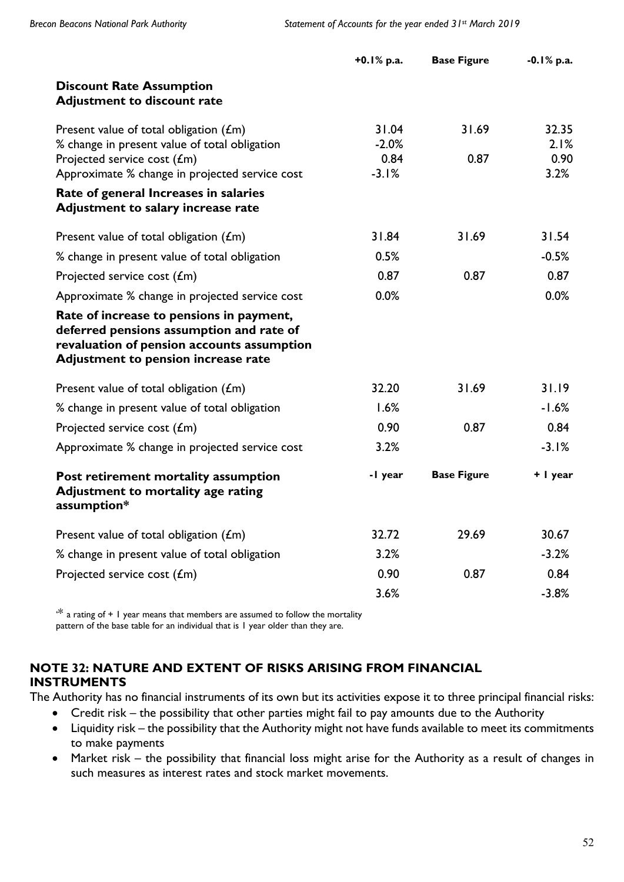| | +0.1% p.a. | Base Figure | -0.1% p.a. |
|---|---|---|---|
| **Discount Rate Assumption**<br>**Adjustment to discount rate** | | | |
| Present value of total obligation (£m) | 31.04 | 31.69 | 32.35 |
| % change in present value of total obligation | -2.0% | | 2.1% |
| Projected service cost (£m) | 0.84 | 0.87 | 0.90 |
| Approximate % change in projected service cost | -3.1% | | 3.2% |
| **Rate of general Increases in salaries**<br>**Adjustment to salary increase rate** | | | |
| Present value of total obligation (£m) | 31.84 | 31.69 | 31.54 |
| % change in present value of total obligation | 0.5% | | -0.5% |
| Projected service cost (£m) | 0.87 | 0.87 | 0.87 |
| Approximate % change in projected service cost | 0.0% | | 0.0% |
| **Rate of increase to pensions in payment, deferred pensions assumption and rate of revaluation of pension accounts assumption**<br>**Adjustment to pension increase rate** | | | |
| Present value of total obligation (£m) | 32.20 | 31.69 | 31.19 |
| % change in present value of total obligation | 1.6% | | -1.6% |
| Projected service cost (£m) | 0.90 | 0.87 | 0.84 |
| Approximate % change in projected service cost | 3.2% | | -3.1% |
| **Post retirement mortality assumption**<br>**Adjustment to mortality age rating assumption*** | **-1 year** | **Base Figure** | **+ 1 year** |
| Present value of total obligation (£m) | 32.72 | 29.69 | 30.67 |
| % change in present value of total obligation | 3.2% | | -3.2% |
| Projected service cost (£m) | 0.90 | 0.87 | 0.84 |
| | 3.6% | | -3.8% |

'* a rating of + 1 year means that members are assumed to follow the mortality pattern of the base table for an individual that is 1 year older than they are.

## NOTE 32: NATURE AND EXTENT OF RISKS ARISING FROM FINANCIAL INSTRUMENTS

The Authority has no financial instruments of its own but its activities expose it to three principal financial risks:

- Credit risk – the possibility that other parties might fail to pay amounts due to the Authority
- Liquidity risk – the possibility that the Authority might not have funds available to meet its commitments to make payments
- Market risk – the possibility that financial loss might arise for the Authority as a result of changes in such measures as interest rates and stock market movements.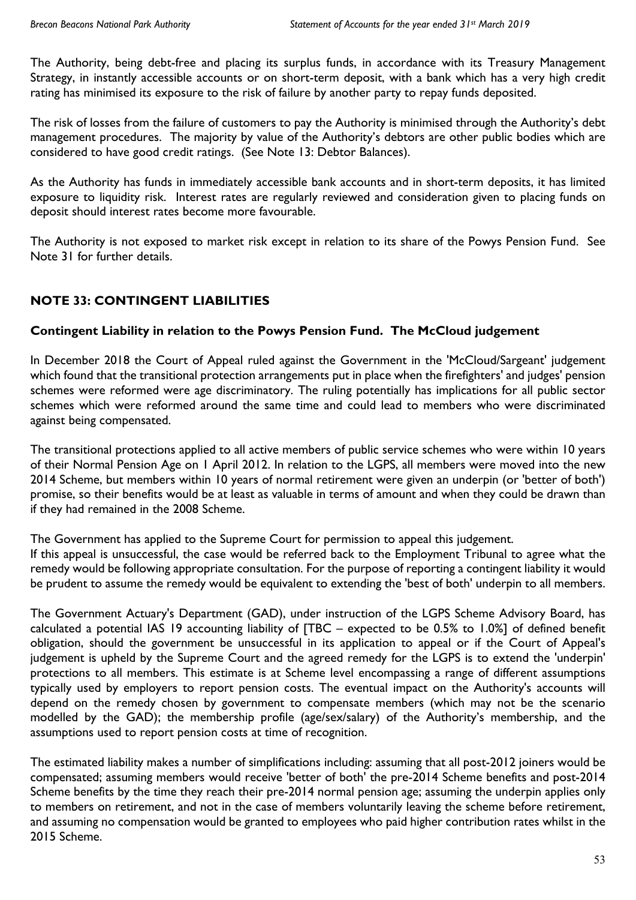The Authority, being debt-free and placing its surplus funds, in accordance with its Treasury Management Strategy, in instantly accessible accounts or on short-term deposit, with a bank which has a very high credit rating has minimised its exposure to the risk of failure by another party to repay funds deposited.

The risk of losses from the failure of customers to pay the Authority is minimised through the Authority's debt management procedures. The majority by value of the Authority's debtors are other public bodies which are considered to have good credit ratings. (See Note 13: Debtor Balances).

As the Authority has funds in immediately accessible bank accounts and in short-term deposits, it has limited exposure to liquidity risk. Interest rates are regularly reviewed and consideration given to placing funds on deposit should interest rates become more favourable.

The Authority is not exposed to market risk except in relation to its share of the Powys Pension Fund. See Note 31 for further details.

## NOTE 33: CONTINGENT LIABILITIES

### Contingent Liability in relation to the Powys Pension Fund. The McCloud judgement

In December 2018 the Court of Appeal ruled against the Government in the 'McCloud/Sargeant' judgement which found that the transitional protection arrangements put in place when the firefighters' and judges' pension schemes were reformed were age discriminatory. The ruling potentially has implications for all public sector schemes which were reformed around the same time and could lead to members who were discriminated against being compensated.

The transitional protections applied to all active members of public service schemes who were within 10 years of their Normal Pension Age on 1 April 2012. In relation to the LGPS, all members were moved into the new 2014 Scheme, but members within 10 years of normal retirement were given an underpin (or 'better of both') promise, so their benefits would be at least as valuable in terms of amount and when they could be drawn than if they had remained in the 2008 Scheme.

The Government has applied to the Supreme Court for permission to appeal this judgement.
If this appeal is unsuccessful, the case would be referred back to the Employment Tribunal to agree what the remedy would be following appropriate consultation. For the purpose of reporting a contingent liability it would be prudent to assume the remedy would be equivalent to extending the 'best of both' underpin to all members.

The Government Actuary's Department (GAD), under instruction of the LGPS Scheme Advisory Board, has calculated a potential IAS 19 accounting liability of [TBC – expected to be 0.5% to 1.0%] of defined benefit obligation, should the government be unsuccessful in its application to appeal or if the Court of Appeal's judgement is upheld by the Supreme Court and the agreed remedy for the LGPS is to extend the 'underpin' protections to all members. This estimate is at Scheme level encompassing a range of different assumptions typically used by employers to report pension costs. The eventual impact on the Authority's accounts will depend on the remedy chosen by government to compensate members (which may not be the scenario modelled by the GAD); the membership profile (age/sex/salary) of the Authority's membership, and the assumptions used to report pension costs at time of recognition.

The estimated liability makes a number of simplifications including: assuming that all post-2012 joiners would be compensated; assuming members would receive 'better of both' the pre-2014 Scheme benefits and post-2014 Scheme benefits by the time they reach their pre-2014 normal pension age; assuming the underpin applies only to members on retirement, and not in the case of members voluntarily leaving the scheme before retirement, and assuming no compensation would be granted to employees who paid higher contribution rates whilst in the 2015 Scheme.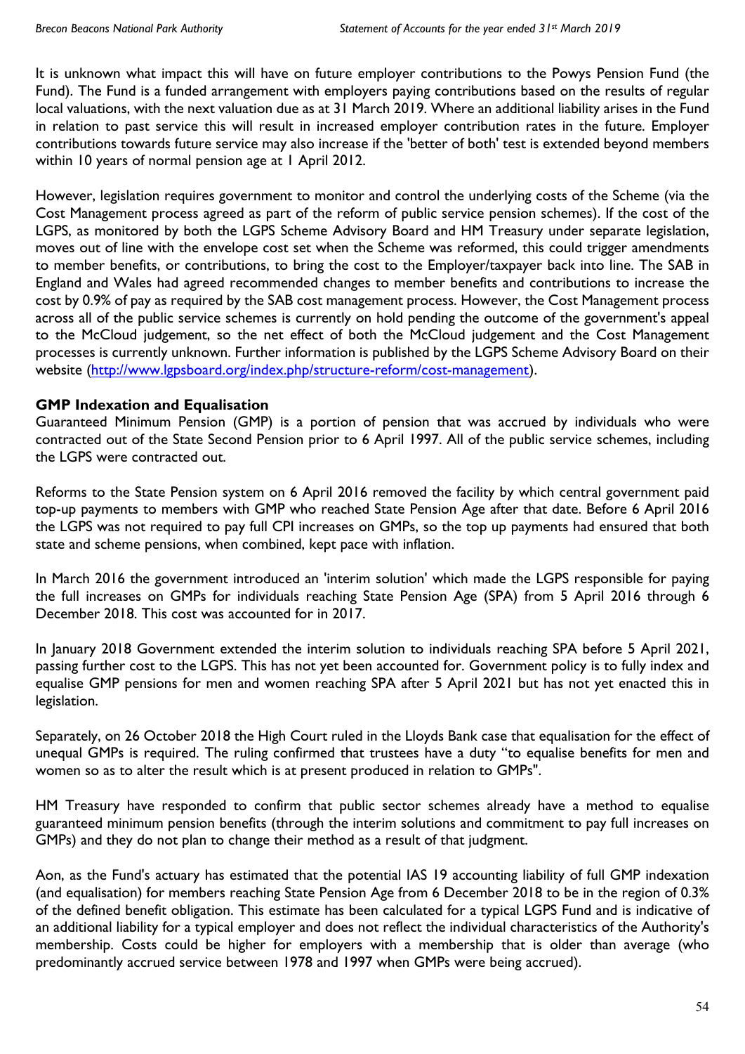It is unknown what impact this will have on future employer contributions to the Powys Pension Fund (the Fund). The Fund is a funded arrangement with employers paying contributions based on the results of regular local valuations, with the next valuation due as at 31 March 2019. Where an additional liability arises in the Fund in relation to past service this will result in increased employer contribution rates in the future. Employer contributions towards future service may also increase if the 'better of both' test is extended beyond members within 10 years of normal pension age at 1 April 2012.

However, legislation requires government to monitor and control the underlying costs of the Scheme (via the Cost Management process agreed as part of the reform of public service pension schemes). If the cost of the LGPS, as monitored by both the LGPS Scheme Advisory Board and HM Treasury under separate legislation, moves out of line with the envelope cost set when the Scheme was reformed, this could trigger amendments to member benefits, or contributions, to bring the cost to the Employer/taxpayer back into line. The SAB in England and Wales had agreed recommended changes to member benefits and contributions to increase the cost by 0.9% of pay as required by the SAB cost management process. However, the Cost Management process across all of the public service schemes is currently on hold pending the outcome of the government's appeal to the McCloud judgement, so the net effect of both the McCloud judgement and the Cost Management processes is currently unknown. Further information is published by the LGPS Scheme Advisory Board on their website (http://www.lgpsboard.org/index.php/structure-reform/cost-management).

**GMP Indexation and Equalisation**

Guaranteed Minimum Pension (GMP) is a portion of pension that was accrued by individuals who were contracted out of the State Second Pension prior to 6 April 1997. All of the public service schemes, including the LGPS were contracted out.

Reforms to the State Pension system on 6 April 2016 removed the facility by which central government paid top-up payments to members with GMP who reached State Pension Age after that date. Before 6 April 2016 the LGPS was not required to pay full CPI increases on GMPs, so the top up payments had ensured that both state and scheme pensions, when combined, kept pace with inflation.

In March 2016 the government introduced an 'interim solution' which made the LGPS responsible for paying the full increases on GMPs for individuals reaching State Pension Age (SPA) from 5 April 2016 through 6 December 2018. This cost was accounted for in 2017.

In January 2018 Government extended the interim solution to individuals reaching SPA before 5 April 2021, passing further cost to the LGPS. This has not yet been accounted for. Government policy is to fully index and equalise GMP pensions for men and women reaching SPA after 5 April 2021 but has not yet enacted this in legislation.

Separately, on 26 October 2018 the High Court ruled in the Lloyds Bank case that equalisation for the effect of unequal GMPs is required. The ruling confirmed that trustees have a duty "to equalise benefits for men and women so as to alter the result which is at present produced in relation to GMPs".

HM Treasury have responded to confirm that public sector schemes already have a method to equalise guaranteed minimum pension benefits (through the interim solutions and commitment to pay full increases on GMPs) and they do not plan to change their method as a result of that judgment.

Aon, as the Fund's actuary has estimated that the potential IAS 19 accounting liability of full GMP indexation (and equalisation) for members reaching State Pension Age from 6 December 2018 to be in the region of 0.3% of the defined benefit obligation. This estimate has been calculated for a typical LGPS Fund and is indicative of an additional liability for a typical employer and does not reflect the individual characteristics of the Authority's membership. Costs could be higher for employers with a membership that is older than average (who predominantly accrued service between 1978 and 1997 when GMPs were being accrued).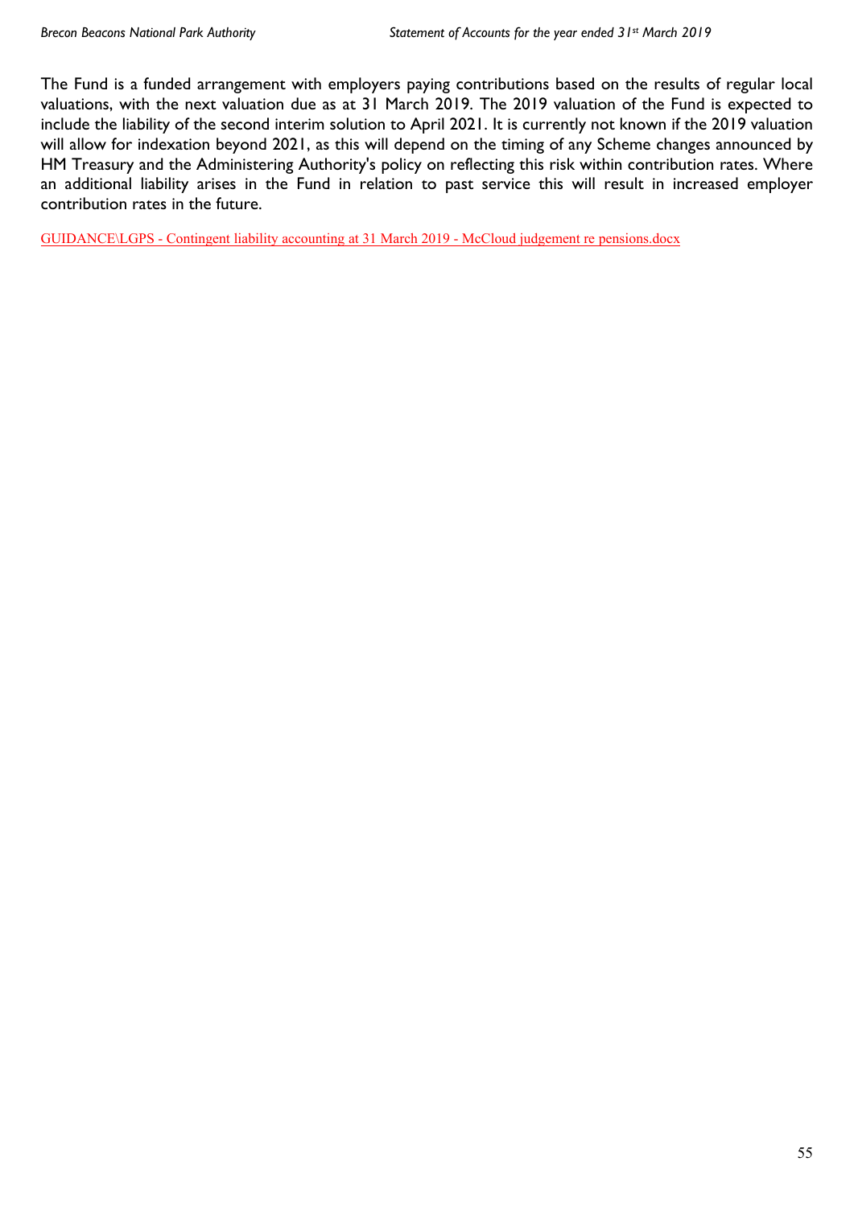The Fund is a funded arrangement with employers paying contributions based on the results of regular local valuations, with the next valuation due as at 31 March 2019. The 2019 valuation of the Fund is expected to include the liability of the second interim solution to April 2021. It is currently not known if the 2019 valuation will allow for indexation beyond 2021, as this will depend on the timing of any Scheme changes announced by HM Treasury and the Administering Authority's policy on reflecting this risk within contribution rates. Where an additional liability arises in the Fund in relation to past service this will result in increased employer contribution rates in the future.

GUIDANCE\LGPS - Contingent liability accounting at 31 March 2019 - McCloud judgement re pensions.docx